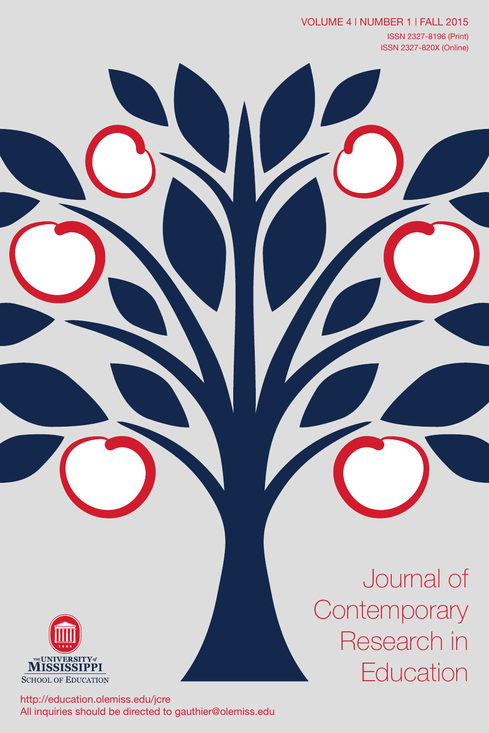VOLUME 4 | NUMBER 1 | FALL 2015

ISSN 2327-8196 (Print)
ISSN 2327-820X (Online)

# Journal of Contemporary Research in Education

THE UNIVERSITY of MISSISSIPPI
SCHOOL OF EDUCATION

http://education.olemiss.edu/jcre
All inquiries should be directed to gauthier@olemiss.edu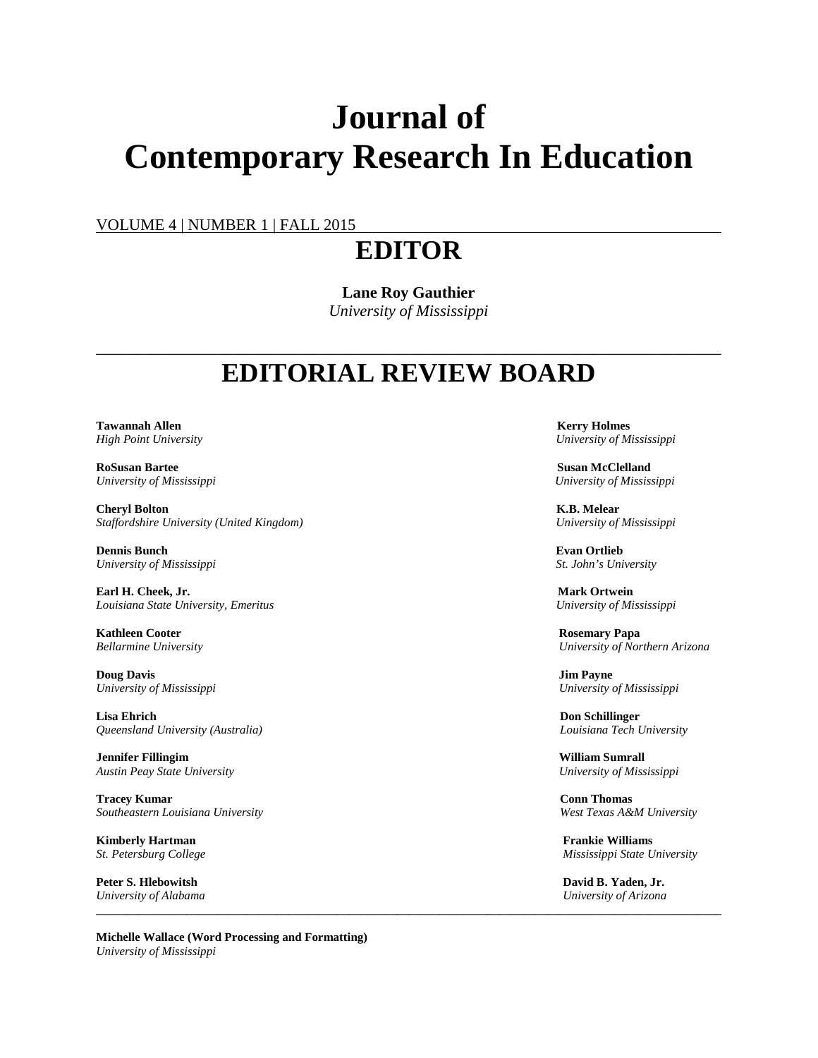# Journal of Contemporary Research In Education

VOLUME 4 | NUMBER 1 | FALL 2015

## EDITOR

**Lane Roy Gauthier**
*University of Mississippi*

## EDITORIAL REVIEW BOARD

**Tawannah Allen**
*High Point University*

**RoSusan Bartee**
*University of Mississippi*

**Cheryl Bolton**
*Staffordshire University (United Kingdom)*

**Dennis Bunch**
*University of Mississippi*

**Earl H. Cheek, Jr.**
*Louisiana State University, Emeritus*

**Kathleen Cooter**
*Bellarmine University*

**Doug Davis**
*University of Mississippi*

**Lisa Ehrich**
*Queensland University (Australia)*

**Jennifer Fillingim**
*Austin Peay State University*

**Tracey Kumar**
*Southeastern Louisiana University*

**Kimberly Hartman**
*St. Petersburg College*

**Peter S. Hlebowitsh**
*University of Alabama*

**Kerry Holmes**
*University of Mississippi*

**Susan McClelland**
*University of Mississippi*

**K.B. Melear**
*University of Mississippi*

**Evan Ortlieb**
*St. John's University*

**Mark Ortwein**
*University of Mississippi*

**Rosemary Papa**
*University of Northern Arizona*

**Jim Payne**
*University of Mississippi*

**Don Schillinger**
*Louisiana Tech University*

**William Sumrall**
*University of Mississippi*

**Conn Thomas**
*West Texas A&M University*

**Frankie Williams**
*Mississippi State University*

**David B. Yaden, Jr.**
*University of Arizona*

---

**Michelle Wallace (Word Processing and Formatting)**
*University of Mississippi*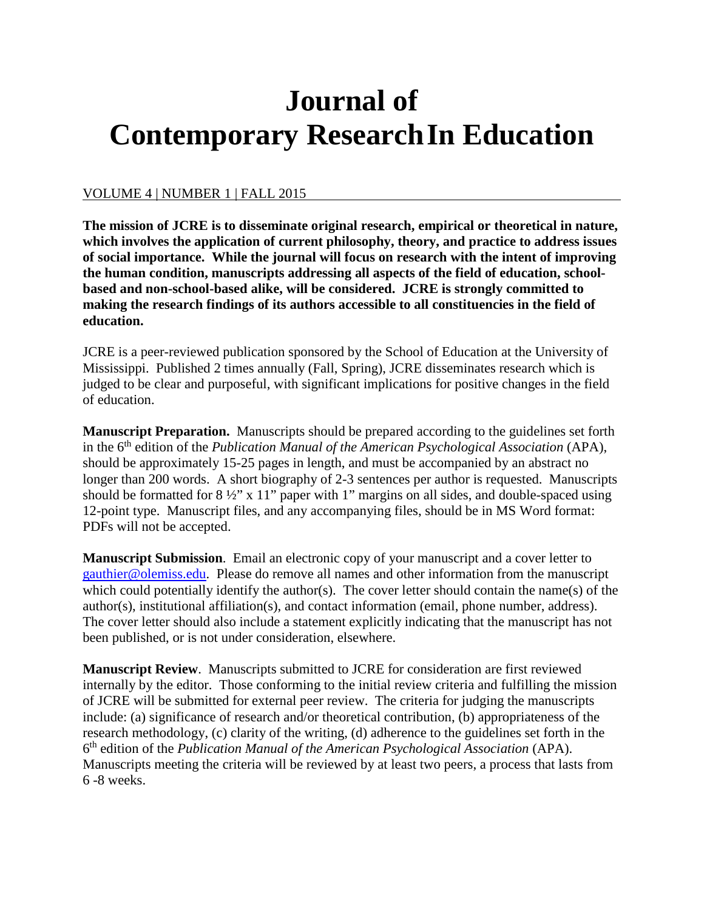# Journal of Contemporary Research In Education

VOLUME 4 | NUMBER 1 | FALL 2015

**The mission of JCRE is to disseminate original research, empirical or theoretical in nature, which involves the application of current philosophy, theory, and practice to address issues of social importance. While the journal will focus on research with the intent of improving the human condition, manuscripts addressing all aspects of the field of education, school-based and non-school-based alike, will be considered. JCRE is strongly committed to making the research findings of its authors accessible to all constituencies in the field of education.**

JCRE is a peer-reviewed publication sponsored by the School of Education at the University of Mississippi. Published 2 times annually (Fall, Spring), JCRE disseminates research which is judged to be clear and purposeful, with significant implications for positive changes in the field of education.

**Manuscript Preparation.** Manuscripts should be prepared according to the guidelines set forth in the 6th edition of the *Publication Manual of the American Psychological Association* (APA), should be approximately 15-25 pages in length, and must be accompanied by an abstract no longer than 200 words. A short biography of 2-3 sentences per author is requested. Manuscripts should be formatted for 8 ½" x 11" paper with 1" margins on all sides, and double-spaced using 12-point type. Manuscript files, and any accompanying files, should be in MS Word format: PDFs will not be accepted.

**Manuscript Submission**. Email an electronic copy of your manuscript and a cover letter to gauthier@olemiss.edu. Please do remove all names and other information from the manuscript which could potentially identify the author(s). The cover letter should contain the name(s) of the author(s), institutional affiliation(s), and contact information (email, phone number, address). The cover letter should also include a statement explicitly indicating that the manuscript has not been published, or is not under consideration, elsewhere.

**Manuscript Review**. Manuscripts submitted to JCRE for consideration are first reviewed internally by the editor. Those conforming to the initial review criteria and fulfilling the mission of JCRE will be submitted for external peer review. The criteria for judging the manuscripts include: (a) significance of research and/or theoretical contribution, (b) appropriateness of the research methodology, (c) clarity of the writing, (d) adherence to the guidelines set forth in the 6th edition of the *Publication Manual of the American Psychological Association* (APA). Manuscripts meeting the criteria will be reviewed by at least two peers, a process that lasts from 6 -8 weeks.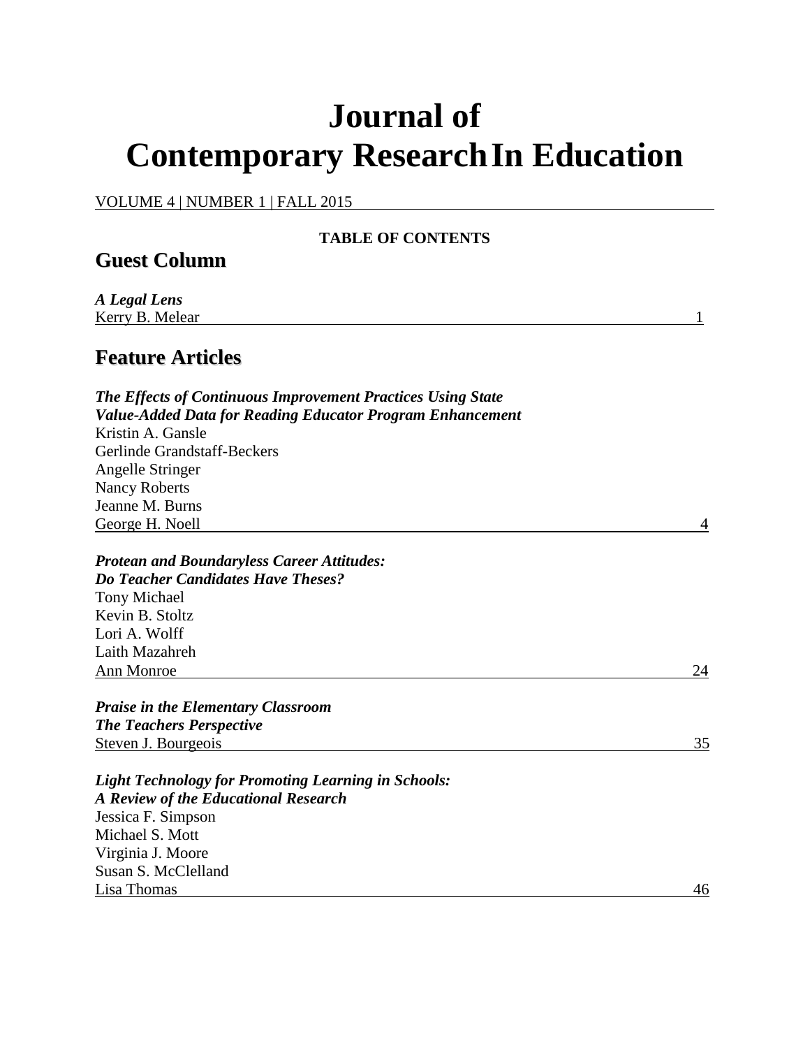# Journal of Contemporary Research In Education

VOLUME 4 | NUMBER 1 | FALL 2015

**TABLE OF CONTENTS**

## Guest Column

***A Legal Lens***
Kerry B. Melear — 1

## Feature Articles

***The Effects of Continuous Improvement Practices Using State Value-Added Data for Reading Educator Program Enhancement***
Kristin A. Gansle
Gerlinde Grandstaff-Beckers
Angelle Stringer
Nancy Roberts
Jeanne M. Burns
George H. Noell — 4

***Protean and Boundaryless Career Attitudes: Do Teacher Candidates Have Theses?***
Tony Michael
Kevin B. Stoltz
Lori A. Wolff
Laith Mazahreh
Ann Monroe — 24

***Praise in the Elementary Classroom The Teachers Perspective***
Steven J. Bourgeois — 35

***Light Technology for Promoting Learning in Schools: A Review of the Educational Research***
Jessica F. Simpson
Michael S. Mott
Virginia J. Moore
Susan S. McClelland
Lisa Thomas — 46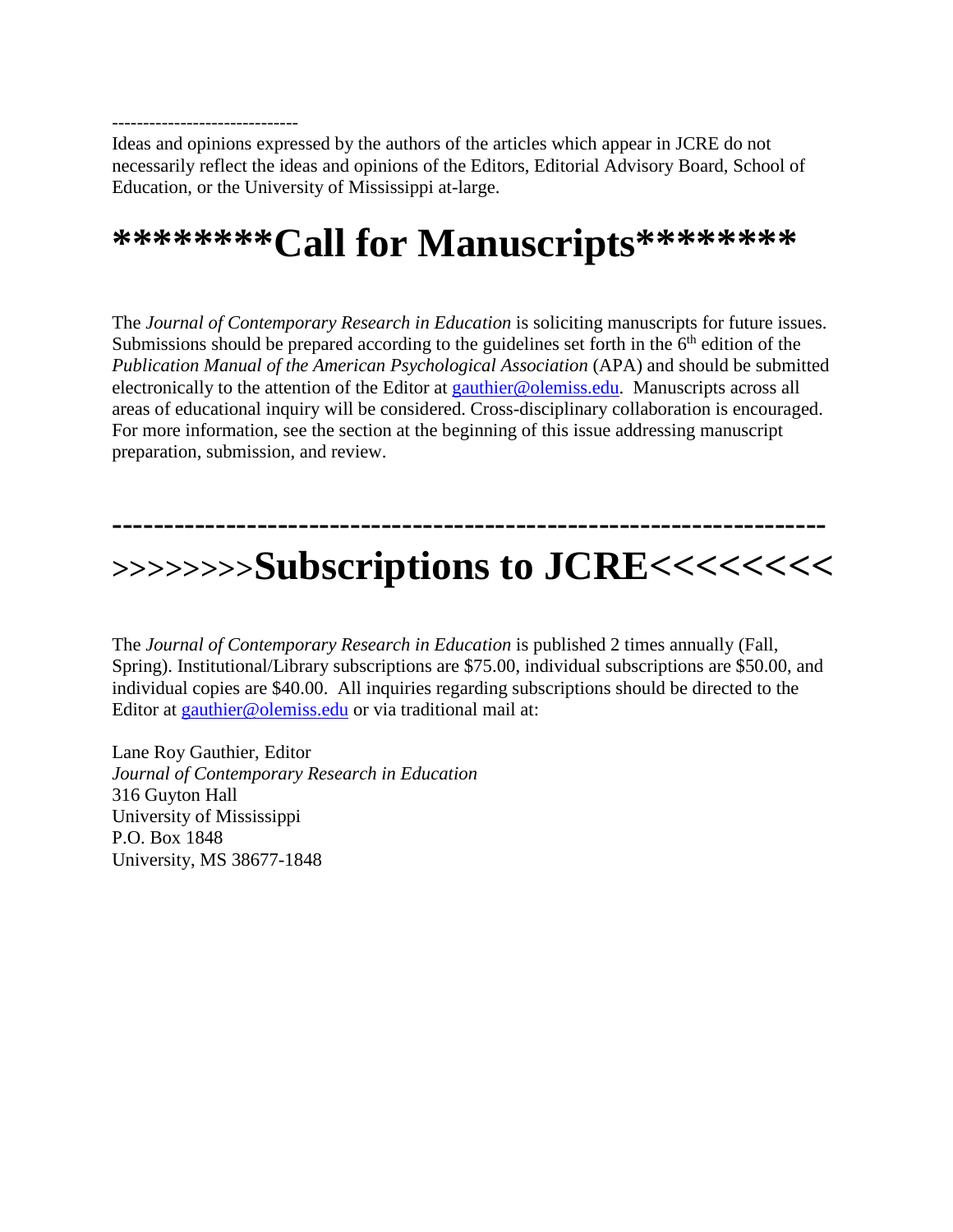------------------------------

Ideas and opinions expressed by the authors of the articles which appear in JCRE do not necessarily reflect the ideas and opinions of the Editors, Editorial Advisory Board, School of Education, or the University of Mississippi at-large.

# ********Call for Manuscripts********

The *Journal of Contemporary Research in Education* is soliciting manuscripts for future issues. Submissions should be prepared according to the guidelines set forth in the 6th edition of the *Publication Manual of the American Psychological Association* (APA) and should be submitted electronically to the attention of the Editor at gauthier@olemiss.edu. Manuscripts across all areas of educational inquiry will be considered. Cross-disciplinary collaboration is encouraged. For more information, see the section at the beginning of this issue addressing manuscript preparation, submission, and review.

------------------------------------------------------------------

# >>>>>>>>Subscriptions to JCRE<<<<<<<<

The *Journal of Contemporary Research in Education* is published 2 times annually (Fall, Spring). Institutional/Library subscriptions are $75.00, individual subscriptions are $50.00, and individual copies are $40.00. All inquiries regarding subscriptions should be directed to the Editor at gauthier@olemiss.edu or via traditional mail at:

Lane Roy Gauthier, Editor
*Journal of Contemporary Research in Education*
316 Guyton Hall
University of Mississippi
P.O. Box 1848
University, MS 38677-1848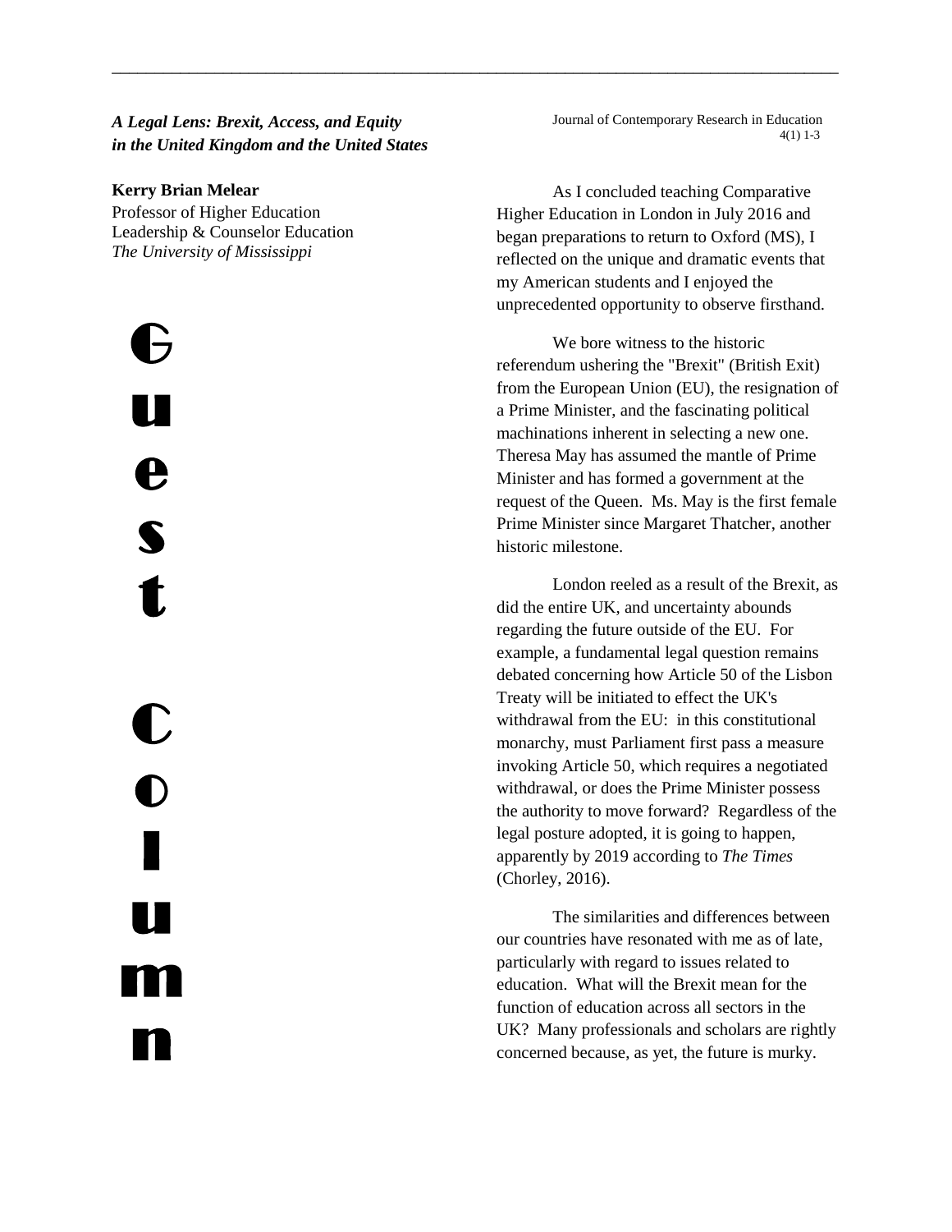## *A Legal Lens: Brexit, Access, and Equity in the United Kingdom and the United States*

**Kerry Brian Melear**
Professor of Higher Education Leadership & Counselor Education
*The University of Mississippi*

**Guest Column**

As I concluded teaching Comparative Higher Education in London in July 2016 and began preparations to return to Oxford (MS), I reflected on the unique and dramatic events that my American students and I enjoyed the unprecedented opportunity to observe firsthand.

We bore witness to the historic referendum ushering the "Brexit" (British Exit) from the European Union (EU), the resignation of a Prime Minister, and the fascinating political machinations inherent in selecting a new one. Theresa May has assumed the mantle of Prime Minister and has formed a government at the request of the Queen. Ms. May is the first female Prime Minister since Margaret Thatcher, another historic milestone.

London reeled as a result of the Brexit, as did the entire UK, and uncertainty abounds regarding the future outside of the EU. For example, a fundamental legal question remains debated concerning how Article 50 of the Lisbon Treaty will be initiated to effect the UK's withdrawal from the EU: in this constitutional monarchy, must Parliament first pass a measure invoking Article 50, which requires a negotiated withdrawal, or does the Prime Minister possess the authority to move forward? Regardless of the legal posture adopted, it is going to happen, apparently by 2019 according to *The Times* (Chorley, 2016).

The similarities and differences between our countries have resonated with me as of late, particularly with regard to issues related to education. What will the Brexit mean for the function of education across all sectors in the UK? Many professionals and scholars are rightly concerned because, as yet, the future is murky.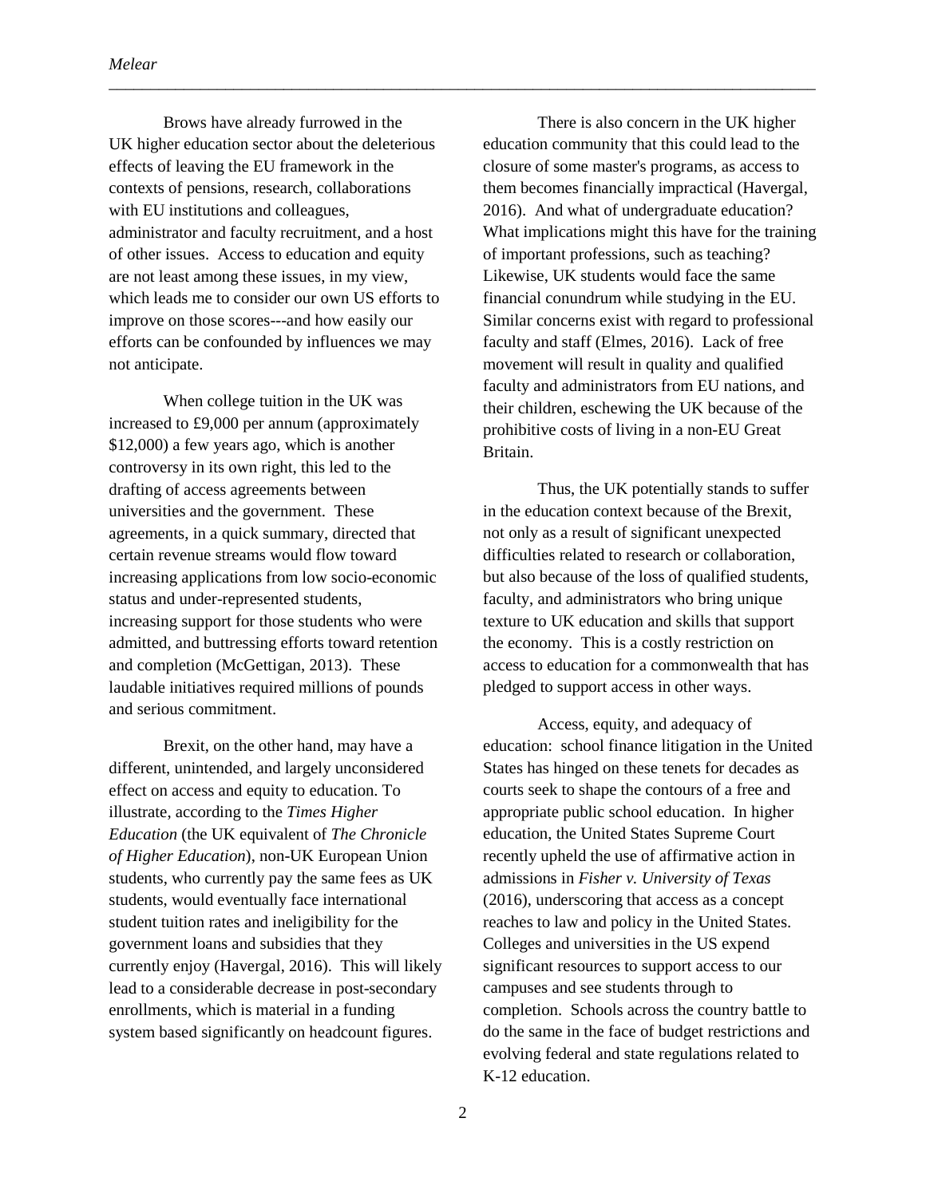Brows have already furrowed in the UK higher education sector about the deleterious effects of leaving the EU framework in the contexts of pensions, research, collaborations with EU institutions and colleagues, administrator and faculty recruitment, and a host of other issues. Access to education and equity are not least among these issues, in my view, which leads me to consider our own US efforts to improve on those scores---and how easily our efforts can be confounded by influences we may not anticipate.

When college tuition in the UK was increased to £9,000 per annum (approximately $12,000) a few years ago, which is another controversy in its own right, this led to the drafting of access agreements between universities and the government. These agreements, in a quick summary, directed that certain revenue streams would flow toward increasing applications from low socio-economic status and under-represented students, increasing support for those students who were admitted, and buttressing efforts toward retention and completion (McGettigan, 2013). These laudable initiatives required millions of pounds and serious commitment.

Brexit, on the other hand, may have a different, unintended, and largely unconsidered effect on access and equity to education. To illustrate, according to the *Times Higher Education* (the UK equivalent of *The Chronicle of Higher Education*), non-UK European Union students, who currently pay the same fees as UK students, would eventually face international student tuition rates and ineligibility for the government loans and subsidies that they currently enjoy (Havergal, 2016). This will likely lead to a considerable decrease in post-secondary enrollments, which is material in a funding system based significantly on headcount figures.

There is also concern in the UK higher education community that this could lead to the closure of some master's programs, as access to them becomes financially impractical (Havergal, 2016). And what of undergraduate education? What implications might this have for the training of important professions, such as teaching? Likewise, UK students would face the same financial conundrum while studying in the EU. Similar concerns exist with regard to professional faculty and staff (Elmes, 2016). Lack of free movement will result in quality and qualified faculty and administrators from EU nations, and their children, eschewing the UK because of the prohibitive costs of living in a non-EU Great Britain.

Thus, the UK potentially stands to suffer in the education context because of the Brexit, not only as a result of significant unexpected difficulties related to research or collaboration, but also because of the loss of qualified students, faculty, and administrators who bring unique texture to UK education and skills that support the economy. This is a costly restriction on access to education for a commonwealth that has pledged to support access in other ways.

Access, equity, and adequacy of education: school finance litigation in the United States has hinged on these tenets for decades as courts seek to shape the contours of a free and appropriate public school education. In higher education, the United States Supreme Court recently upheld the use of affirmative action in admissions in *Fisher v. University of Texas* (2016), underscoring that access as a concept reaches to law and policy in the United States. Colleges and universities in the US expend significant resources to support access to our campuses and see students through to completion. Schools across the country battle to do the same in the face of budget restrictions and evolving federal and state regulations related to K-12 education.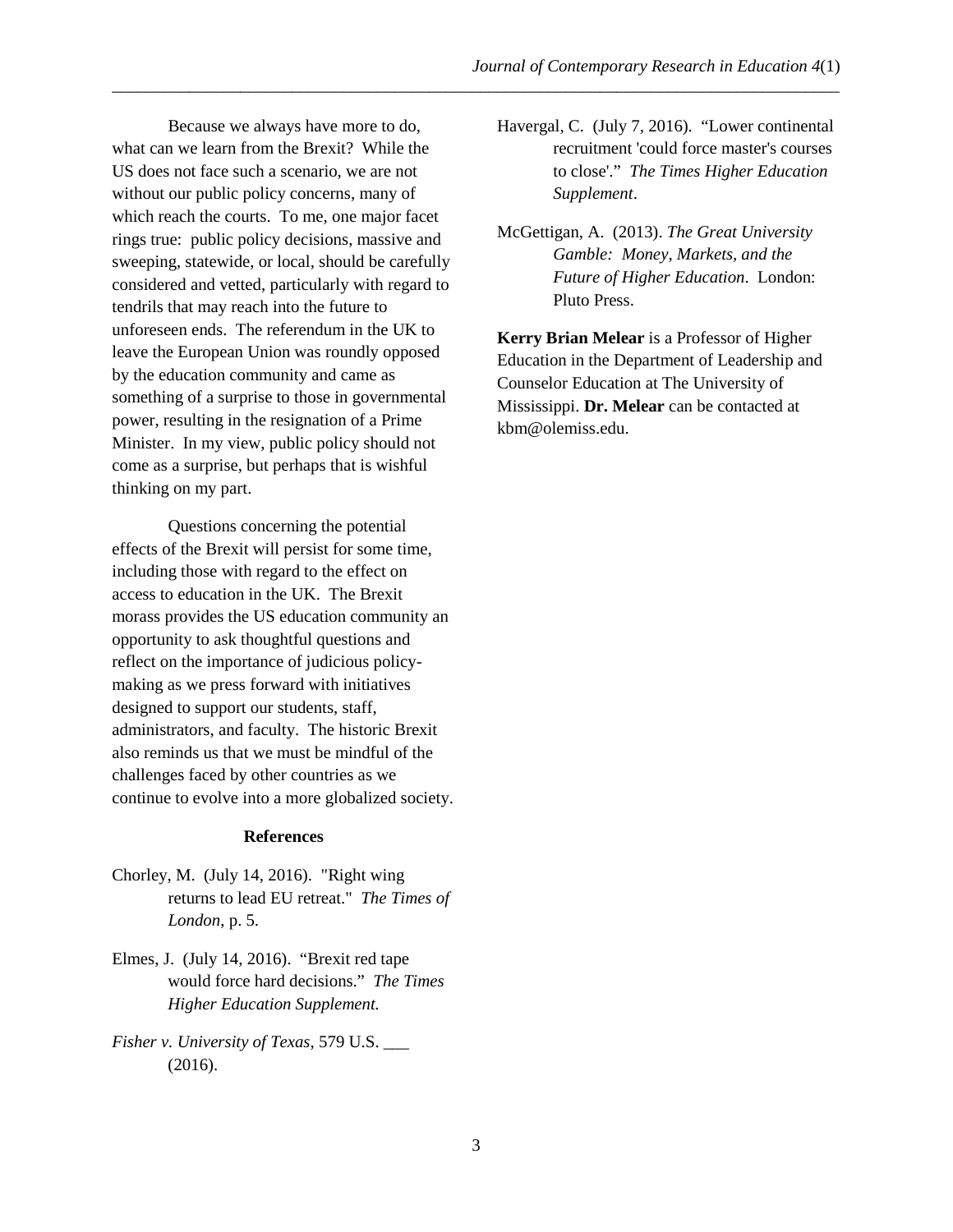Because we always have more to do, what can we learn from the Brexit? While the US does not face such a scenario, we are not without our public policy concerns, many of which reach the courts. To me, one major facet rings true: public policy decisions, massive and sweeping, statewide, or local, should be carefully considered and vetted, particularly with regard to tendrils that may reach into the future to unforeseen ends. The referendum in the UK to leave the European Union was roundly opposed by the education community and came as something of a surprise to those in governmental power, resulting in the resignation of a Prime Minister. In my view, public policy should not come as a surprise, but perhaps that is wishful thinking on my part.

Questions concerning the potential effects of the Brexit will persist for some time, including those with regard to the effect on access to education in the UK. The Brexit morass provides the US education community an opportunity to ask thoughtful questions and reflect on the importance of judicious policy-making as we press forward with initiatives designed to support our students, staff, administrators, and faculty. The historic Brexit also reminds us that we must be mindful of the challenges faced by other countries as we continue to evolve into a more globalized society.

## References

Chorley, M. (July 14, 2016). "Right wing returns to lead EU retreat." *The Times of London*, p. 5.

Elmes, J. (July 14, 2016). "Brexit red tape would force hard decisions." *The Times Higher Education Supplement.*

*Fisher v. University of Texas*, 579 U.S. ___ (2016).

Havergal, C. (July 7, 2016). "Lower continental recruitment 'could force master's courses to close'." *The Times Higher Education Supplement*.

McGettigan, A. (2013). *The Great University Gamble: Money, Markets, and the Future of Higher Education*. London: Pluto Press.

**Kerry Brian Melear** is a Professor of Higher Education in the Department of Leadership and Counselor Education at The University of Mississippi. **Dr. Melear** can be contacted at kbm@olemiss.edu.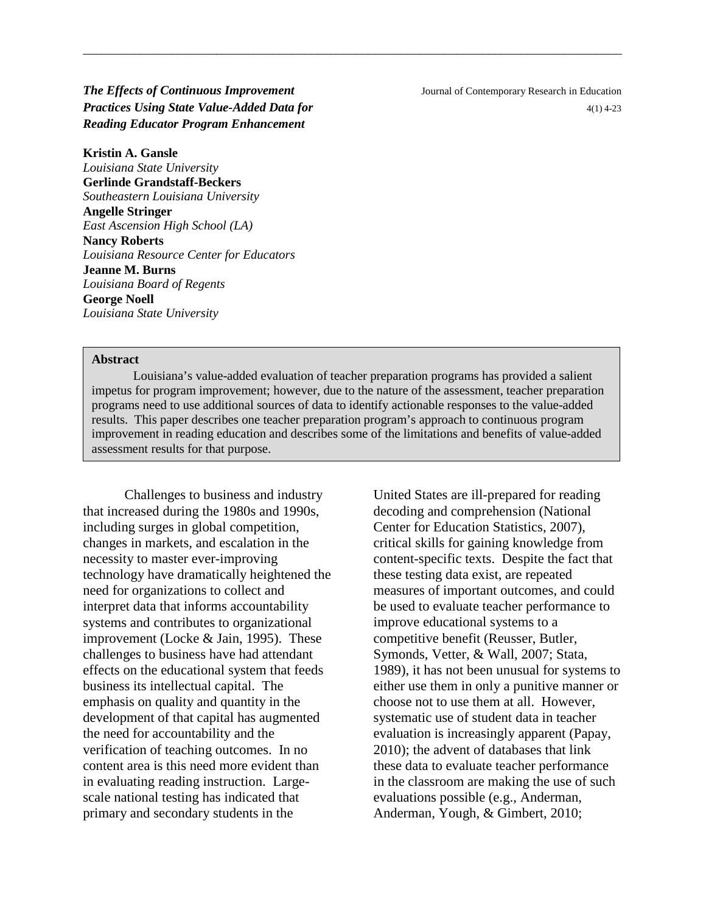# *The Effects of Continuous Improvement Practices Using State Value-Added Data for Reading Educator Program Enhancement*

**Kristin A. Gansle**
*Louisiana State University*
**Gerlinde Grandstaff-Beckers**
*Southeastern Louisiana University*
**Angelle Stringer**
*East Ascension High School (LA)*
**Nancy Roberts**
*Louisiana Resource Center for Educators*
**Jeanne M. Burns**
*Louisiana Board of Regents*
**George Noell**
*Louisiana State University*

**Abstract**

Louisiana's value-added evaluation of teacher preparation programs has provided a salient impetus for program improvement; however, due to the nature of the assessment, teacher preparation programs need to use additional sources of data to identify actionable responses to the value-added results. This paper describes one teacher preparation program's approach to continuous program improvement in reading education and describes some of the limitations and benefits of value-added assessment results for that purpose.

Challenges to business and industry that increased during the 1980s and 1990s, including surges in global competition, changes in markets, and escalation in the necessity to master ever-improving technology have dramatically heightened the need for organizations to collect and interpret data that informs accountability systems and contributes to organizational improvement (Locke & Jain, 1995). These challenges to business have had attendant effects on the educational system that feeds business its intellectual capital. The emphasis on quality and quantity in the development of that capital has augmented the need for accountability and the verification of teaching outcomes. In no content area is this need more evident than in evaluating reading instruction. Large-scale national testing has indicated that primary and secondary students in the United States are ill-prepared for reading decoding and comprehension (National Center for Education Statistics, 2007), critical skills for gaining knowledge from content-specific texts. Despite the fact that these testing data exist, are repeated measures of important outcomes, and could be used to evaluate teacher performance to improve educational systems to a competitive benefit (Reusser, Butler, Symonds, Vetter, & Wall, 2007; Stata, 1989), it has not been unusual for systems to either use them in only a punitive manner or choose not to use them at all. However, systematic use of student data in teacher evaluation is increasingly apparent (Papay, 2010); the advent of databases that link these data to evaluate teacher performance in the classroom are making the use of such evaluations possible (e.g., Anderman, Anderman, Yough, & Gimbert, 2010;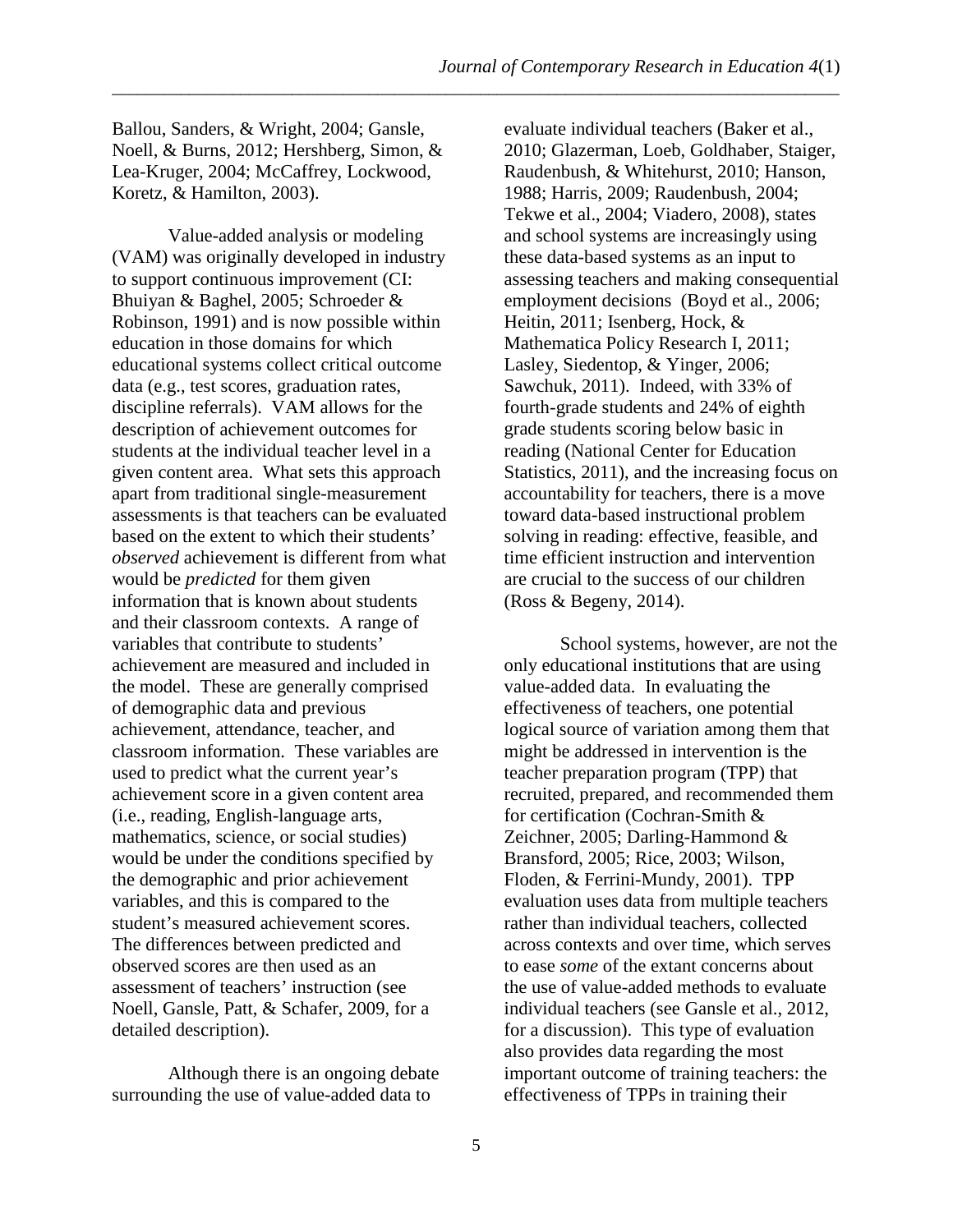Ballou, Sanders, & Wright, 2004; Gansle, Noell, & Burns, 2012; Hershberg, Simon, & Lea-Kruger, 2004; McCaffrey, Lockwood, Koretz, & Hamilton, 2003).

Value-added analysis or modeling (VAM) was originally developed in industry to support continuous improvement (CI: Bhuiyan & Baghel, 2005; Schroeder & Robinson, 1991) and is now possible within education in those domains for which educational systems collect critical outcome data (e.g., test scores, graduation rates, discipline referrals). VAM allows for the description of achievement outcomes for students at the individual teacher level in a given content area. What sets this approach apart from traditional single-measurement assessments is that teachers can be evaluated based on the extent to which their students' *observed* achievement is different from what would be *predicted* for them given information that is known about students and their classroom contexts. A range of variables that contribute to students' achievement are measured and included in the model. These are generally comprised of demographic data and previous achievement, attendance, teacher, and classroom information. These variables are used to predict what the current year's achievement score in a given content area (i.e., reading, English-language arts, mathematics, science, or social studies) would be under the conditions specified by the demographic and prior achievement variables, and this is compared to the student's measured achievement scores. The differences between predicted and observed scores are then used as an assessment of teachers' instruction (see Noell, Gansle, Patt, & Schafer, 2009, for a detailed description).

Although there is an ongoing debate surrounding the use of value-added data to evaluate individual teachers (Baker et al., 2010; Glazerman, Loeb, Goldhaber, Staiger, Raudenbush, & Whitehurst, 2010; Hanson, 1988; Harris, 2009; Raudenbush, 2004; Tekwe et al., 2004; Viadero, 2008), states and school systems are increasingly using these data-based systems as an input to assessing teachers and making consequential employment decisions (Boyd et al., 2006; Heitin, 2011; Isenberg, Hock, & Mathematica Policy Research I, 2011; Lasley, Siedentop, & Yinger, 2006; Sawchuk, 2011). Indeed, with 33% of fourth-grade students and 24% of eighth grade students scoring below basic in reading (National Center for Education Statistics, 2011), and the increasing focus on accountability for teachers, there is a move toward data-based instructional problem solving in reading: effective, feasible, and time efficient instruction and intervention are crucial to the success of our children (Ross & Begeny, 2014).

School systems, however, are not the only educational institutions that are using value-added data. In evaluating the effectiveness of teachers, one potential logical source of variation among them that might be addressed in intervention is the teacher preparation program (TPP) that recruited, prepared, and recommended them for certification (Cochran-Smith & Zeichner, 2005; Darling-Hammond & Bransford, 2005; Rice, 2003; Wilson, Floden, & Ferrini-Mundy, 2001). TPP evaluation uses data from multiple teachers rather than individual teachers, collected across contexts and over time, which serves to ease *some* of the extant concerns about the use of value-added methods to evaluate individual teachers (see Gansle et al., 2012, for a discussion). This type of evaluation also provides data regarding the most important outcome of training teachers: the effectiveness of TPPs in training their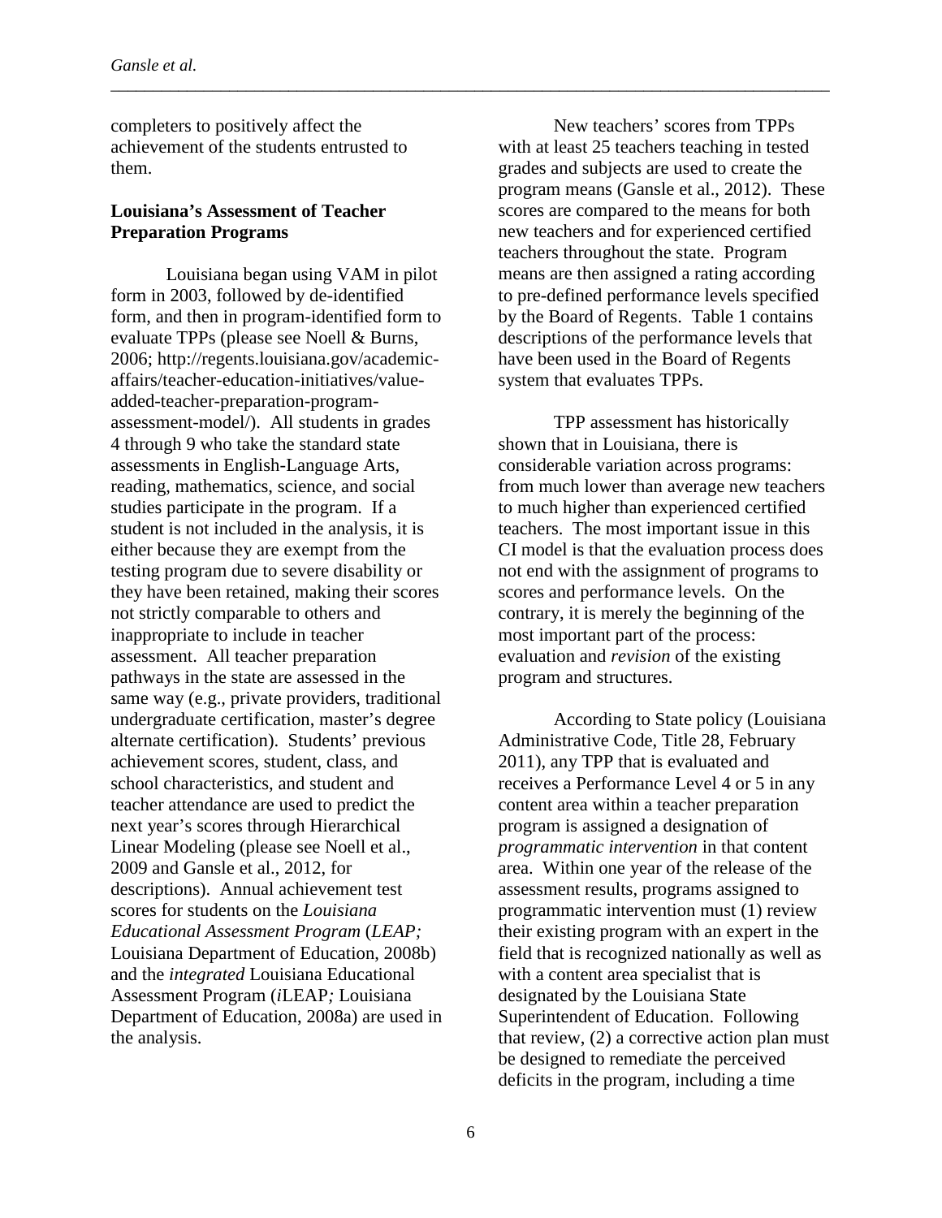completers to positively affect the achievement of the students entrusted to them.

### Louisiana's Assessment of Teacher Preparation Programs

Louisiana began using VAM in pilot form in 2003, followed by de-identified form, and then in program-identified form to evaluate TPPs (please see Noell & Burns, 2006; http://regents.louisiana.gov/academic-affairs/teacher-education-initiatives/value-added-teacher-preparation-program-assessment-model/). All students in grades 4 through 9 who take the standard state assessments in English-Language Arts, reading, mathematics, science, and social studies participate in the program. If a student is not included in the analysis, it is either because they are exempt from the testing program due to severe disability or they have been retained, making their scores not strictly comparable to others and inappropriate to include in teacher assessment. All teacher preparation pathways in the state are assessed in the same way (e.g., private providers, traditional undergraduate certification, master's degree alternate certification). Students' previous achievement scores, student, class, and school characteristics, and student and teacher attendance are used to predict the next year's scores through Hierarchical Linear Modeling (please see Noell et al., 2009 and Gansle et al., 2012, for descriptions). Annual achievement test scores for students on the *Louisiana Educational Assessment Program* (*LEAP;* Louisiana Department of Education, 2008b) and the *integrated* Louisiana Educational Assessment Program (*i*LEAP*;* Louisiana Department of Education, 2008a) are used in the analysis.

New teachers' scores from TPPs with at least 25 teachers teaching in tested grades and subjects are used to create the program means (Gansle et al., 2012). These scores are compared to the means for both new teachers and for experienced certified teachers throughout the state. Program means are then assigned a rating according to pre-defined performance levels specified by the Board of Regents. Table 1 contains descriptions of the performance levels that have been used in the Board of Regents system that evaluates TPPs.

TPP assessment has historically shown that in Louisiana, there is considerable variation across programs: from much lower than average new teachers to much higher than experienced certified teachers. The most important issue in this CI model is that the evaluation process does not end with the assignment of programs to scores and performance levels. On the contrary, it is merely the beginning of the most important part of the process: evaluation and *revision* of the existing program and structures.

According to State policy (Louisiana Administrative Code, Title 28, February 2011), any TPP that is evaluated and receives a Performance Level 4 or 5 in any content area within a teacher preparation program is assigned a designation of *programmatic intervention* in that content area. Within one year of the release of the assessment results, programs assigned to programmatic intervention must (1) review their existing program with an expert in the field that is recognized nationally as well as with a content area specialist that is designated by the Louisiana State Superintendent of Education. Following that review, (2) a corrective action plan must be designed to remediate the perceived deficits in the program, including a time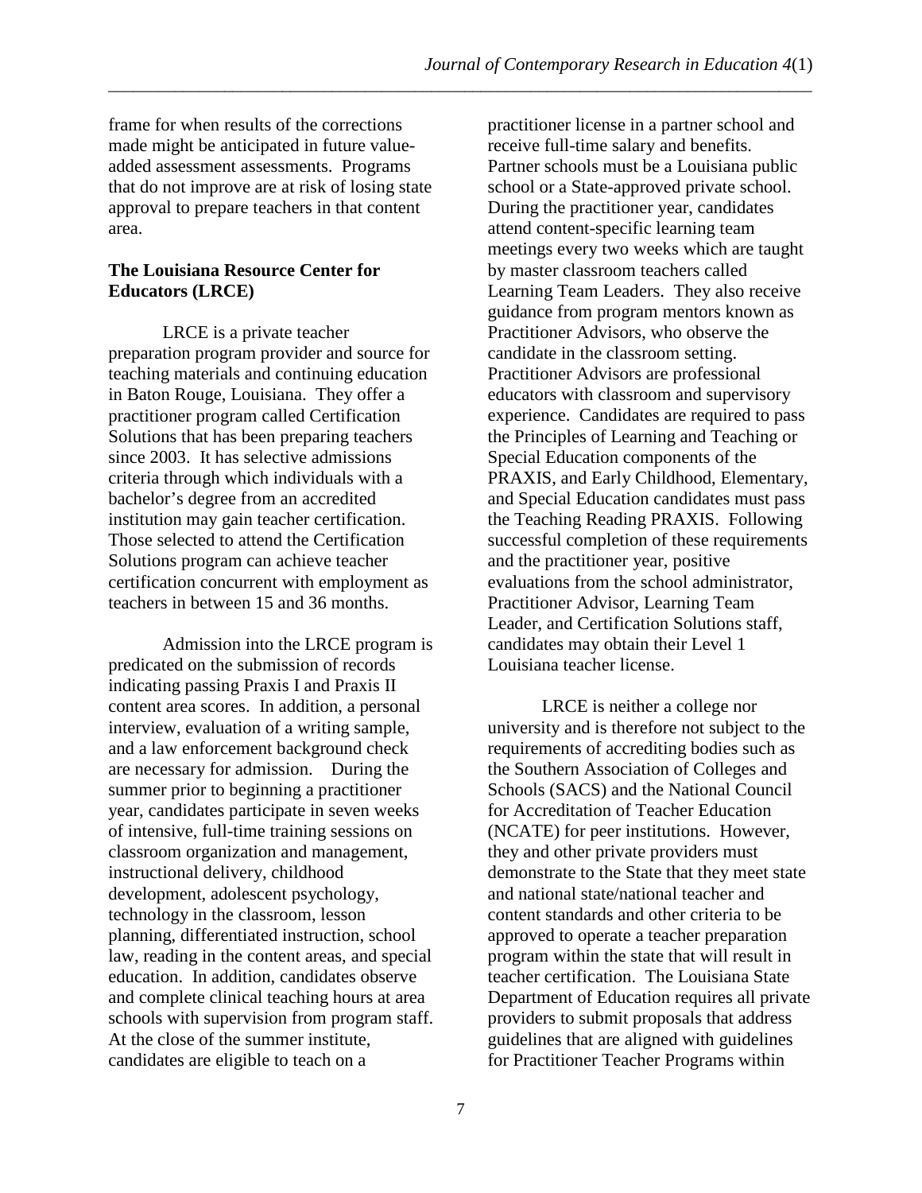frame for when results of the corrections made might be anticipated in future value-added assessment assessments. Programs that do not improve are at risk of losing state approval to prepare teachers in that content area.

**The Louisiana Resource Center for Educators (LRCE)**

LRCE is a private teacher preparation program provider and source for teaching materials and continuing education in Baton Rouge, Louisiana. They offer a practitioner program called Certification Solutions that has been preparing teachers since 2003. It has selective admissions criteria through which individuals with a bachelor's degree from an accredited institution may gain teacher certification. Those selected to attend the Certification Solutions program can achieve teacher certification concurrent with employment as teachers in between 15 and 36 months.

Admission into the LRCE program is predicated on the submission of records indicating passing Praxis I and Praxis II content area scores. In addition, a personal interview, evaluation of a writing sample, and a law enforcement background check are necessary for admission. During the summer prior to beginning a practitioner year, candidates participate in seven weeks of intensive, full-time training sessions on classroom organization and management, instructional delivery, childhood development, adolescent psychology, technology in the classroom, lesson planning, differentiated instruction, school law, reading in the content areas, and special education. In addition, candidates observe and complete clinical teaching hours at area schools with supervision from program staff. At the close of the summer institute, candidates are eligible to teach on a practitioner license in a partner school and receive full-time salary and benefits. Partner schools must be a Louisiana public school or a State-approved private school. During the practitioner year, candidates attend content-specific learning team meetings every two weeks which are taught by master classroom teachers called Learning Team Leaders. They also receive guidance from program mentors known as Practitioner Advisors, who observe the candidate in the classroom setting. Practitioner Advisors are professional educators with classroom and supervisory experience. Candidates are required to pass the Principles of Learning and Teaching or Special Education components of the PRAXIS, and Early Childhood, Elementary, and Special Education candidates must pass the Teaching Reading PRAXIS. Following successful completion of these requirements and the practitioner year, positive evaluations from the school administrator, Practitioner Advisor, Learning Team Leader, and Certification Solutions staff, candidates may obtain their Level 1 Louisiana teacher license.

LRCE is neither a college nor university and is therefore not subject to the requirements of accrediting bodies such as the Southern Association of Colleges and Schools (SACS) and the National Council for Accreditation of Teacher Education (NCATE) for peer institutions. However, they and other private providers must demonstrate to the State that they meet state and national state/national teacher and content standards and other criteria to be approved to operate a teacher preparation program within the state that will result in teacher certification. The Louisiana State Department of Education requires all private providers to submit proposals that address guidelines that are aligned with guidelines for Practitioner Teacher Programs within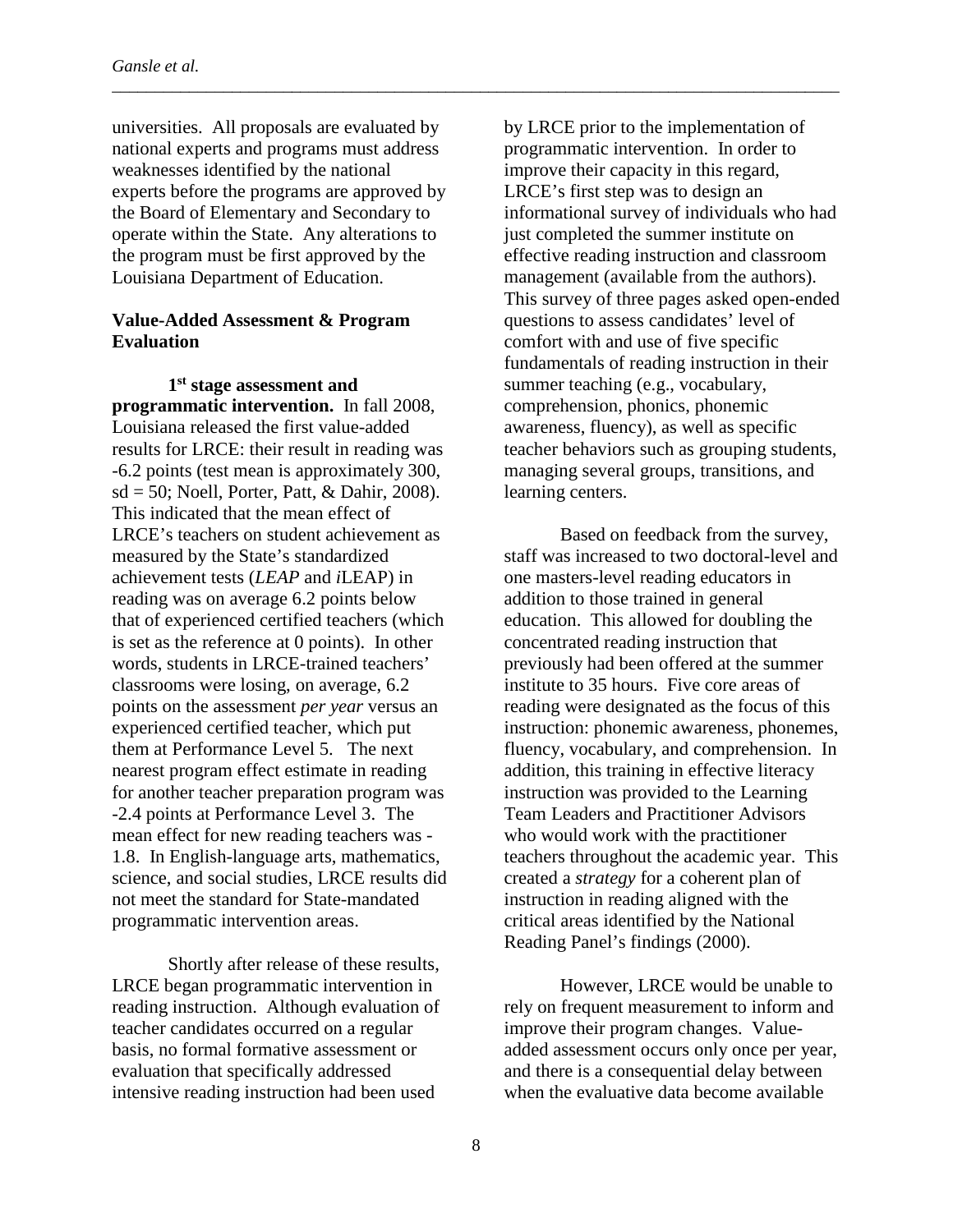universities. All proposals are evaluated by national experts and programs must address weaknesses identified by the national experts before the programs are approved by the Board of Elementary and Secondary to operate within the State. Any alterations to the program must be first approved by the Louisiana Department of Education.

### Value-Added Assessment & Program Evaluation

**1st stage assessment and programmatic intervention.** In fall 2008, Louisiana released the first value-added results for LRCE: their result in reading was -6.2 points (test mean is approximately 300, sd = 50; Noell, Porter, Patt, & Dahir, 2008). This indicated that the mean effect of LRCE's teachers on student achievement as measured by the State's standardized achievement tests (*LEAP* and *i*LEAP) in reading was on average 6.2 points below that of experienced certified teachers (which is set as the reference at 0 points). In other words, students in LRCE-trained teachers' classrooms were losing, on average, 6.2 points on the assessment *per year* versus an experienced certified teacher, which put them at Performance Level 5. The next nearest program effect estimate in reading for another teacher preparation program was -2.4 points at Performance Level 3. The mean effect for new reading teachers was -1.8. In English-language arts, mathematics, science, and social studies, LRCE results did not meet the standard for State-mandated programmatic intervention areas.

Shortly after release of these results, LRCE began programmatic intervention in reading instruction. Although evaluation of teacher candidates occurred on a regular basis, no formal formative assessment or evaluation that specifically addressed intensive reading instruction had been used by LRCE prior to the implementation of programmatic intervention. In order to improve their capacity in this regard, LRCE's first step was to design an informational survey of individuals who had just completed the summer institute on effective reading instruction and classroom management (available from the authors). This survey of three pages asked open-ended questions to assess candidates' level of comfort with and use of five specific fundamentals of reading instruction in their summer teaching (e.g., vocabulary, comprehension, phonics, phonemic awareness, fluency), as well as specific teacher behaviors such as grouping students, managing several groups, transitions, and learning centers.

Based on feedback from the survey, staff was increased to two doctoral-level and one masters-level reading educators in addition to those trained in general education. This allowed for doubling the concentrated reading instruction that previously had been offered at the summer institute to 35 hours. Five core areas of reading were designated as the focus of this instruction: phonemic awareness, phonemes, fluency, vocabulary, and comprehension. In addition, this training in effective literacy instruction was provided to the Learning Team Leaders and Practitioner Advisors who would work with the practitioner teachers throughout the academic year. This created a *strategy* for a coherent plan of instruction in reading aligned with the critical areas identified by the National Reading Panel's findings (2000).

However, LRCE would be unable to rely on frequent measurement to inform and improve their program changes. Value-added assessment occurs only once per year, and there is a consequential delay between when the evaluative data become available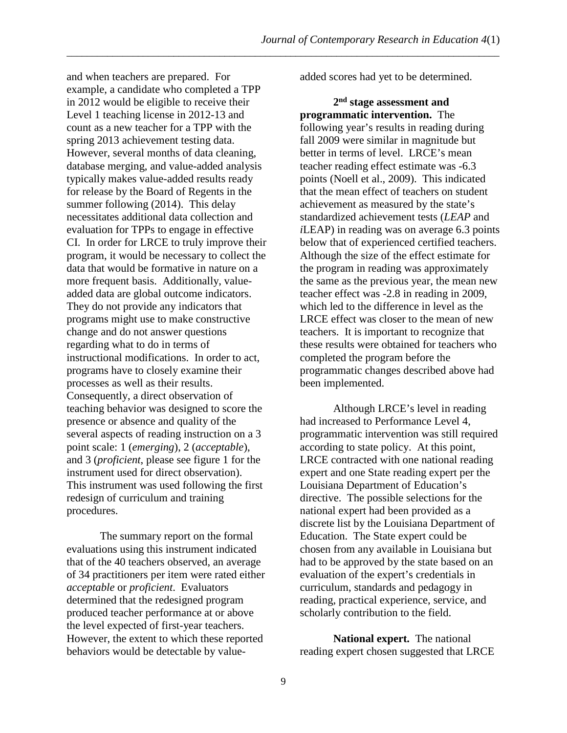and when teachers are prepared. For example, a candidate who completed a TPP in 2012 would be eligible to receive their Level 1 teaching license in 2012-13 and count as a new teacher for a TPP with the spring 2013 achievement testing data. However, several months of data cleaning, database merging, and value-added analysis typically makes value-added results ready for release by the Board of Regents in the summer following (2014). This delay necessitates additional data collection and evaluation for TPPs to engage in effective CI. In order for LRCE to truly improve their program, it would be necessary to collect the data that would be formative in nature on a more frequent basis. Additionally, value-added data are global outcome indicators. They do not provide any indicators that programs might use to make constructive change and do not answer questions regarding what to do in terms of instructional modifications. In order to act, programs have to closely examine their processes as well as their results. Consequently, a direct observation of teaching behavior was designed to score the presence or absence and quality of the several aspects of reading instruction on a 3 point scale: 1 (*emerging*), 2 (*acceptable*), and 3 (*proficient*, please see figure 1 for the instrument used for direct observation). This instrument was used following the first redesign of curriculum and training procedures.

The summary report on the formal evaluations using this instrument indicated that of the 40 teachers observed, an average of 34 practitioners per item were rated either *acceptable* or *proficient*. Evaluators determined that the redesigned program produced teacher performance at or above the level expected of first-year teachers. However, the extent to which these reported behaviors would be detectable by value-added scores had yet to be determined.

**2nd stage assessment and programmatic intervention.** The following year's results in reading during fall 2009 were similar in magnitude but better in terms of level. LRCE's mean teacher reading effect estimate was -6.3 points (Noell et al., 2009). This indicated that the mean effect of teachers on student achievement as measured by the state's standardized achievement tests (*LEAP* and *i*LEAP) in reading was on average 6.3 points below that of experienced certified teachers. Although the size of the effect estimate for the program in reading was approximately the same as the previous year, the mean new teacher effect was -2.8 in reading in 2009, which led to the difference in level as the LRCE effect was closer to the mean of new teachers. It is important to recognize that these results were obtained for teachers who completed the program before the programmatic changes described above had been implemented.

Although LRCE's level in reading had increased to Performance Level 4, programmatic intervention was still required according to state policy. At this point, LRCE contracted with one national reading expert and one State reading expert per the Louisiana Department of Education's directive. The possible selections for the national expert had been provided as a discrete list by the Louisiana Department of Education. The State expert could be chosen from any available in Louisiana but had to be approved by the state based on an evaluation of the expert's credentials in curriculum, standards and pedagogy in reading, practical experience, service, and scholarly contribution to the field.

**National expert.** The national reading expert chosen suggested that LRCE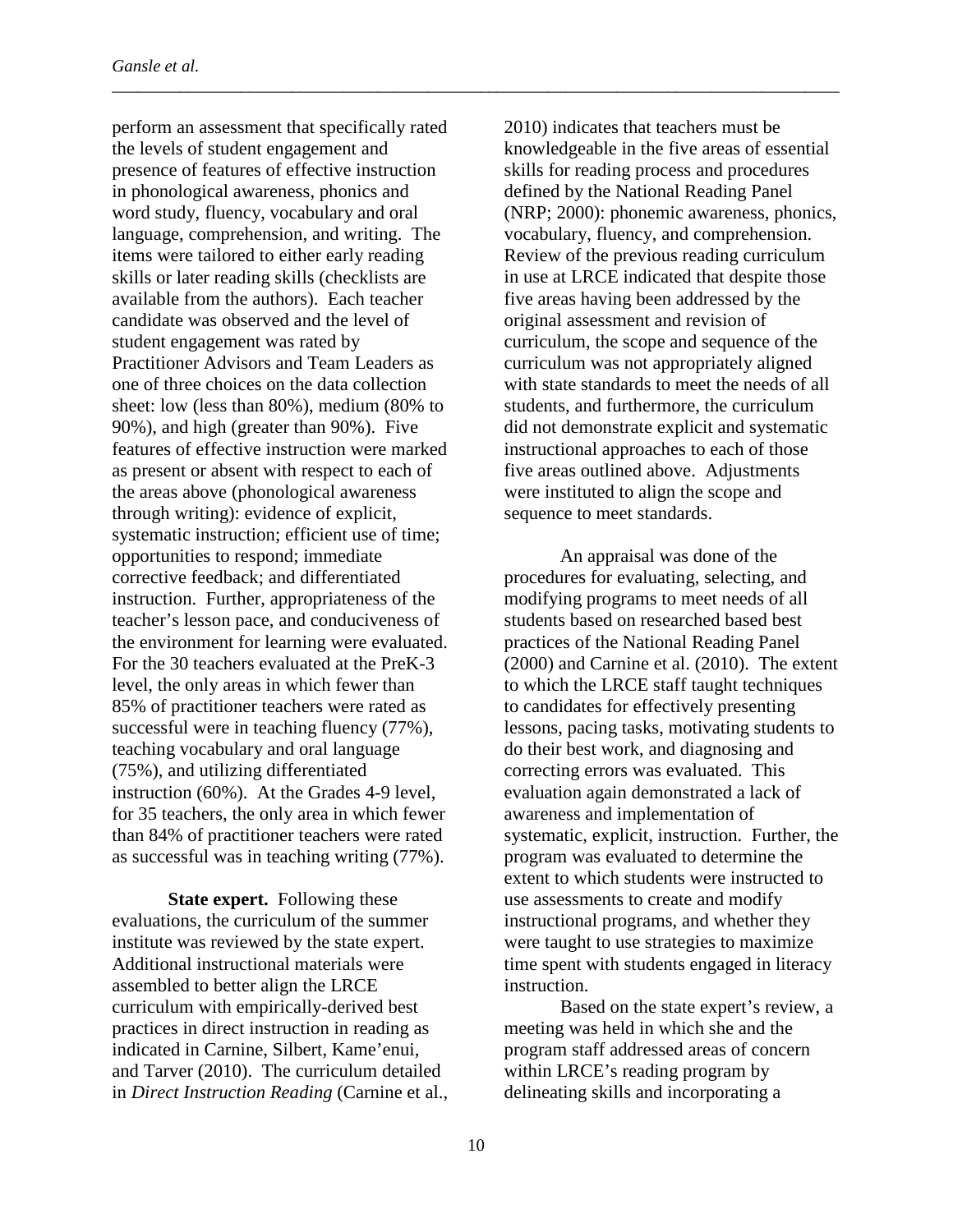perform an assessment that specifically rated the levels of student engagement and presence of features of effective instruction in phonological awareness, phonics and word study, fluency, vocabulary and oral language, comprehension, and writing. The items were tailored to either early reading skills or later reading skills (checklists are available from the authors). Each teacher candidate was observed and the level of student engagement was rated by Practitioner Advisors and Team Leaders as one of three choices on the data collection sheet: low (less than 80%), medium (80% to 90%), and high (greater than 90%). Five features of effective instruction were marked as present or absent with respect to each of the areas above (phonological awareness through writing): evidence of explicit, systematic instruction; efficient use of time; opportunities to respond; immediate corrective feedback; and differentiated instruction. Further, appropriateness of the teacher's lesson pace, and conduciveness of the environment for learning were evaluated. For the 30 teachers evaluated at the PreK-3 level, the only areas in which fewer than 85% of practitioner teachers were rated as successful were in teaching fluency (77%), teaching vocabulary and oral language (75%), and utilizing differentiated instruction (60%). At the Grades 4-9 level, for 35 teachers, the only area in which fewer than 84% of practitioner teachers were rated as successful was in teaching writing (77%).

**State expert.** Following these evaluations, the curriculum of the summer institute was reviewed by the state expert. Additional instructional materials were assembled to better align the LRCE curriculum with empirically-derived best practices in direct instruction in reading as indicated in Carnine, Silbert, Kame'enui, and Tarver (2010). The curriculum detailed in *Direct Instruction Reading* (Carnine et al., 2010) indicates that teachers must be knowledgeable in the five areas of essential skills for reading process and procedures defined by the National Reading Panel (NRP; 2000): phonemic awareness, phonics, vocabulary, fluency, and comprehension. Review of the previous reading curriculum in use at LRCE indicated that despite those five areas having been addressed by the original assessment and revision of curriculum, the scope and sequence of the curriculum was not appropriately aligned with state standards to meet the needs of all students, and furthermore, the curriculum did not demonstrate explicit and systematic instructional approaches to each of those five areas outlined above. Adjustments were instituted to align the scope and sequence to meet standards.

An appraisal was done of the procedures for evaluating, selecting, and modifying programs to meet needs of all students based on researched based best practices of the National Reading Panel (2000) and Carnine et al. (2010). The extent to which the LRCE staff taught techniques to candidates for effectively presenting lessons, pacing tasks, motivating students to do their best work, and diagnosing and correcting errors was evaluated. This evaluation again demonstrated a lack of awareness and implementation of systematic, explicit, instruction. Further, the program was evaluated to determine the extent to which students were instructed to use assessments to create and modify instructional programs, and whether they were taught to use strategies to maximize time spent with students engaged in literacy instruction.

Based on the state expert's review, a meeting was held in which she and the program staff addressed areas of concern within LRCE's reading program by delineating skills and incorporating a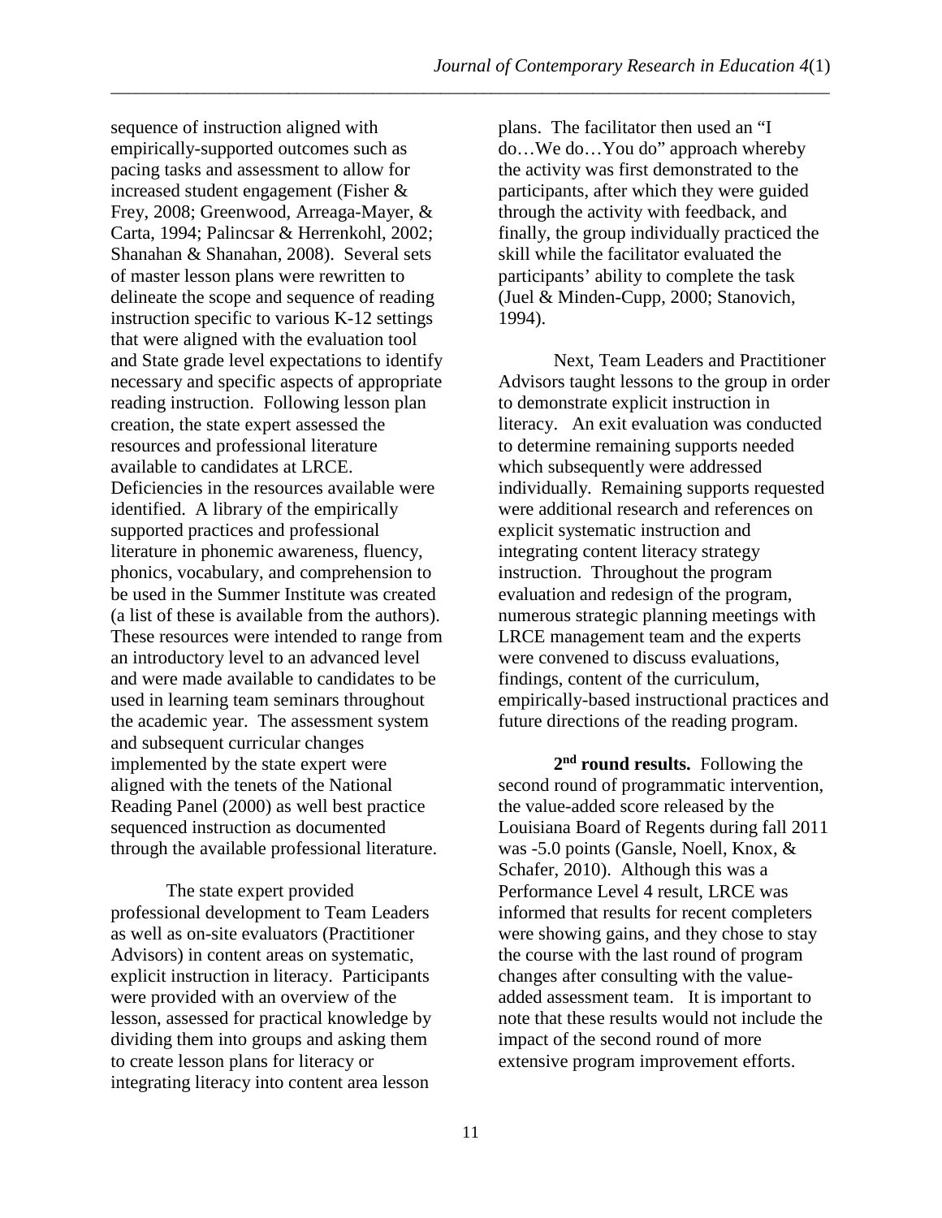sequence of instruction aligned with empirically-supported outcomes such as pacing tasks and assessment to allow for increased student engagement (Fisher & Frey, 2008; Greenwood, Arreaga-Mayer, & Carta, 1994; Palincsar & Herrenkohl, 2002; Shanahan & Shanahan, 2008). Several sets of master lesson plans were rewritten to delineate the scope and sequence of reading instruction specific to various K-12 settings that were aligned with the evaluation tool and State grade level expectations to identify necessary and specific aspects of appropriate reading instruction. Following lesson plan creation, the state expert assessed the resources and professional literature available to candidates at LRCE. Deficiencies in the resources available were identified. A library of the empirically supported practices and professional literature in phonemic awareness, fluency, phonics, vocabulary, and comprehension to be used in the Summer Institute was created (a list of these is available from the authors). These resources were intended to range from an introductory level to an advanced level and were made available to candidates to be used in learning team seminars throughout the academic year. The assessment system and subsequent curricular changes implemented by the state expert were aligned with the tenets of the National Reading Panel (2000) as well best practice sequenced instruction as documented through the available professional literature.

The state expert provided professional development to Team Leaders as well as on-site evaluators (Practitioner Advisors) in content areas on systematic, explicit instruction in literacy. Participants were provided with an overview of the lesson, assessed for practical knowledge by dividing them into groups and asking them to create lesson plans for literacy or integrating literacy into content area lesson plans. The facilitator then used an "I do…We do…You do" approach whereby the activity was first demonstrated to the participants, after which they were guided through the activity with feedback, and finally, the group individually practiced the skill while the facilitator evaluated the participants' ability to complete the task (Juel & Minden-Cupp, 2000; Stanovich, 1994).

Next, Team Leaders and Practitioner Advisors taught lessons to the group in order to demonstrate explicit instruction in literacy. An exit evaluation was conducted to determine remaining supports needed which subsequently were addressed individually. Remaining supports requested were additional research and references on explicit systematic instruction and integrating content literacy strategy instruction. Throughout the program evaluation and redesign of the program, numerous strategic planning meetings with LRCE management team and the experts were convened to discuss evaluations, findings, content of the curriculum, empirically-based instructional practices and future directions of the reading program.

**2nd round results.** Following the second round of programmatic intervention, the value-added score released by the Louisiana Board of Regents during fall 2011 was -5.0 points (Gansle, Noell, Knox, & Schafer, 2010). Although this was a Performance Level 4 result, LRCE was informed that results for recent completers were showing gains, and they chose to stay the course with the last round of program changes after consulting with the value-added assessment team. It is important to note that these results would not include the impact of the second round of more extensive program improvement efforts.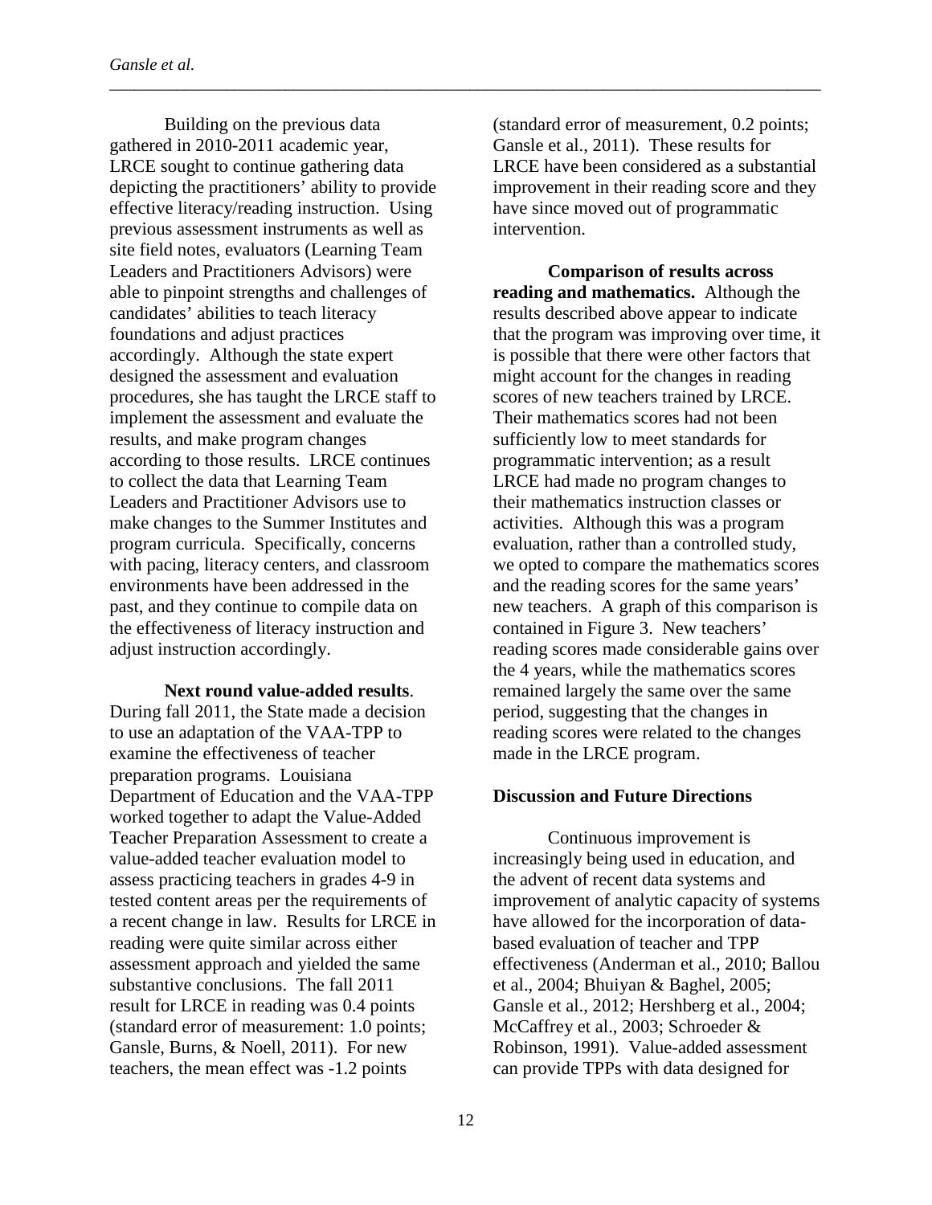Building on the previous data gathered in 2010-2011 academic year, LRCE sought to continue gathering data depicting the practitioners' ability to provide effective literacy/reading instruction. Using previous assessment instruments as well as site field notes, evaluators (Learning Team Leaders and Practitioners Advisors) were able to pinpoint strengths and challenges of candidates' abilities to teach literacy foundations and adjust practices accordingly. Although the state expert designed the assessment and evaluation procedures, she has taught the LRCE staff to implement the assessment and evaluate the results, and make program changes according to those results. LRCE continues to collect the data that Learning Team Leaders and Practitioner Advisors use to make changes to the Summer Institutes and program curricula. Specifically, concerns with pacing, literacy centers, and classroom environments have been addressed in the past, and they continue to compile data on the effectiveness of literacy instruction and adjust instruction accordingly.

**Next round value-added results**. During fall 2011, the State made a decision to use an adaptation of the VAA-TPP to examine the effectiveness of teacher preparation programs. Louisiana Department of Education and the VAA-TPP worked together to adapt the Value-Added Teacher Preparation Assessment to create a value-added teacher evaluation model to assess practicing teachers in grades 4-9 in tested content areas per the requirements of a recent change in law. Results for LRCE in reading were quite similar across either assessment approach and yielded the same substantive conclusions. The fall 2011 result for LRCE in reading was 0.4 points (standard error of measurement: 1.0 points; Gansle, Burns, & Noell, 2011). For new teachers, the mean effect was -1.2 points (standard error of measurement, 0.2 points; Gansle et al., 2011). These results for LRCE have been considered as a substantial improvement in their reading score and they have since moved out of programmatic intervention.

**Comparison of results across reading and mathematics.** Although the results described above appear to indicate that the program was improving over time, it is possible that there were other factors that might account for the changes in reading scores of new teachers trained by LRCE. Their mathematics scores had not been sufficiently low to meet standards for programmatic intervention; as a result LRCE had made no program changes to their mathematics instruction classes or activities. Although this was a program evaluation, rather than a controlled study, we opted to compare the mathematics scores and the reading scores for the same years' new teachers. A graph of this comparison is contained in Figure 3. New teachers' reading scores made considerable gains over the 4 years, while the mathematics scores remained largely the same over the same period, suggesting that the changes in reading scores were related to the changes made in the LRCE program.

## Discussion and Future Directions

Continuous improvement is increasingly being used in education, and the advent of recent data systems and improvement of analytic capacity of systems have allowed for the incorporation of data-based evaluation of teacher and TPP effectiveness (Anderman et al., 2010; Ballou et al., 2004; Bhuiyan & Baghel, 2005; Gansle et al., 2012; Hershberg et al., 2004; McCaffrey et al., 2003; Schroeder & Robinson, 1991). Value-added assessment can provide TPPs with data designed for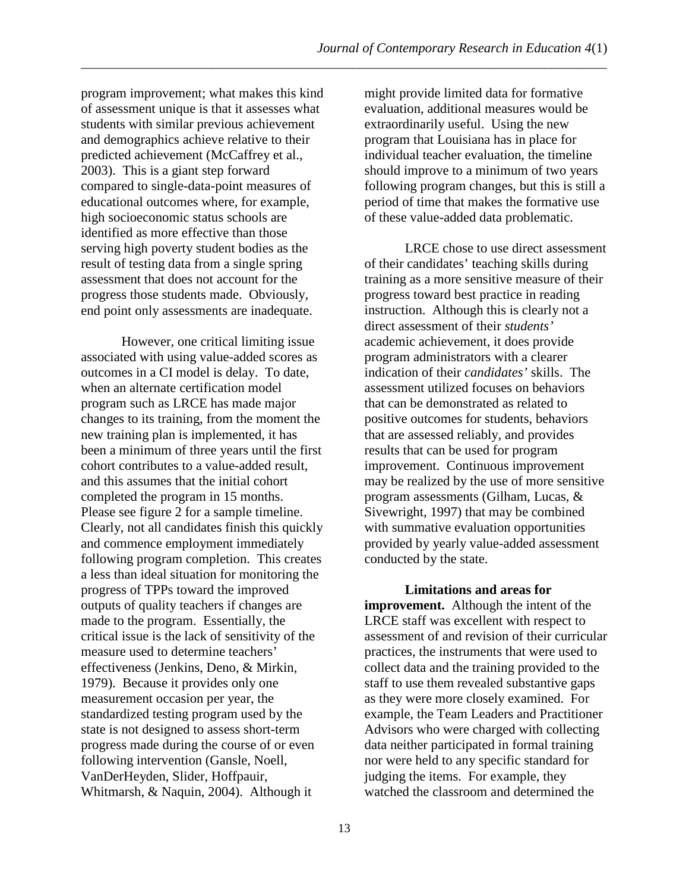program improvement; what makes this kind of assessment unique is that it assesses what students with similar previous achievement and demographics achieve relative to their predicted achievement (McCaffrey et al., 2003). This is a giant step forward compared to single-data-point measures of educational outcomes where, for example, high socioeconomic status schools are identified as more effective than those serving high poverty student bodies as the result of testing data from a single spring assessment that does not account for the progress those students made. Obviously, end point only assessments are inadequate.

However, one critical limiting issue associated with using value-added scores as outcomes in a CI model is delay. To date, when an alternate certification model program such as LRCE has made major changes to its training, from the moment the new training plan is implemented, it has been a minimum of three years until the first cohort contributes to a value-added result, and this assumes that the initial cohort completed the program in 15 months. Please see figure 2 for a sample timeline. Clearly, not all candidates finish this quickly and commence employment immediately following program completion. This creates a less than ideal situation for monitoring the progress of TPPs toward the improved outputs of quality teachers if changes are made to the program. Essentially, the critical issue is the lack of sensitivity of the measure used to determine teachers' effectiveness (Jenkins, Deno, & Mirkin, 1979). Because it provides only one measurement occasion per year, the standardized testing program used by the state is not designed to assess short-term progress made during the course of or even following intervention (Gansle, Noell, VanDerHeyden, Slider, Hoffpauir, Whitmarsh, & Naquin, 2004). Although it might provide limited data for formative evaluation, additional measures would be extraordinarily useful. Using the new program that Louisiana has in place for individual teacher evaluation, the timeline should improve to a minimum of two years following program changes, but this is still a period of time that makes the formative use of these value-added data problematic.

LRCE chose to use direct assessment of their candidates' teaching skills during training as a more sensitive measure of their progress toward best practice in reading instruction. Although this is clearly not a direct assessment of their *students'* academic achievement, it does provide program administrators with a clearer indication of their *candidates'* skills. The assessment utilized focuses on behaviors that can be demonstrated as related to positive outcomes for students, behaviors that are assessed reliably, and provides results that can be used for program improvement. Continuous improvement may be realized by the use of more sensitive program assessments (Gilham, Lucas, & Sivewright, 1997) that may be combined with summative evaluation opportunities provided by yearly value-added assessment conducted by the state.

**Limitations and areas for improvement.** Although the intent of the LRCE staff was excellent with respect to assessment of and revision of their curricular practices, the instruments that were used to collect data and the training provided to the staff to use them revealed substantive gaps as they were more closely examined. For example, the Team Leaders and Practitioner Advisors who were charged with collecting data neither participated in formal training nor were held to any specific standard for judging the items. For example, they watched the classroom and determined the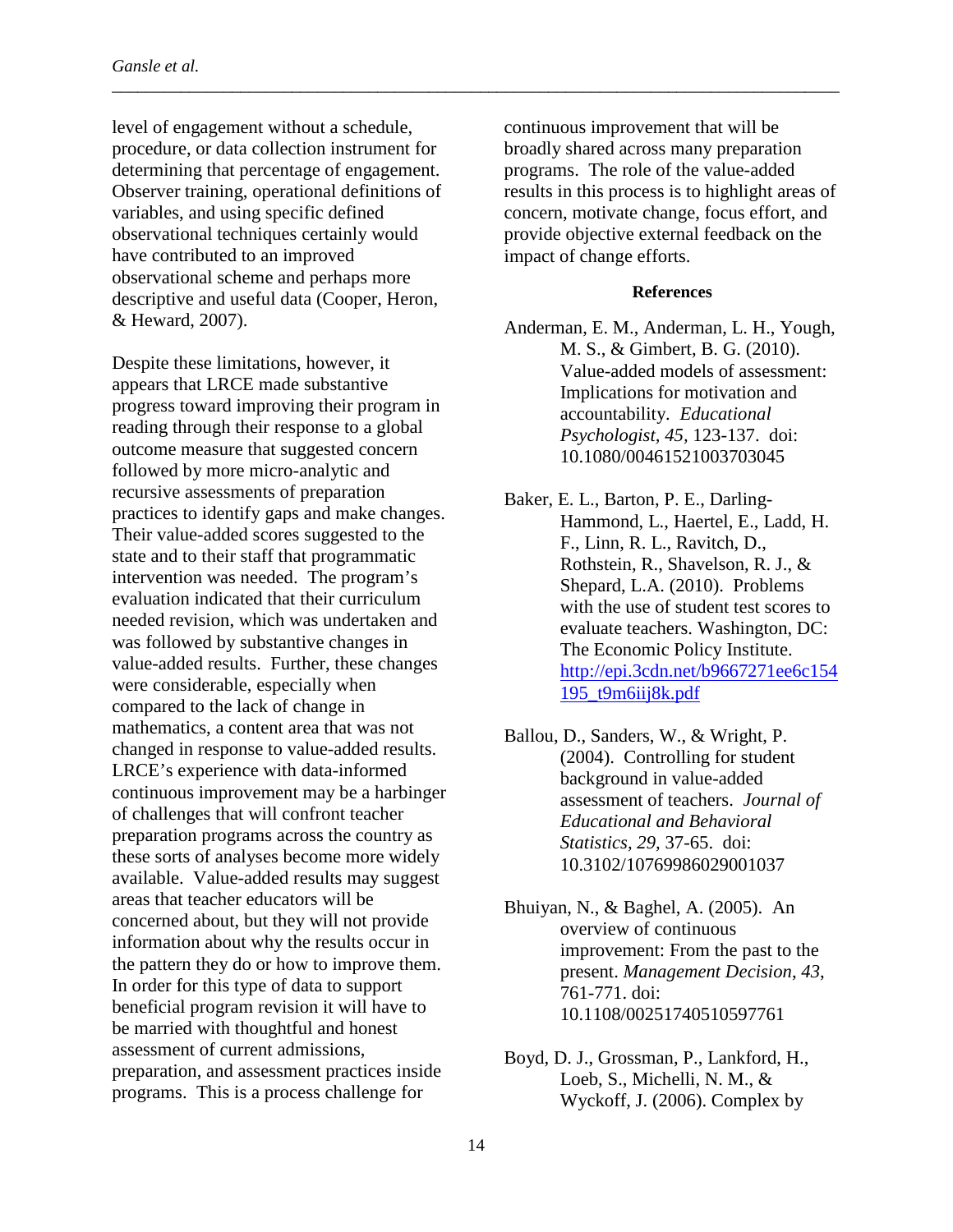level of engagement without a schedule, procedure, or data collection instrument for determining that percentage of engagement. Observer training, operational definitions of variables, and using specific defined observational techniques certainly would have contributed to an improved observational scheme and perhaps more descriptive and useful data (Cooper, Heron, & Heward, 2007).

Despite these limitations, however, it appears that LRCE made substantive progress toward improving their program in reading through their response to a global outcome measure that suggested concern followed by more micro-analytic and recursive assessments of preparation practices to identify gaps and make changes. Their value-added scores suggested to the state and to their staff that programmatic intervention was needed. The program's evaluation indicated that their curriculum needed revision, which was undertaken and was followed by substantive changes in value-added results. Further, these changes were considerable, especially when compared to the lack of change in mathematics, a content area that was not changed in response to value-added results. LRCE's experience with data-informed continuous improvement may be a harbinger of challenges that will confront teacher preparation programs across the country as these sorts of analyses become more widely available. Value-added results may suggest areas that teacher educators will be concerned about, but they will not provide information about why the results occur in the pattern they do or how to improve them. In order for this type of data to support beneficial program revision it will have to be married with thoughtful and honest assessment of current admissions, preparation, and assessment practices inside programs. This is a process challenge for continuous improvement that will be broadly shared across many preparation programs. The role of the value-added results in this process is to highlight areas of concern, motivate change, focus effort, and provide objective external feedback on the impact of change efforts.

## References

Anderman, E. M., Anderman, L. H., Yough, M. S., & Gimbert, B. G. (2010). Value-added models of assessment: Implications for motivation and accountability. *Educational Psychologist, 45*, 123-137. doi: 10.1080/00461521003703045

Baker, E. L., Barton, P. E., Darling-Hammond, L., Haertel, E., Ladd, H. F., Linn, R. L., Ravitch, D., Rothstein, R., Shavelson, R. J., & Shepard, L.A. (2010). Problems with the use of student test scores to evaluate teachers. Washington, DC: The Economic Policy Institute. http://epi.3cdn.net/b9667271ee6c154195_t9m6iij8k.pdf

Ballou, D., Sanders, W., & Wright, P. (2004). Controlling for student background in value-added assessment of teachers. *Journal of Educational and Behavioral Statistics, 29*, 37-65. doi: 10.3102/10769986029001037

Bhuiyan, N., & Baghel, A. (2005). An overview of continuous improvement: From the past to the present. *Management Decision, 43*, 761-771. doi: 10.1108/00251740510597761

Boyd, D. J., Grossman, P., Lankford, H., Loeb, S., Michelli, N. M., & Wyckoff, J. (2006). Complex by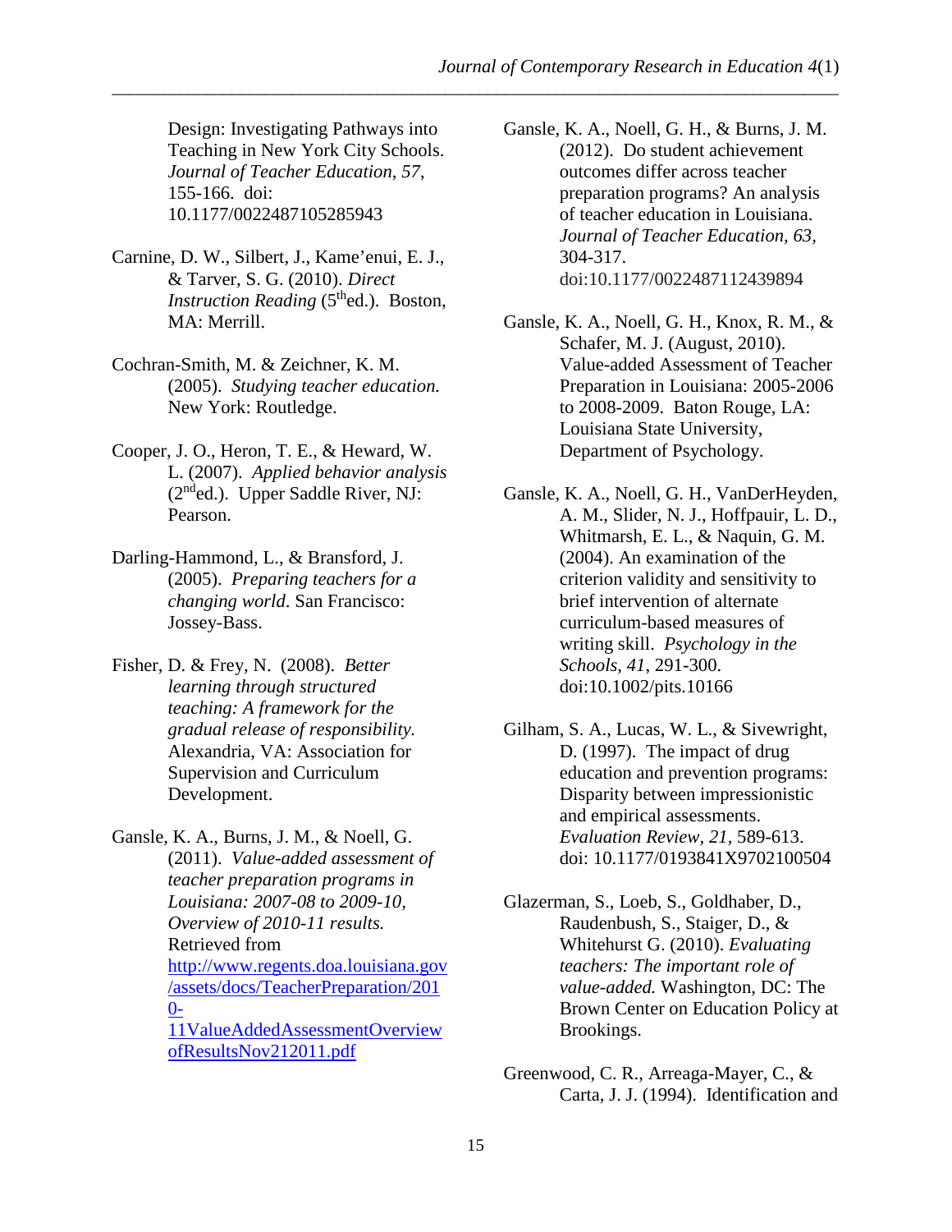Design: Investigating Pathways into Teaching in New York City Schools. *Journal of Teacher Education*, *57*, 155-166. doi: 10.1177/0022487105285943

Carnine, D. W., Silbert, J., Kame'enui, E. J., & Tarver, S. G. (2010). *Direct Instruction Reading* (5th ed.). Boston, MA: Merrill.

Cochran-Smith, M. & Zeichner, K. M. (2005). *Studying teacher education.* New York: Routledge.

Cooper, J. O., Heron, T. E., & Heward, W. L. (2007). *Applied behavior analysis* (2nd ed.). Upper Saddle River, NJ: Pearson.

Darling-Hammond, L., & Bransford, J. (2005). *Preparing teachers for a changing world.* San Francisco: Jossey-Bass.

Fisher, D. & Frey, N. (2008). *Better learning through structured teaching: A framework for the gradual release of responsibility.* Alexandria, VA: Association for Supervision and Curriculum Development.

Gansle, K. A., Burns, J. M., & Noell, G. (2011). *Value-added assessment of teacher preparation programs in Louisiana: 2007-08 to 2009-10, Overview of 2010-11 results.* Retrieved from http://www.regents.doa.louisiana.gov/assets/docs/TeacherPreparation/2010-11ValueAddedAssessmentOverviewofResultsNov212011.pdf

Gansle, K. A., Noell, G. H., & Burns, J. M. (2012). Do student achievement outcomes differ across teacher preparation programs? An analysis of teacher education in Louisiana. *Journal of Teacher Education, 63*, 304-317. doi:10.1177/0022487112439894

Gansle, K. A., Noell, G. H., Knox, R. M., & Schafer, M. J. (August, 2010). Value-added Assessment of Teacher Preparation in Louisiana: 2005-2006 to 2008-2009. Baton Rouge, LA: Louisiana State University, Department of Psychology.

Gansle, K. A., Noell, G. H., VanDerHeyden, A. M., Slider, N. J., Hoffpauir, L. D., Whitmarsh, E. L., & Naquin, G. M. (2004). An examination of the criterion validity and sensitivity to brief intervention of alternate curriculum-based measures of writing skill. *Psychology in the Schools*, *41*, 291-300. doi:10.1002/pits.10166

Gilham, S. A., Lucas, W. L., & Sivewright, D. (1997). The impact of drug education and prevention programs: Disparity between impressionistic and empirical assessments. *Evaluation Review, 21,* 589-613. doi: 10.1177/0193841X9702100504

Glazerman, S., Loeb, S., Goldhaber, D., Raudenbush, S., Staiger, D., & Whitehurst G. (2010). *Evaluating teachers: The important role of value-added.* Washington, DC: The Brown Center on Education Policy at Brookings.

Greenwood, C. R., Arreaga-Mayer, C., & Carta, J. J. (1994). Identification and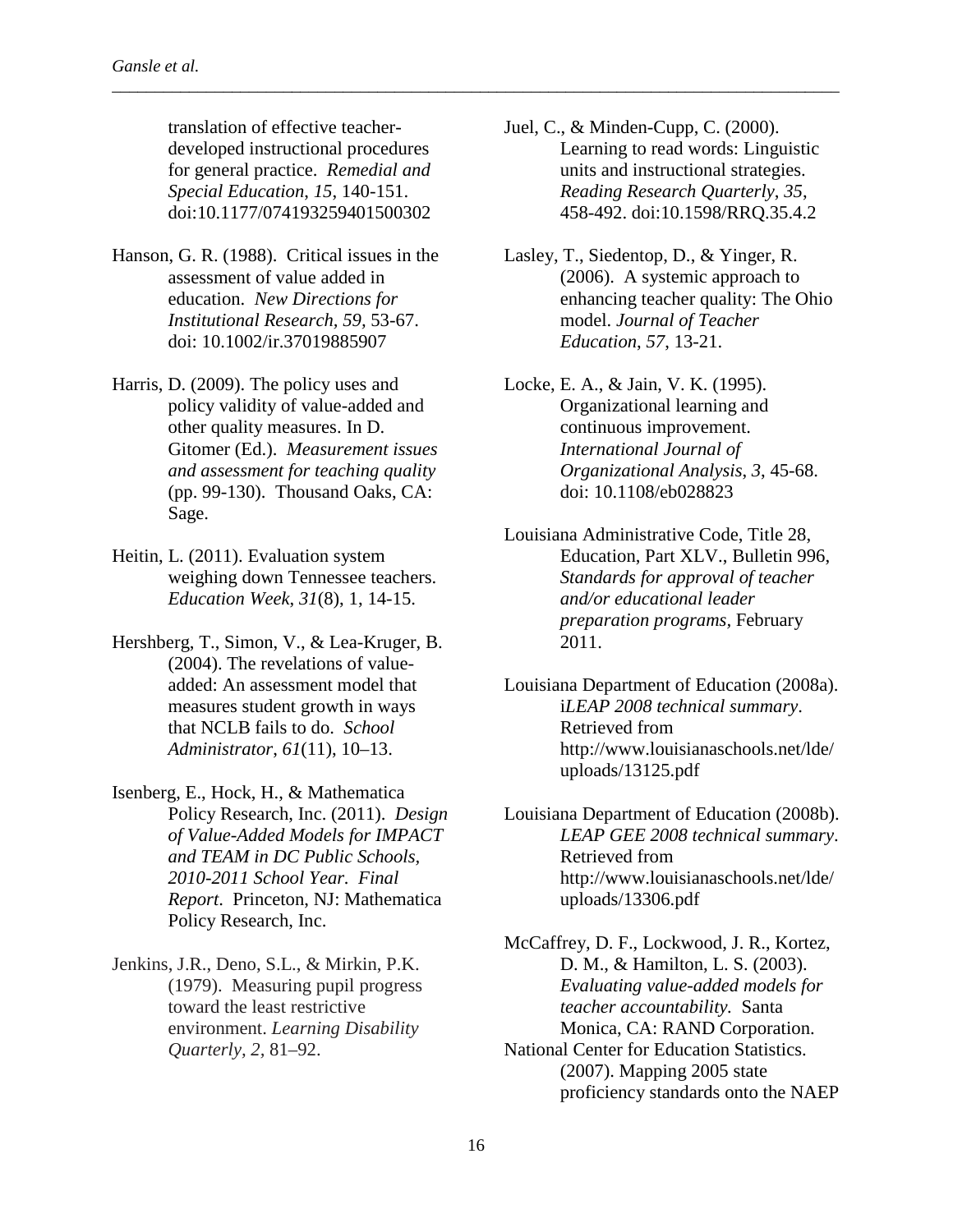translation of effective teacher-developed instructional procedures for general practice. *Remedial and Special Education*, *15*, 140-151. doi:10.1177/074193259401500302

Hanson, G. R. (1988). Critical issues in the assessment of value added in education. *New Directions for Institutional Research, 59,* 53-67. doi: 10.1002/ir.37019885907

Harris, D. (2009). The policy uses and policy validity of value-added and other quality measures. In D. Gitomer (Ed.). *Measurement issues and assessment for teaching quality* (pp. 99-130). Thousand Oaks, CA: Sage.

Heitin, L. (2011). Evaluation system weighing down Tennessee teachers. *Education Week*, *31*(8), 1, 14-15.

Hershberg, T., Simon, V., & Lea-Kruger, B. (2004). The revelations of value-added: An assessment model that measures student growth in ways that NCLB fails to do. *School Administrator*, *61*(11), 10–13.

Isenberg, E., Hock, H., & Mathematica Policy Research, Inc. (2011). *Design of Value-Added Models for IMPACT and TEAM in DC Public Schools, 2010-2011 School Year. Final Report*. Princeton, NJ: Mathematica Policy Research, Inc.

Jenkins, J.R., Deno, S.L., & Mirkin, P.K. (1979). Measuring pupil progress toward the least restrictive environment. *Learning Disability Quarterly, 2,* 81–92.

Juel, C., & Minden-Cupp, C. (2000). Learning to read words: Linguistic units and instructional strategies. *Reading Research Quarterly*, *35*, 458-492. doi:10.1598/RRQ.35.4.2

Lasley, T., Siedentop, D., & Yinger, R. (2006). A systemic approach to enhancing teacher quality: The Ohio model. *Journal of Teacher Education*, *57*, 13-21.

Locke, E. A., & Jain, V. K. (1995). Organizational learning and continuous improvement. *International Journal of Organizational Analysis*, *3*, 45-68. doi: 10.1108/eb028823

Louisiana Administrative Code, Title 28, Education, Part XLV., Bulletin 996, *Standards for approval of teacher and/or educational leader preparation programs*, February 2011.

Louisiana Department of Education (2008a). i*LEAP 2008 technical summary*. Retrieved from http://www.louisianaschools.net/lde/uploads/13125.pdf

Louisiana Department of Education (2008b). *LEAP GEE 2008 technical summary*. Retrieved from http://www.louisianaschools.net/lde/uploads/13306.pdf

McCaffrey, D. F., Lockwood, J. R., Kortez, D. M., & Hamilton, L. S. (2003). *Evaluating value-added models for teacher accountability.* Santa Monica, CA: RAND Corporation.

National Center for Education Statistics. (2007). Mapping 2005 state proficiency standards onto the NAEP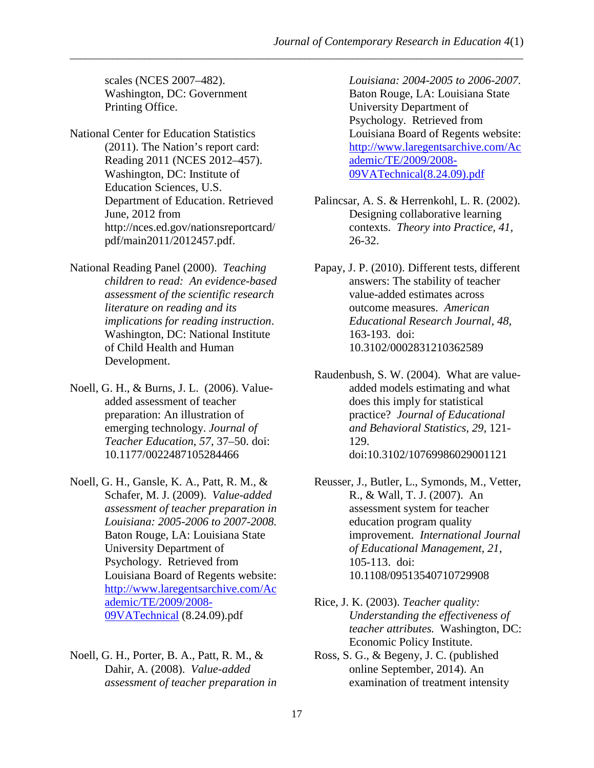scales (NCES 2007–482). Washington, DC: Government Printing Office.

National Center for Education Statistics (2011). The Nation's report card: Reading 2011 (NCES 2012–457). Washington, DC: Institute of Education Sciences, U.S. Department of Education. Retrieved June, 2012 from http://nces.ed.gov/nationsreportcard/pdf/main2011/2012457.pdf.

National Reading Panel (2000). *Teaching children to read: An evidence-based assessment of the scientific research literature on reading and its implications for reading instruction*. Washington, DC: National Institute of Child Health and Human Development.

Noell, G. H., & Burns, J. L. (2006). Value-added assessment of teacher preparation: An illustration of emerging technology. *Journal of Teacher Education*, *57*, 37–50. doi: 10.1177/0022487105284466

Noell, G. H., Gansle, K. A., Patt, R. M., & Schafer, M. J. (2009). *Value-added assessment of teacher preparation in Louisiana: 2005-2006 to 2007-2008.* Baton Rouge, LA: Louisiana State University Department of Psychology. Retrieved from Louisiana Board of Regents website: http://www.laregentsarchive.com/Academic/TE/2009/2008-09VATechnical (8.24.09).pdf

Noell, G. H., Porter, B. A., Patt, R. M., & Dahir, A. (2008). *Value-added assessment of teacher preparation in Louisiana: 2004-2005 to 2006-2007.* Baton Rouge, LA: Louisiana State University Department of Psychology. Retrieved from Louisiana Board of Regents website: http://www.laregentsarchive.com/Academic/TE/2009/2008-09VATechnical(8.24.09).pdf

Palincsar, A. S. & Herrenkohl, L. R. (2002). Designing collaborative learning contexts. *Theory into Practice, 41,* 26-32.

Papay, J. P. (2010). Different tests, different answers: The stability of teacher value-added estimates across outcome measures. *American Educational Research Journal, 48,* 163-193. doi: 10.3102/0002831210362589

Raudenbush, S. W. (2004). What are value-added models estimating and what does this imply for statistical practice? *Journal of Educational and Behavioral Statistics, 29,* 121-129. doi:10.3102/10769986029001121

Reusser, J., Butler, L., Symonds, M., Vetter, R., & Wall, T. J. (2007). An assessment system for teacher education program quality improvement. *International Journal of Educational Management, 21,* 105-113. doi: 10.1108/09513540710729908

Rice, J. K. (2003). *Teacher quality: Understanding the effectiveness of teacher attributes.* Washington, DC: Economic Policy Institute.

Ross, S. G., & Begeny, J. C. (published online September, 2014). An examination of treatment intensity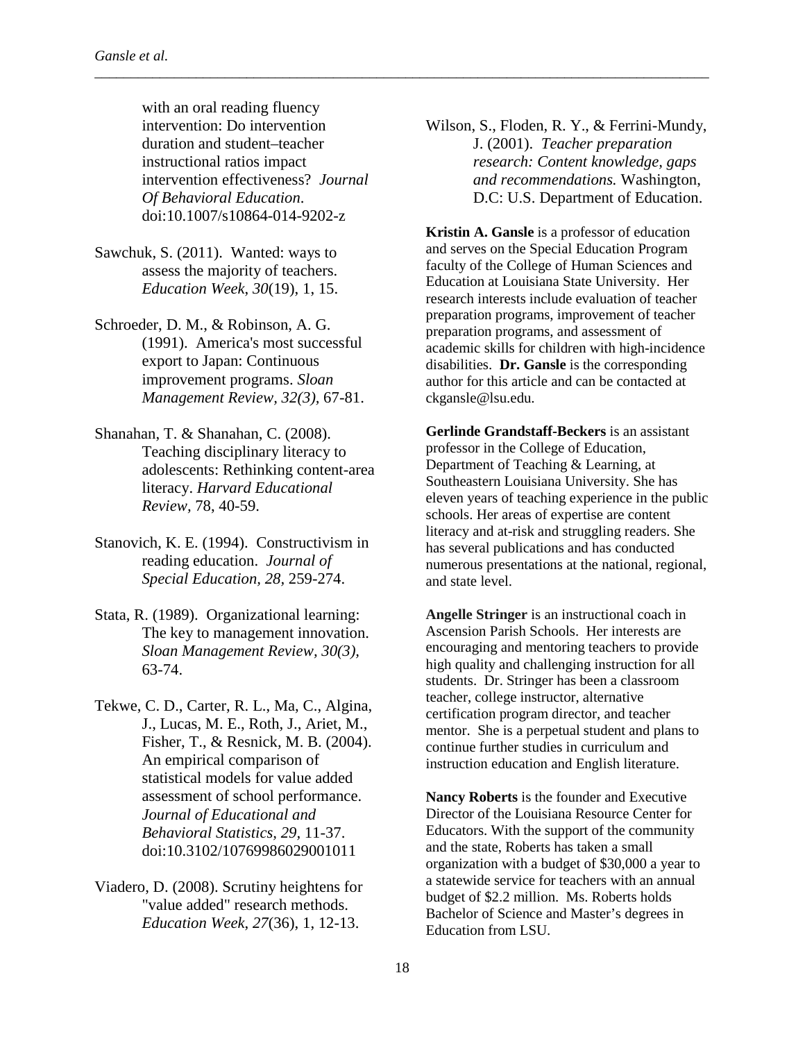with an oral reading fluency intervention: Do intervention duration and student–teacher instructional ratios impact intervention effectiveness? *Journal Of Behavioral Education.* doi:10.1007/s10864-014-9202-z

Sawchuk, S. (2011). Wanted: ways to assess the majority of teachers. *Education Week*, *30*(19), 1, 15.

Schroeder, D. M., & Robinson, A. G. (1991). America's most successful export to Japan: Continuous improvement programs. *Sloan Management Review, 32(3),* 67-81.

Shanahan, T. & Shanahan, C. (2008). Teaching disciplinary literacy to adolescents: Rethinking content-area literacy. *Harvard Educational Review,* 78, 40-59.

Stanovich, K. E. (1994). Constructivism in reading education. *Journal of Special Education, 28,* 259-274.

Stata, R. (1989). Organizational learning: The key to management innovation. *Sloan Management Review, 30(3),* 63-74.

Tekwe, C. D., Carter, R. L., Ma, C., Algina, J., Lucas, M. E., Roth, J., Ariet, M., Fisher, T., & Resnick, M. B. (2004). An empirical comparison of statistical models for value added assessment of school performance. *Journal of Educational and Behavioral Statistics, 29,* 11-37. doi:10.3102/10769986029001011

Viadero, D. (2008). Scrutiny heightens for "value added" research methods. *Education Week*, *27*(36), 1, 12-13.

Wilson, S., Floden, R. Y., & Ferrini-Mundy, J. (2001). *Teacher preparation research: Content knowledge, gaps and recommendations.* Washington, D.C: U.S. Department of Education.

**Kristin A. Gansle** is a professor of education and serves on the Special Education Program faculty of the College of Human Sciences and Education at Louisiana State University. Her research interests include evaluation of teacher preparation programs, improvement of teacher preparation programs, and assessment of academic skills for children with high-incidence disabilities. **Dr. Gansle** is the corresponding author for this article and can be contacted at ckgansle@lsu.edu.

**Gerlinde Grandstaff-Beckers** is an assistant professor in the College of Education, Department of Teaching & Learning, at Southeastern Louisiana University. She has eleven years of teaching experience in the public schools. Her areas of expertise are content literacy and at-risk and struggling readers. She has several publications and has conducted numerous presentations at the national, regional, and state level.

**Angelle Stringer** is an instructional coach in Ascension Parish Schools. Her interests are encouraging and mentoring teachers to provide high quality and challenging instruction for all students. Dr. Stringer has been a classroom teacher, college instructor, alternative certification program director, and teacher mentor. She is a perpetual student and plans to continue further studies in curriculum and instruction education and English literature.

**Nancy Roberts** is the founder and Executive Director of the Louisiana Resource Center for Educators. With the support of the community and the state, Roberts has taken a small organization with a budget of $30,000 a year to a statewide service for teachers with an annual budget of $2.2 million. Ms. Roberts holds Bachelor of Science and Master's degrees in Education from LSU.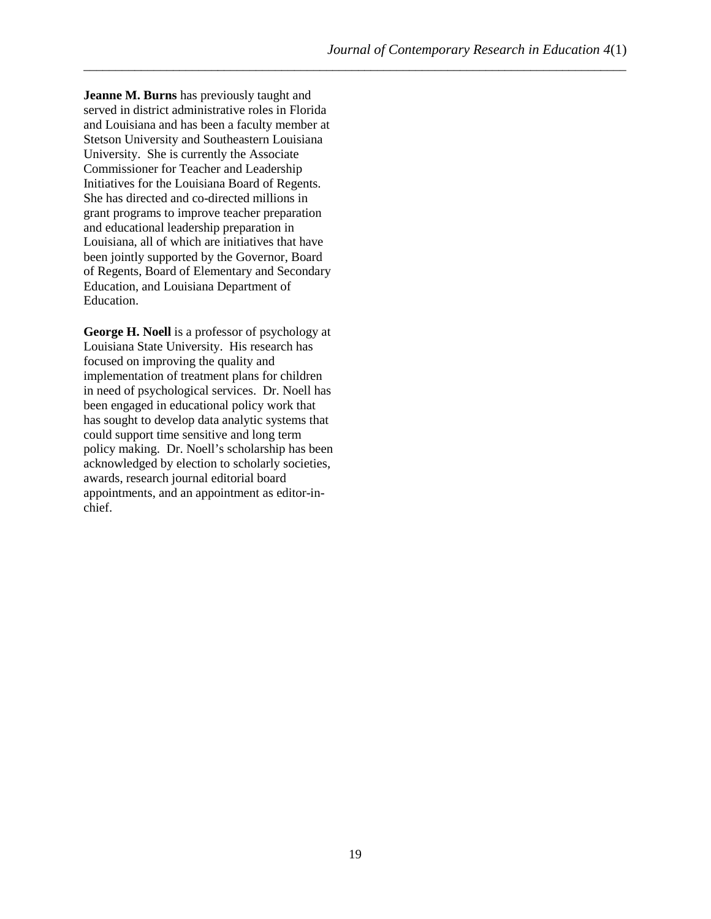**Jeanne M. Burns** has previously taught and served in district administrative roles in Florida and Louisiana and has been a faculty member at Stetson University and Southeastern Louisiana University. She is currently the Associate Commissioner for Teacher and Leadership Initiatives for the Louisiana Board of Regents. She has directed and co-directed millions in grant programs to improve teacher preparation and educational leadership preparation in Louisiana, all of which are initiatives that have been jointly supported by the Governor, Board of Regents, Board of Elementary and Secondary Education, and Louisiana Department of Education.

**George H. Noell** is a professor of psychology at Louisiana State University. His research has focused on improving the quality and implementation of treatment plans for children in need of psychological services. Dr. Noell has been engaged in educational policy work that has sought to develop data analytic systems that could support time sensitive and long term policy making. Dr. Noell's scholarship has been acknowledged by election to scholarly societies, awards, research journal editorial board appointments, and an appointment as editor-in-chief.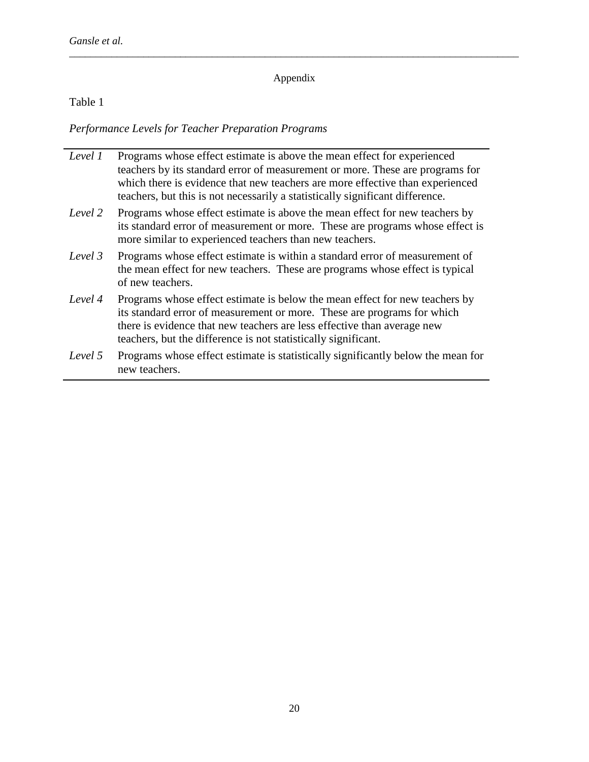## Appendix

Table 1

*Performance Levels for Teacher Preparation Programs*

| | |
|---|---|
| *Level 1* | Programs whose effect estimate is above the mean effect for experienced teachers by its standard error of measurement or more. These are programs for which there is evidence that new teachers are more effective than experienced teachers, but this is not necessarily a statistically significant difference. |
| *Level 2* | Programs whose effect estimate is above the mean effect for new teachers by its standard error of measurement or more. These are programs whose effect is more similar to experienced teachers than new teachers. |
| *Level 3* | Programs whose effect estimate is within a standard error of measurement of the mean effect for new teachers. These are programs whose effect is typical of new teachers. |
| *Level 4* | Programs whose effect estimate is below the mean effect for new teachers by its standard error of measurement or more. These are programs for which there is evidence that new teachers are less effective than average new teachers, but the difference is not statistically significant. |
| *Level 5* | Programs whose effect estimate is statistically significantly below the mean for new teachers. |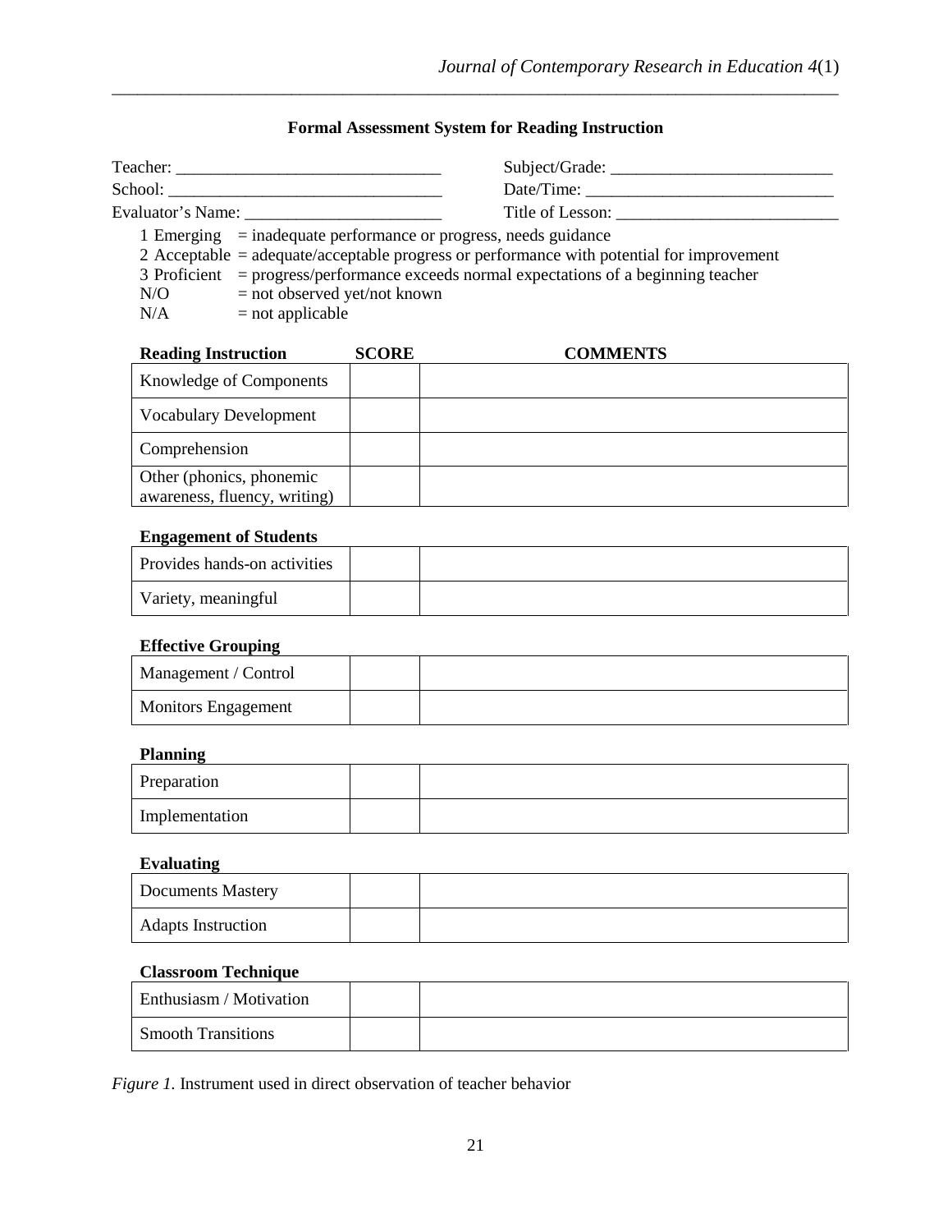**Formal Assessment System for Reading Instruction**

Teacher: ______________________________ Subject/Grade: __________________________

School: _______________________________ Date/Time: _____________________________

Evaluator's Name: _______________________ Title of Lesson: __________________________

1 Emerging = inadequate performance or progress, needs guidance
2 Acceptable = adequate/acceptable progress or performance with potential for improvement
3 Proficient = progress/performance exceeds normal expectations of a beginning teacher
N/O = not observed yet/not known
N/A = not applicable

| **Reading Instruction** | **SCORE** | **COMMENTS** |
|---|---|---|
| Knowledge of Components | | |
| Vocabulary Development | | |
| Comprehension | | |
| Other (phonics, phonemic awareness, fluency, writing) | | |
| **Engagement of Students** | | |
| Provides hands-on activities | | |
| Variety, meaningful | | |
| **Effective Grouping** | | |
| Management / Control | | |
| Monitors Engagement | | |
| **Planning** | | |
| Preparation | | |
| Implementation | | |
| **Evaluating** | | |
| Documents Mastery | | |
| Adapts Instruction | | |
| **Classroom Technique** | | |
| Enthusiasm / Motivation | | |
| Smooth Transitions | | |

*Figure 1.* Instrument used in direct observation of teacher behavior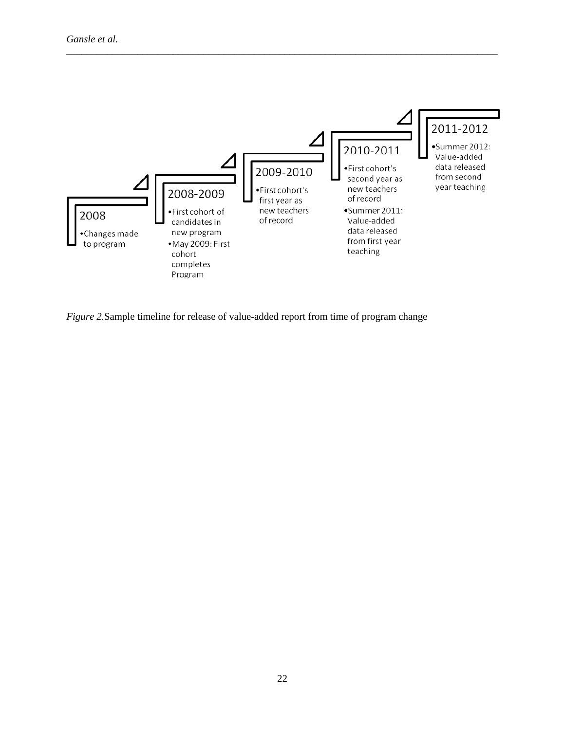**2008**

- Changes made to program

**2008-2009**

- First cohort of candidates in new program
- May 2009: First cohort completes Program

**2009-2010**

- First cohort's first year as new teachers of record

**2010-2011**

- First cohort's second year as new teachers of record
- Summer 2011: Value-added data released from first year teaching

**2011-2012**

- Summer 2012: Value-added data released from second year teaching

*Figure 2.*Sample timeline for release of value-added report from time of program change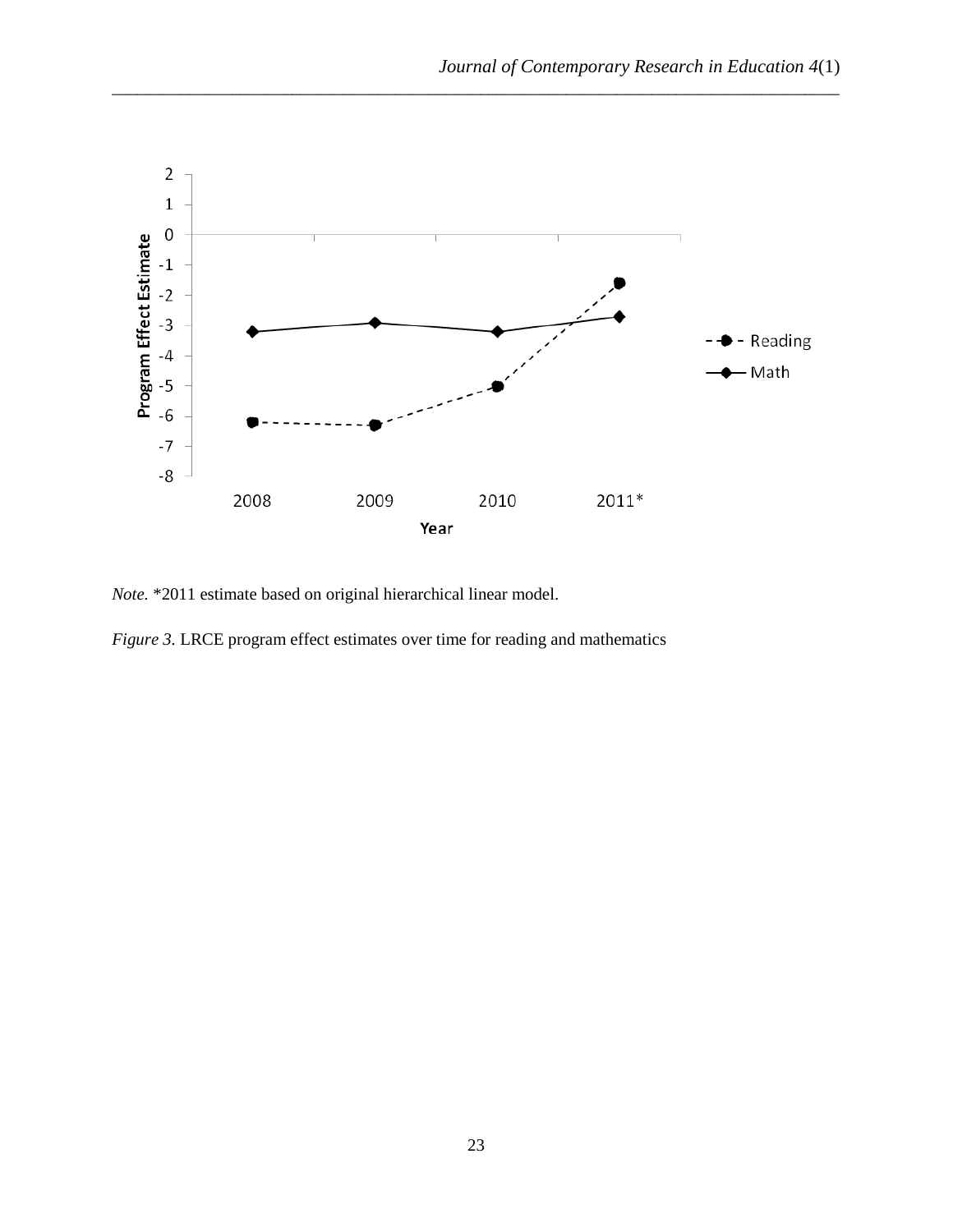*Note.* *2011 estimate based on original hierarchical linear model.

*Figure 3.* LRCE program effect estimates over time for reading and mathematics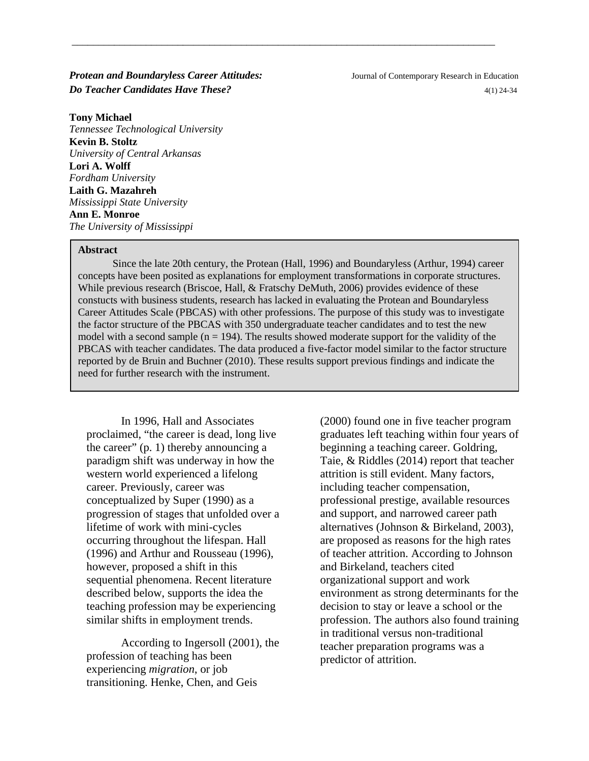# *Protean and Boundaryless Career Attitudes: Do Teacher Candidates Have These?*

**Tony Michael**
*Tennessee Technological University*
**Kevin B. Stoltz**
*University of Central Arkansas*
**Lori A. Wolff**
*Fordham University*
**Laith G. Mazahreh**
*Mississippi State University*
**Ann E. Monroe**
*The University of Mississippi*

**Abstract**

Since the late 20th century, the Protean (Hall, 1996) and Boundaryless (Arthur, 1994) career concepts have been posited as explanations for employment transformations in corporate structures. While previous research (Briscoe, Hall, & Fratschy DeMuth, 2006) provides evidence of these constucts with business students, research has lacked in evaluating the Protean and Boundaryless Career Attitudes Scale (PBCAS) with other professions. The purpose of this study was to investigate the factor structure of the PBCAS with 350 undergraduate teacher candidates and to test the new model with a second sample ($n = 194$). The results showed moderate support for the validity of the PBCAS with teacher candidates. The data produced a five-factor model similar to the factor structure reported by de Bruin and Buchner (2010). These results support previous findings and indicate the need for further research with the instrument.

In 1996, Hall and Associates proclaimed, "the career is dead, long live the career" (p. 1) thereby announcing a paradigm shift was underway in how the western world experienced a lifelong career. Previously, career was conceptualized by Super (1990) as a progression of stages that unfolded over a lifetime of work with mini-cycles occurring throughout the lifespan. Hall (1996) and Arthur and Rousseau (1996), however, proposed a shift in this sequential phenomena. Recent literature described below, supports the idea the teaching profession may be experiencing similar shifts in employment trends.

According to Ingersoll (2001), the profession of teaching has been experiencing *migration*, or job transitioning. Henke, Chen, and Geis (2000) found one in five teacher program graduates left teaching within four years of beginning a teaching career. Goldring, Taie, & Riddles (2014) report that teacher attrition is still evident. Many factors, including teacher compensation, professional prestige, available resources and support, and narrowed career path alternatives (Johnson & Birkeland, 2003), are proposed as reasons for the high rates of teacher attrition. According to Johnson and Birkeland, teachers cited organizational support and work environment as strong determinants for the decision to stay or leave a school or the profession. The authors also found training in traditional versus non-traditional teacher preparation programs was a predictor of attrition.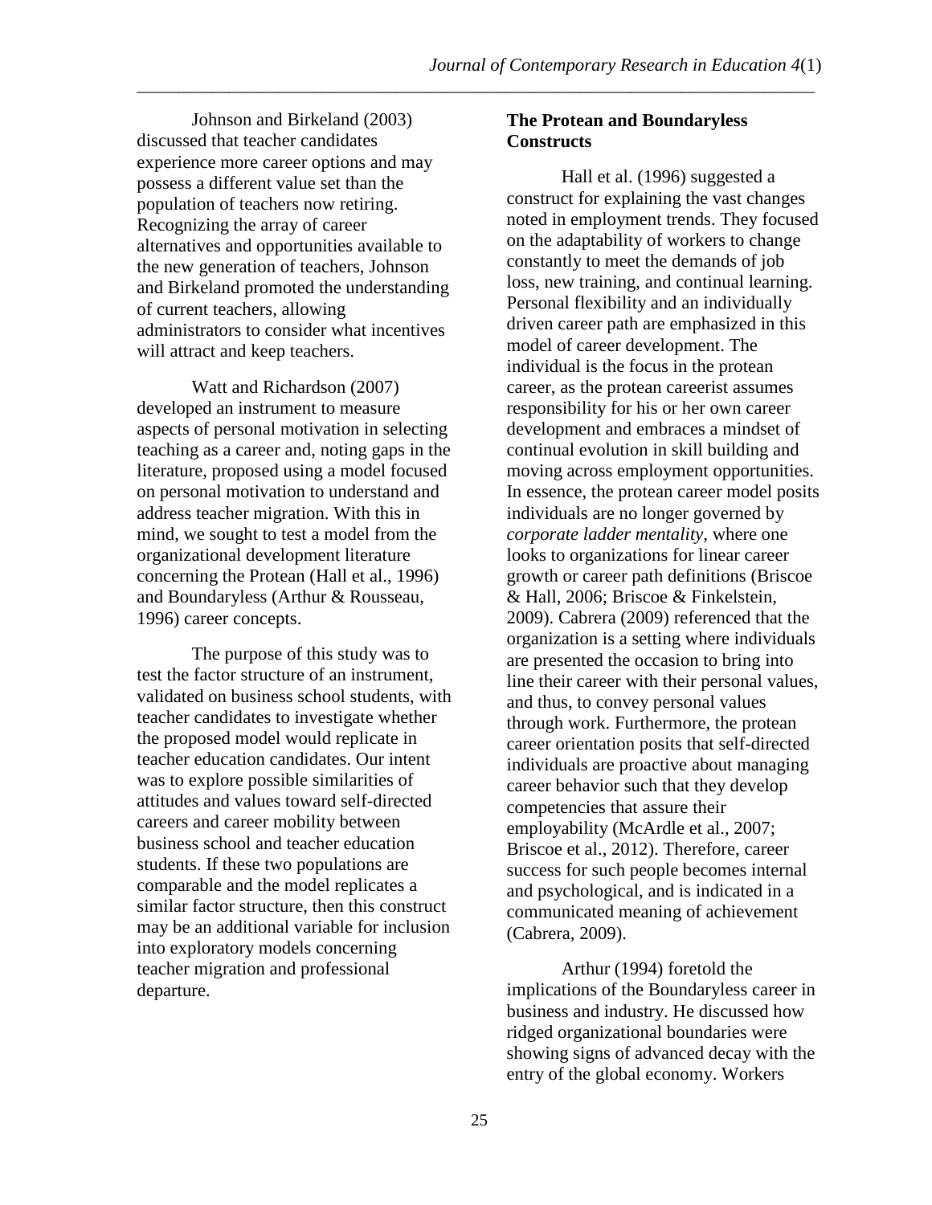Johnson and Birkeland (2003) discussed that teacher candidates experience more career options and may possess a different value set than the population of teachers now retiring. Recognizing the array of career alternatives and opportunities available to the new generation of teachers, Johnson and Birkeland promoted the understanding of current teachers, allowing administrators to consider what incentives will attract and keep teachers.

Watt and Richardson (2007) developed an instrument to measure aspects of personal motivation in selecting teaching as a career and, noting gaps in the literature, proposed using a model focused on personal motivation to understand and address teacher migration. With this in mind, we sought to test a model from the organizational development literature concerning the Protean (Hall et al., 1996) and Boundaryless (Arthur & Rousseau, 1996) career concepts.

The purpose of this study was to test the factor structure of an instrument, validated on business school students, with teacher candidates to investigate whether the proposed model would replicate in teacher education candidates. Our intent was to explore possible similarities of attitudes and values toward self-directed careers and career mobility between business school and teacher education students. If these two populations are comparable and the model replicates a similar factor structure, then this construct may be an additional variable for inclusion into exploratory models concerning teacher migration and professional departure.

## The Protean and Boundaryless Constructs

Hall et al. (1996) suggested a construct for explaining the vast changes noted in employment trends. They focused on the adaptability of workers to change constantly to meet the demands of job loss, new training, and continual learning. Personal flexibility and an individually driven career path are emphasized in this model of career development. The individual is the focus in the protean career, as the protean careerist assumes responsibility for his or her own career development and embraces a mindset of continual evolution in skill building and moving across employment opportunities. In essence, the protean career model posits individuals are no longer governed by *corporate ladder mentality*, where one looks to organizations for linear career growth or career path definitions (Briscoe & Hall, 2006; Briscoe & Finkelstein, 2009). Cabrera (2009) referenced that the organization is a setting where individuals are presented the occasion to bring into line their career with their personal values, and thus, to convey personal values through work. Furthermore, the protean career orientation posits that self-directed individuals are proactive about managing career behavior such that they develop competencies that assure their employability (McArdle et al., 2007; Briscoe et al., 2012). Therefore, career success for such people becomes internal and psychological, and is indicated in a communicated meaning of achievement (Cabrera, 2009).

Arthur (1994) foretold the implications of the Boundaryless career in business and industry. He discussed how ridged organizational boundaries were showing signs of advanced decay with the entry of the global economy. Workers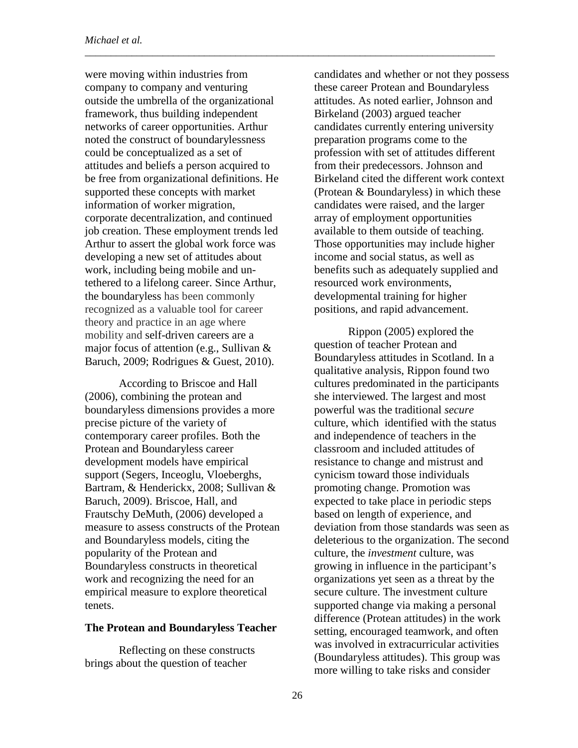were moving within industries from company to company and venturing outside the umbrella of the organizational framework, thus building independent networks of career opportunities. Arthur noted the construct of boundarylessness could be conceptualized as a set of attitudes and beliefs a person acquired to be free from organizational definitions. He supported these concepts with market information of worker migration, corporate decentralization, and continued job creation. These employment trends led Arthur to assert the global work force was developing a new set of attitudes about work, including being mobile and un-tethered to a lifelong career. Since Arthur, the boundaryless has been commonly recognized as a valuable tool for career theory and practice in an age where mobility and self-driven careers are a major focus of attention (e.g., Sullivan & Baruch, 2009; Rodrigues & Guest, 2010).

According to Briscoe and Hall (2006), combining the protean and boundaryless dimensions provides a more precise picture of the variety of contemporary career profiles. Both the Protean and Boundaryless career development models have empirical support (Segers, Inceoglu, Vloeberghs, Bartram, & Henderickx, 2008; Sullivan & Baruch, 2009). Briscoe, Hall, and Frautschy DeMuth, (2006) developed a measure to assess constructs of the Protean and Boundaryless models, citing the popularity of the Protean and Boundaryless constructs in theoretical work and recognizing the need for an empirical measure to explore theoretical tenets.

**The Protean and Boundaryless Teacher**

Reflecting on these constructs brings about the question of teacher candidates and whether or not they possess these career Protean and Boundaryless attitudes. As noted earlier, Johnson and Birkeland (2003) argued teacher candidates currently entering university preparation programs come to the profession with set of attitudes different from their predecessors. Johnson and Birkeland cited the different work context (Protean & Boundaryless) in which these candidates were raised, and the larger array of employment opportunities available to them outside of teaching. Those opportunities may include higher income and social status, as well as benefits such as adequately supplied and resourced work environments, developmental training for higher positions, and rapid advancement.

Rippon (2005) explored the question of teacher Protean and Boundaryless attitudes in Scotland. In a qualitative analysis, Rippon found two cultures predominated in the participants she interviewed. The largest and most powerful was the traditional *secure* culture, which identified with the status and independence of teachers in the classroom and included attitudes of resistance to change and mistrust and cynicism toward those individuals promoting change. Promotion was expected to take place in periodic steps based on length of experience, and deviation from those standards was seen as deleterious to the organization. The second culture, the *investment* culture, was growing in influence in the participant's organizations yet seen as a threat by the secure culture. The investment culture supported change via making a personal difference (Protean attitudes) in the work setting, encouraged teamwork, and often was involved in extracurricular activities (Boundaryless attitudes). This group was more willing to take risks and consider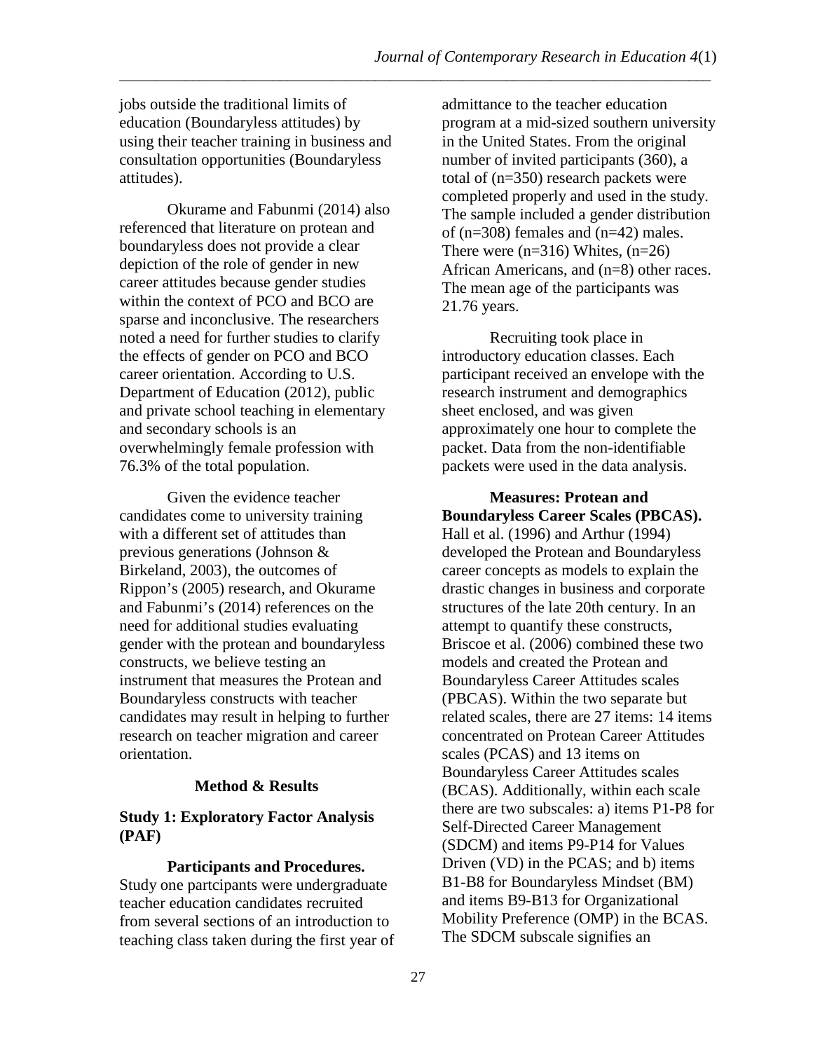jobs outside the traditional limits of education (Boundaryless attitudes) by using their teacher training in business and consultation opportunities (Boundaryless attitudes).

Okurame and Fabunmi (2014) also referenced that literature on protean and boundaryless does not provide a clear depiction of the role of gender in new career attitudes because gender studies within the context of PCO and BCO are sparse and inconclusive. The researchers noted a need for further studies to clarify the effects of gender on PCO and BCO career orientation. According to U.S. Department of Education (2012), public and private school teaching in elementary and secondary schools is an overwhelmingly female profession with 76.3% of the total population.

Given the evidence teacher candidates come to university training with a different set of attitudes than previous generations (Johnson & Birkeland, 2003), the outcomes of Rippon's (2005) research, and Okurame and Fabunmi's (2014) references on the need for additional studies evaluating gender with the protean and boundaryless constructs, we believe testing an instrument that measures the Protean and Boundaryless constructs with teacher candidates may result in helping to further research on teacher migration and career orientation.

## Method & Results

### Study 1: Exploratory Factor Analysis (PAF)

**Participants and Procedures.** Study one partcipants were undergraduate teacher education candidates recruited from several sections of an introduction to teaching class taken during the first year of admittance to the teacher education program at a mid-sized southern university in the United States. From the original number of invited participants (360), a total of (n=350) research packets were completed properly and used in the study. The sample included a gender distribution of (n=308) females and (n=42) males. There were (n=316) Whites, (n=26) African Americans, and (n=8) other races. The mean age of the participants was 21.76 years.

Recruiting took place in introductory education classes. Each participant received an envelope with the research instrument and demographics sheet enclosed, and was given approximately one hour to complete the packet. Data from the non-identifiable packets were used in the data analysis.

**Measures: Protean and Boundaryless Career Scales (PBCAS).** Hall et al. (1996) and Arthur (1994) developed the Protean and Boundaryless career concepts as models to explain the drastic changes in business and corporate structures of the late 20th century. In an attempt to quantify these constructs, Briscoe et al. (2006) combined these two models and created the Protean and Boundaryless Career Attitudes scales (PBCAS). Within the two separate but related scales, there are 27 items: 14 items concentrated on Protean Career Attitudes scales (PCAS) and 13 items on Boundaryless Career Attitudes scales (BCAS). Additionally, within each scale there are two subscales: a) items P1-P8 for Self-Directed Career Management (SDCM) and items P9-P14 for Values Driven (VD) in the PCAS; and b) items B1-B8 for Boundaryless Mindset (BM) and items B9-B13 for Organizational Mobility Preference (OMP) in the BCAS. The SDCM subscale signifies an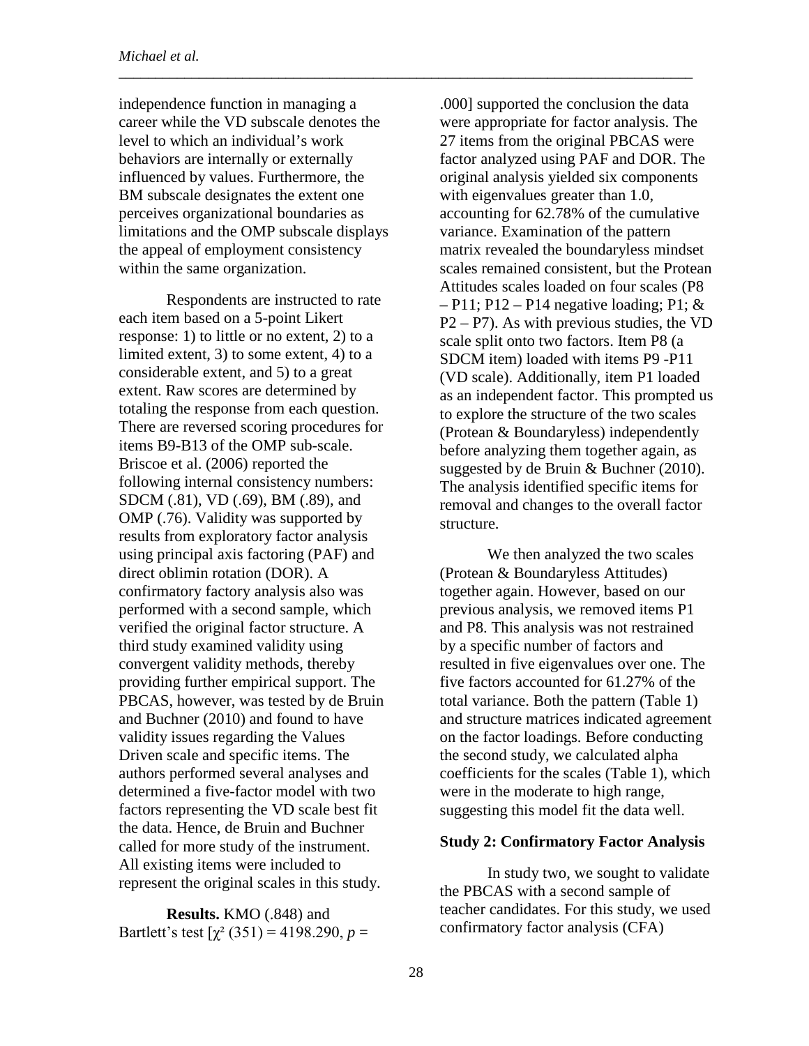independence function in managing a career while the VD subscale denotes the level to which an individual's work behaviors are internally or externally influenced by values. Furthermore, the BM subscale designates the extent one perceives organizational boundaries as limitations and the OMP subscale displays the appeal of employment consistency within the same organization.

Respondents are instructed to rate each item based on a 5-point Likert response: 1) to little or no extent, 2) to a limited extent, 3) to some extent, 4) to a considerable extent, and 5) to a great extent. Raw scores are determined by totaling the response from each question. There are reversed scoring procedures for items B9-B13 of the OMP sub-scale. Briscoe et al. (2006) reported the following internal consistency numbers: SDCM (.81), VD (.69), BM (.89), and OMP (.76). Validity was supported by results from exploratory factor analysis using principal axis factoring (PAF) and direct oblimin rotation (DOR). A confirmatory factory analysis also was performed with a second sample, which verified the original factor structure. A third study examined validity using convergent validity methods, thereby providing further empirical support. The PBCAS, however, was tested by de Bruin and Buchner (2010) and found to have validity issues regarding the Values Driven scale and specific items. The authors performed several analyses and determined a five-factor model with two factors representing the VD scale best fit the data. Hence, de Bruin and Buchner called for more study of the instrument. All existing items were included to represent the original scales in this study.

**Results.** KMO (.848) and Bartlett's test [$\chi^2$ (351) = 4198.290, $p$ = .000] supported the conclusion the data were appropriate for factor analysis. The 27 items from the original PBCAS were factor analyzed using PAF and DOR. The original analysis yielded six components with eigenvalues greater than 1.0, accounting for 62.78% of the cumulative variance. Examination of the pattern matrix revealed the boundaryless mindset scales remained consistent, but the Protean Attitudes scales loaded on four scales (P8 – P11; P12 – P14 negative loading; P1; & P2 – P7). As with previous studies, the VD scale split onto two factors. Item P8 (a SDCM item) loaded with items P9 -P11 (VD scale). Additionally, item P1 loaded as an independent factor. This prompted us to explore the structure of the two scales (Protean & Boundaryless) independently before analyzing them together again, as suggested by de Bruin & Buchner (2010). The analysis identified specific items for removal and changes to the overall factor structure.

We then analyzed the two scales (Protean & Boundaryless Attitudes) together again. However, based on our previous analysis, we removed items P1 and P8. This analysis was not restrained by a specific number of factors and resulted in five eigenvalues over one. The five factors accounted for 61.27% of the total variance. Both the pattern (Table 1) and structure matrices indicated agreement on the factor loadings. Before conducting the second study, we calculated alpha coefficients for the scales (Table 1), which were in the moderate to high range, suggesting this model fit the data well.

### Study 2: Confirmatory Factor Analysis

In study two, we sought to validate the PBCAS with a second sample of teacher candidates. For this study, we used confirmatory factor analysis (CFA)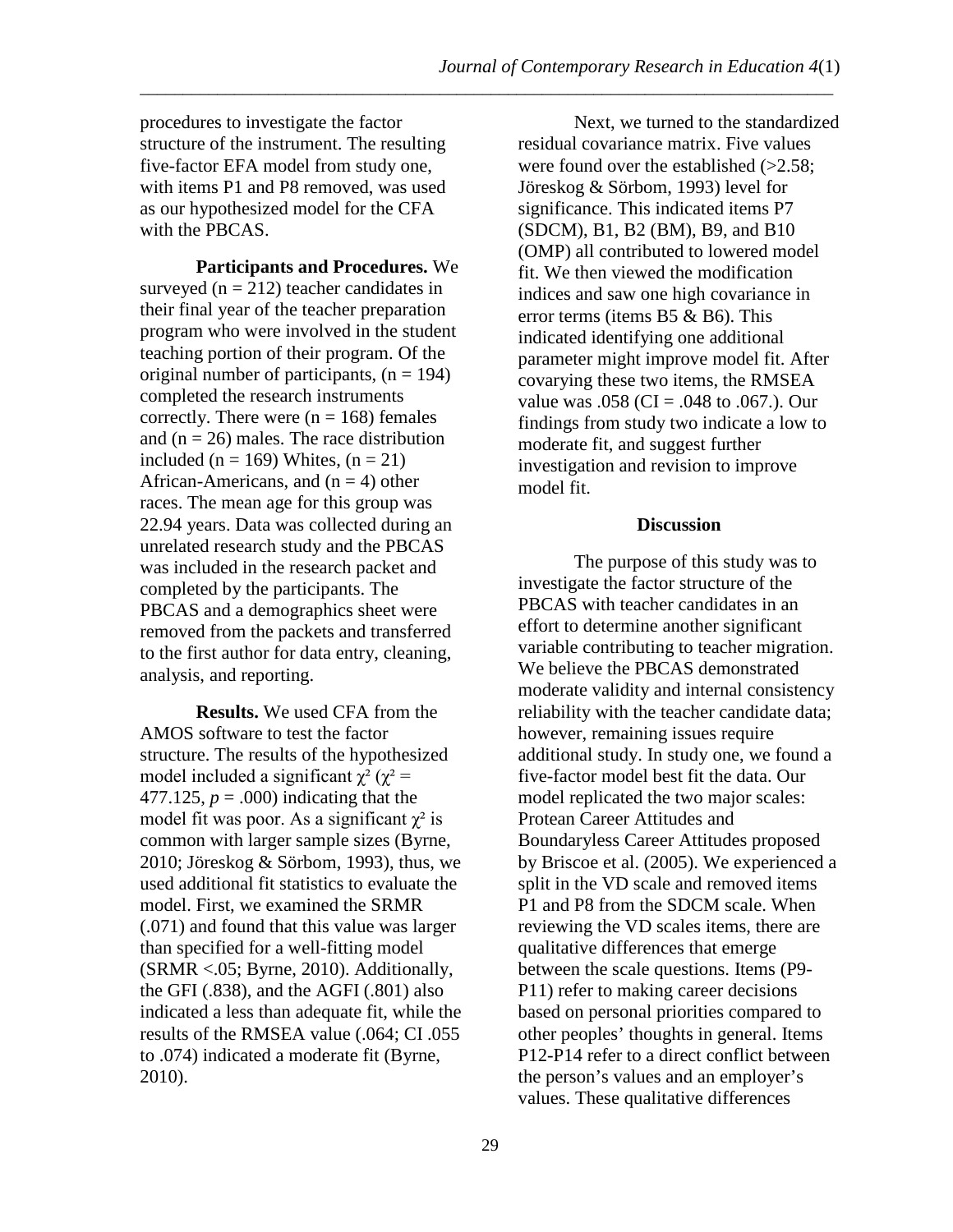procedures to investigate the factor structure of the instrument. The resulting five-factor EFA model from study one, with items P1 and P8 removed, was used as our hypothesized model for the CFA with the PBCAS.

**Participants and Procedures.** We surveyed ($n = 212$) teacher candidates in their final year of the teacher preparation program who were involved in the student teaching portion of their program. Of the original number of participants, ($n = 194$) completed the research instruments correctly. There were ($n = 168$) females and ($n = 26$) males. The race distribution included ($n = 169$) Whites, ($n = 21$) African-Americans, and ($n = 4$) other races. The mean age for this group was 22.94 years. Data was collected during an unrelated research study and the PBCAS was included in the research packet and completed by the participants. The PBCAS and a demographics sheet were removed from the packets and transferred to the first author for data entry, cleaning, analysis, and reporting.

**Results.** We used CFA from the AMOS software to test the factor structure. The results of the hypothesized model included a significant $\chi^2$ ($\chi^2 = 477.125$, $p = .000$) indicating that the model fit was poor. As a significant $\chi^2$ is common with larger sample sizes (Byrne, 2010; Jöreskog & Sörbom, 1993), thus, we used additional fit statistics to evaluate the model. First, we examined the SRMR (.071) and found that this value was larger than specified for a well-fitting model (SRMR <.05; Byrne, 2010). Additionally, the GFI (.838), and the AGFI (.801) also indicated a less than adequate fit, while the results of the RMSEA value (.064; CI .055 to .074) indicated a moderate fit (Byrne, 2010).

Next, we turned to the standardized residual covariance matrix. Five values were found over the established (>2.58; Jöreskog & Sörbom, 1993) level for significance. This indicated items P7 (SDCM), B1, B2 (BM), B9, and B10 (OMP) all contributed to lowered model fit. We then viewed the modification indices and saw one high covariance in error terms (items B5 & B6). This indicated identifying one additional parameter might improve model fit. After covarying these two items, the RMSEA value was .058 (CI = .048 to .067.). Our findings from study two indicate a low to moderate fit, and suggest further investigation and revision to improve model fit.

## Discussion

The purpose of this study was to investigate the factor structure of the PBCAS with teacher candidates in an effort to determine another significant variable contributing to teacher migration. We believe the PBCAS demonstrated moderate validity and internal consistency reliability with the teacher candidate data; however, remaining issues require additional study. In study one, we found a five-factor model best fit the data. Our model replicated the two major scales: Protean Career Attitudes and Boundaryless Career Attitudes proposed by Briscoe et al. (2005). We experienced a split in the VD scale and removed items P1 and P8 from the SDCM scale. When reviewing the VD scales items, there are qualitative differences that emerge between the scale questions. Items (P9-P11) refer to making career decisions based on personal priorities compared to other peoples' thoughts in general. Items P12-P14 refer to a direct conflict between the person's values and an employer's values. These qualitative differences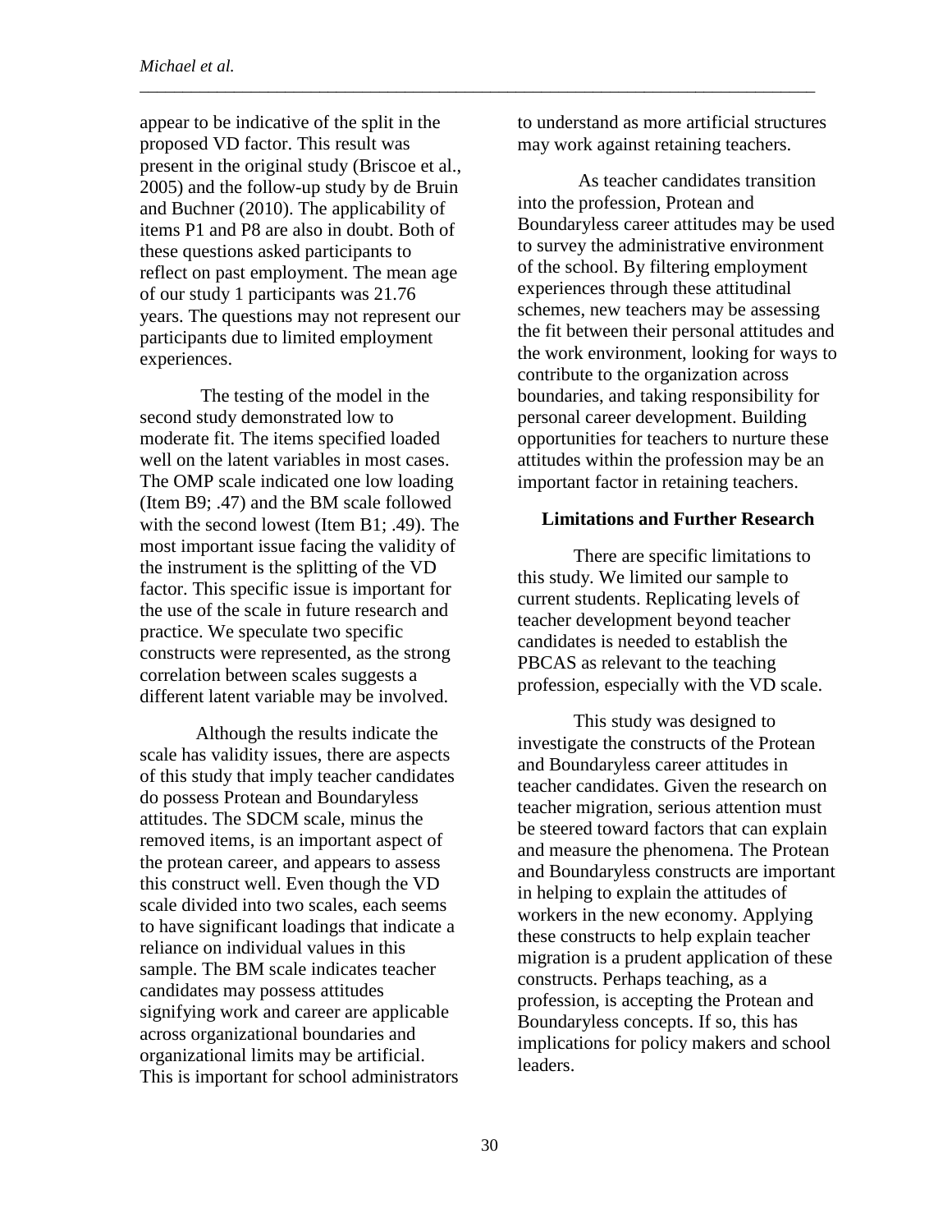appear to be indicative of the split in the proposed VD factor. This result was present in the original study (Briscoe et al., 2005) and the follow-up study by de Bruin and Buchner (2010). The applicability of items P1 and P8 are also in doubt. Both of these questions asked participants to reflect on past employment. The mean age of our study 1 participants was 21.76 years. The questions may not represent our participants due to limited employment experiences.

The testing of the model in the second study demonstrated low to moderate fit. The items specified loaded well on the latent variables in most cases. The OMP scale indicated one low loading (Item B9; .47) and the BM scale followed with the second lowest (Item B1; .49). The most important issue facing the validity of the instrument is the splitting of the VD factor. This specific issue is important for the use of the scale in future research and practice. We speculate two specific constructs were represented, as the strong correlation between scales suggests a different latent variable may be involved.

Although the results indicate the scale has validity issues, there are aspects of this study that imply teacher candidates do possess Protean and Boundaryless attitudes. The SDCM scale, minus the removed items, is an important aspect of the protean career, and appears to assess this construct well. Even though the VD scale divided into two scales, each seems to have significant loadings that indicate a reliance on individual values in this sample. The BM scale indicates teacher candidates may possess attitudes signifying work and career are applicable across organizational boundaries and organizational limits may be artificial. This is important for school administrators to understand as more artificial structures may work against retaining teachers.

As teacher candidates transition into the profession, Protean and Boundaryless career attitudes may be used to survey the administrative environment of the school. By filtering employment experiences through these attitudinal schemes, new teachers may be assessing the fit between their personal attitudes and the work environment, looking for ways to contribute to the organization across boundaries, and taking responsibility for personal career development. Building opportunities for teachers to nurture these attitudes within the profession may be an important factor in retaining teachers.

## Limitations and Further Research

There are specific limitations to this study. We limited our sample to current students. Replicating levels of teacher development beyond teacher candidates is needed to establish the PBCAS as relevant to the teaching profession, especially with the VD scale.

This study was designed to investigate the constructs of the Protean and Boundaryless career attitudes in teacher candidates. Given the research on teacher migration, serious attention must be steered toward factors that can explain and measure the phenomena. The Protean and Boundaryless constructs are important in helping to explain the attitudes of workers in the new economy. Applying these constructs to help explain teacher migration is a prudent application of these constructs. Perhaps teaching, as a profession, is accepting the Protean and Boundaryless concepts. If so, this has implications for policy makers and school leaders.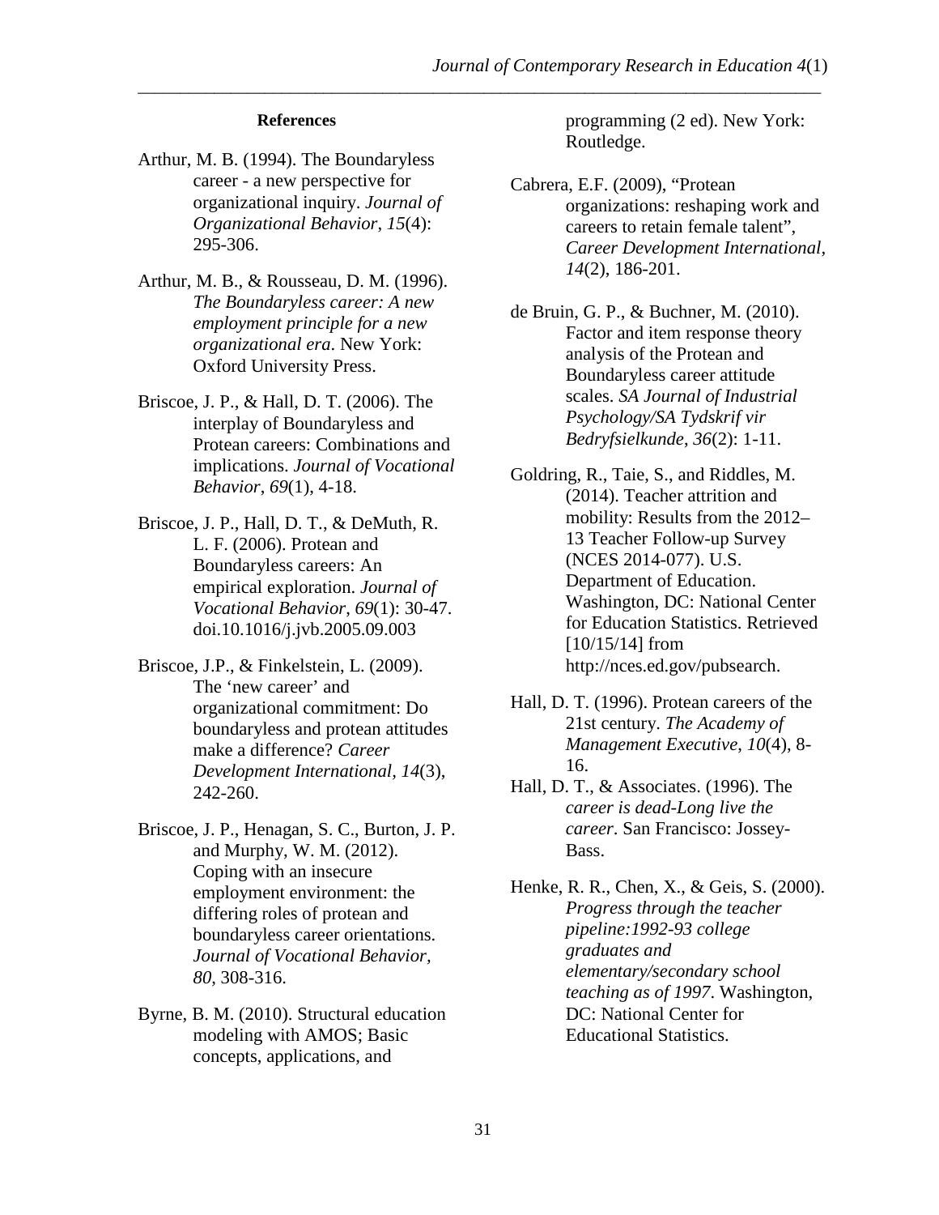## References

Arthur, M. B. (1994). The Boundaryless career - a new perspective for organizational inquiry. *Journal of Organizational Behavior*, *15*(4): 295-306.

Arthur, M. B., & Rousseau, D. M. (1996). *The Boundaryless career: A new employment principle for a new organizational era*. New York: Oxford University Press.

Briscoe, J. P., & Hall, D. T. (2006). The interplay of Boundaryless and Protean careers: Combinations and implications. *Journal of Vocational Behavior*, *69*(1), 4-18.

Briscoe, J. P., Hall, D. T., & DeMuth, R. L. F. (2006). Protean and Boundaryless careers: An empirical exploration. *Journal of Vocational Behavior*, *69*(1): 30-47. doi.10.1016/j.jvb.2005.09.003

Briscoe, J.P., & Finkelstein, L. (2009). The 'new career' and organizational commitment: Do boundaryless and protean attitudes make a difference? *Career Development International, 14*(3), 242-260.

Briscoe, J. P., Henagan, S. C., Burton, J. P. and Murphy, W. M. (2012). Coping with an insecure employment environment: the differing roles of protean and boundaryless career orientations. *Journal of Vocational Behavior, 80*, 308-316.

Byrne, B. M. (2010). Structural education modeling with AMOS; Basic concepts, applications, and programming (2 ed). New York: Routledge.

Cabrera, E.F. (2009), "Protean organizations: reshaping work and careers to retain female talent", *Career Development International, 14*(2), 186-201.

de Bruin, G. P., & Buchner, M. (2010). Factor and item response theory analysis of the Protean and Boundaryless career attitude scales. *SA Journal of Industrial Psychology/SA Tydskrif vir Bedryfsielkunde*, *36*(2): 1-11.

Goldring, R., Taie, S., and Riddles, M. (2014). Teacher attrition and mobility: Results from the 2012–13 Teacher Follow-up Survey (NCES 2014-077). U.S. Department of Education. Washington, DC: National Center for Education Statistics. Retrieved [10/15/14] from http://nces.ed.gov/pubsearch.

Hall, D. T. (1996). Protean careers of the 21st century. *The Academy of Management Executive*, *10*(4), 8-16.

Hall, D. T., & Associates. (1996). The *career is dead-Long live the career.* San Francisco: Jossey-Bass.

Henke, R. R., Chen, X., & Geis, S. (2000). *Progress through the teacher pipeline:1992-93 college graduates and elementary/secondary school teaching as of 1997*. Washington, DC: National Center for Educational Statistics.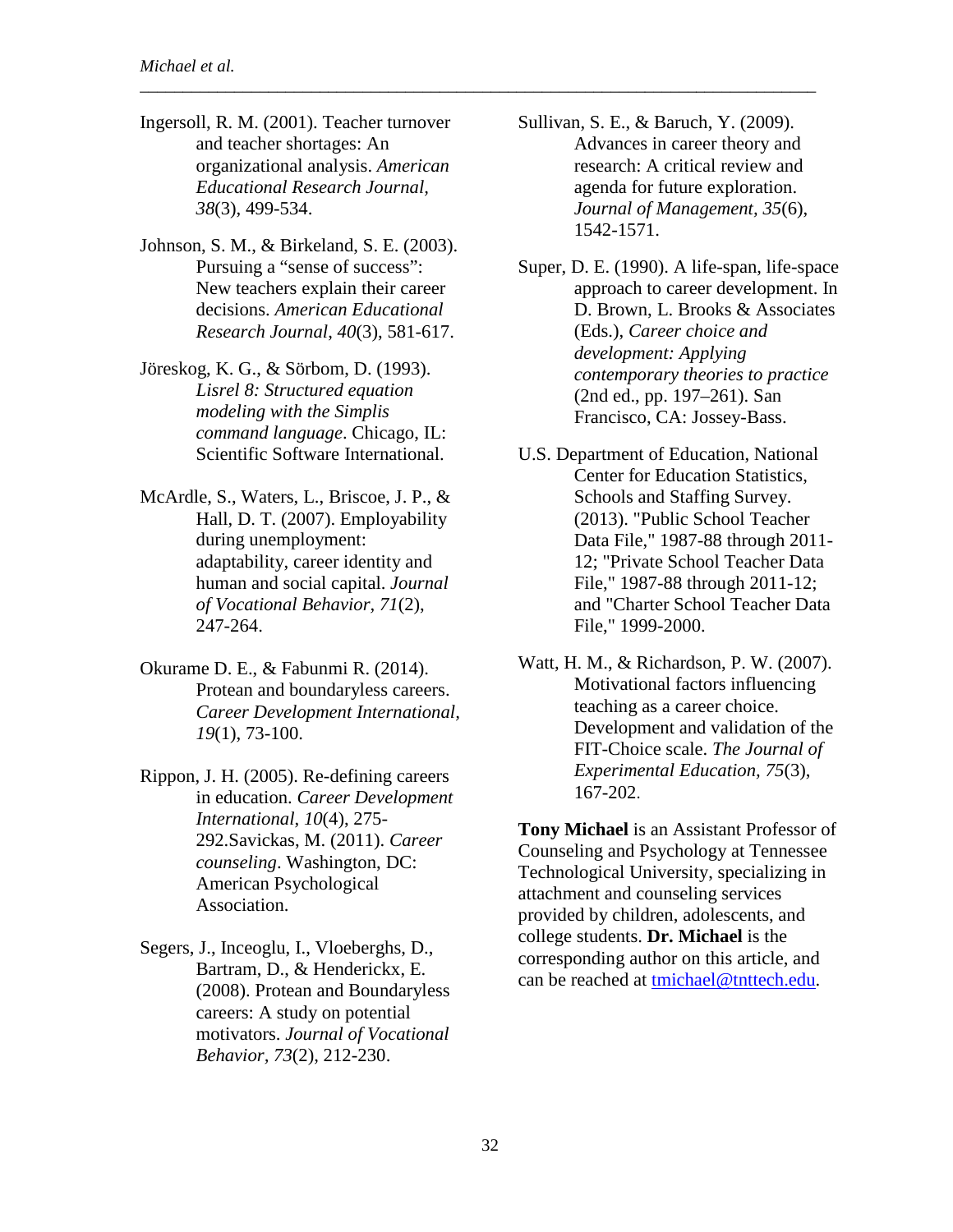Ingersoll, R. M. (2001). Teacher turnover and teacher shortages: An organizational analysis. *American Educational Research Journal, 38*(3), 499-534.

Johnson, S. M., & Birkeland, S. E. (2003). Pursuing a "sense of success": New teachers explain their career decisions. *American Educational Research Journal*, *40*(3), 581-617.

Jöreskog, K. G., & Sörbom, D. (1993). *Lisrel 8: Structured equation modeling with the Simplis command language*. Chicago, IL: Scientific Software International.

McArdle, S., Waters, L., Briscoe, J. P., & Hall, D. T. (2007). Employability during unemployment: adaptability, career identity and human and social capital. *Journal of Vocational Behavior, 71*(2), 247-264.

Okurame D. E., & Fabunmi R. (2014). Protean and boundaryless careers. *Career Development International, 19*(1), 73-100.

Rippon, J. H. (2005). Re-defining careers in education. *Career Development International*, *10*(4), 275-292.Savickas, M. (2011). *Career counseling*. Washington, DC: American Psychological Association.

Segers, J., Inceoglu, I., Vloeberghs, D., Bartram, D., & Henderickx, E. (2008). Protean and Boundaryless careers: A study on potential motivators. *Journal of Vocational Behavior*, *73*(2), 212-230.

Sullivan, S. E., & Baruch, Y. (2009). Advances in career theory and research: A critical review and agenda for future exploration. *Journal of Management*, *35*(6), 1542-1571.

Super, D. E. (1990). A life-span, life-space approach to career development. In D. Brown, L. Brooks & Associates (Eds.), *Career choice and development: Applying contemporary theories to practice* (2nd ed., pp. 197–261). San Francisco, CA: Jossey-Bass.

U.S. Department of Education, National Center for Education Statistics, Schools and Staffing Survey. (2013). "Public School Teacher Data File," 1987-88 through 2011-12; "Private School Teacher Data File," 1987-88 through 2011-12; and "Charter School Teacher Data File," 1999-2000.

Watt, H. M., & Richardson, P. W. (2007). Motivational factors influencing teaching as a career choice. Development and validation of the FIT-Choice scale. *The Journal of Experimental Education*, *75*(3), 167-202.

**Tony Michael** is an Assistant Professor of Counseling and Psychology at Tennessee Technological University, specializing in attachment and counseling services provided by children, adolescents, and college students. **Dr. Michael** is the corresponding author on this article, and can be reached at tmichael@tnttech.edu.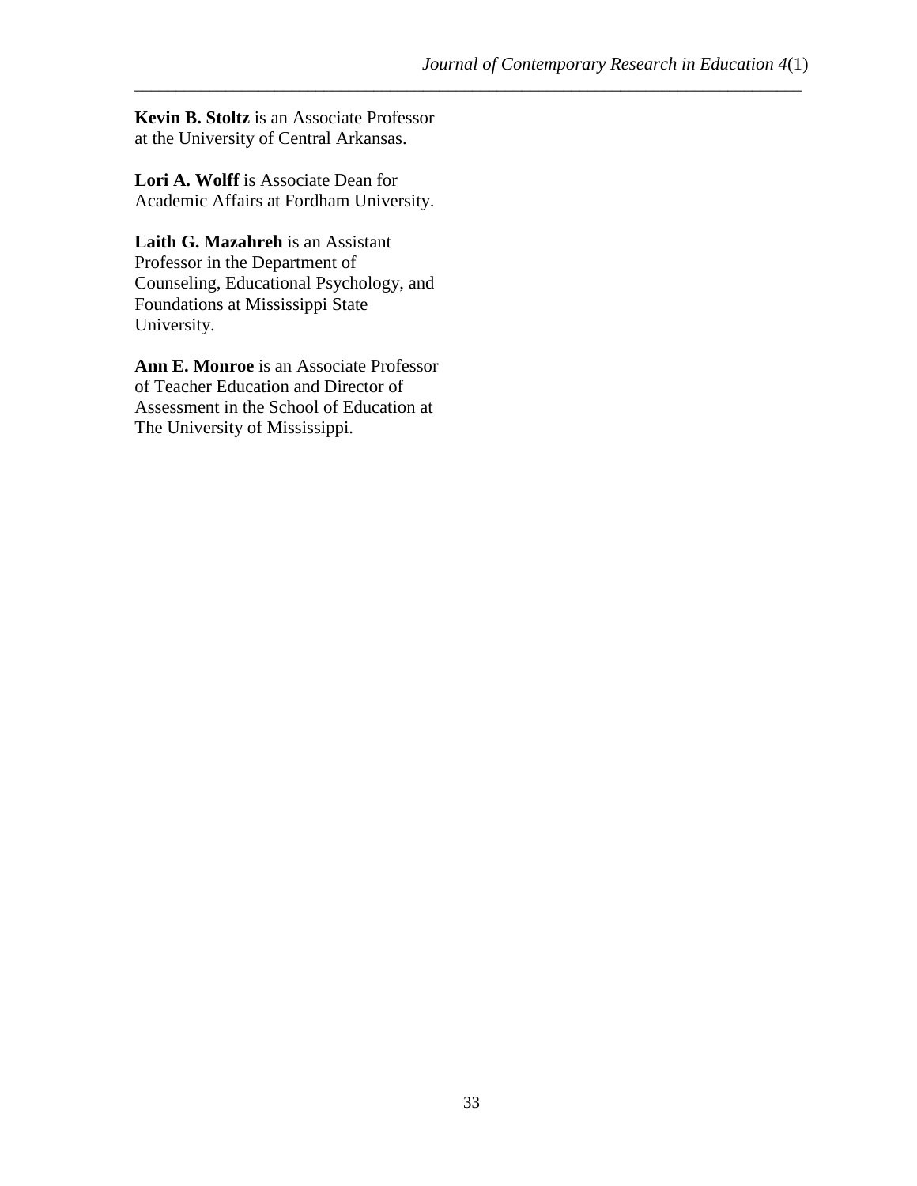**Kevin B. Stoltz** is an Associate Professor at the University of Central Arkansas.

**Lori A. Wolff** is Associate Dean for Academic Affairs at Fordham University.

**Laith G. Mazahreh** is an Assistant Professor in the Department of Counseling, Educational Psychology, and Foundations at Mississippi State University.

**Ann E. Monroe** is an Associate Professor of Teacher Education and Director of Assessment in the School of Education at The University of Mississippi.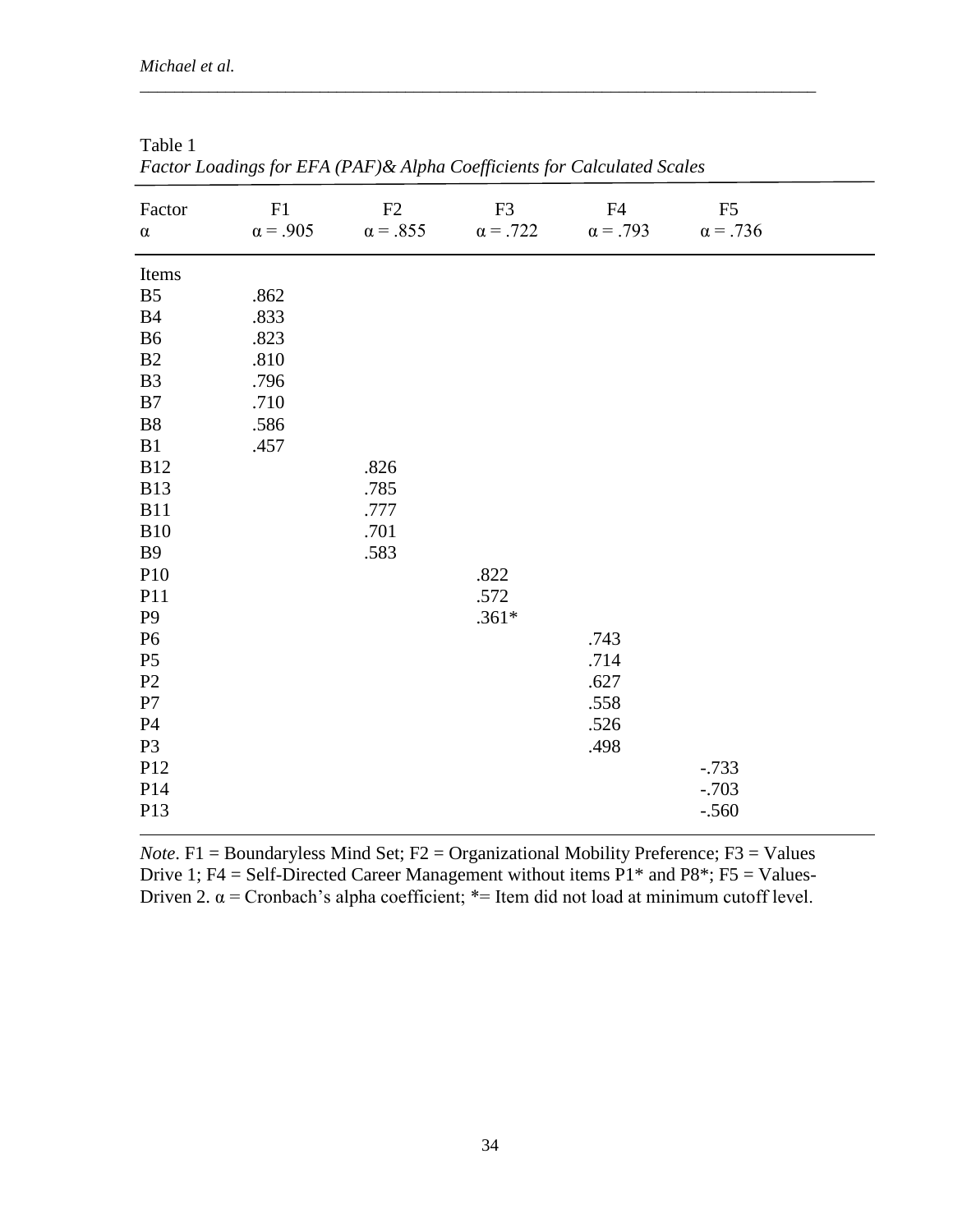Table 1

*Factor Loadings for EFA (PAF)& Alpha Coefficients for Calculated Scales*

| Factor<br>α | F1<br>α = .905 | F2<br>α = .855 | F3<br>α = .722 | F4<br>α = .793 | F5<br>α = .736 |
|---|---|---|---|---|---|
| Items | | | | | |
| B5 | .862 | | | | |
| B4 | .833 | | | | |
| B6 | .823 | | | | |
| B2 | .810 | | | | |
| B3 | .796 | | | | |
| B7 | .710 | | | | |
| B8 | .586 | | | | |
| B1 | .457 | | | | |
| B12 | | .826 | | | |
| B13 | | .785 | | | |
| B11 | | .777 | | | |
| B10 | | .701 | | | |
| B9 | | .583 | | | |
| P10 | | | .822 | | |
| P11 | | | .572 | | |
| P9 | | | .361* | | |
| P6 | | | | .743 | |
| P5 | | | | .714 | |
| P2 | | | | .627 | |
| P7 | | | | .558 | |
| P4 | | | | .526 | |
| P3 | | | | .498 | |
| P12 | | | | | -.733 |
| P14 | | | | | -.703 |
| P13 | | | | | -.560 |

*Note*. F1 = Boundaryless Mind Set; F2 = Organizational Mobility Preference; F3 = Values Drive 1; F4 = Self-Directed Career Management without items P1* and P8*; F5 = Values-Driven 2. α = Cronbach's alpha coefficient; *= Item did not load at minimum cutoff level.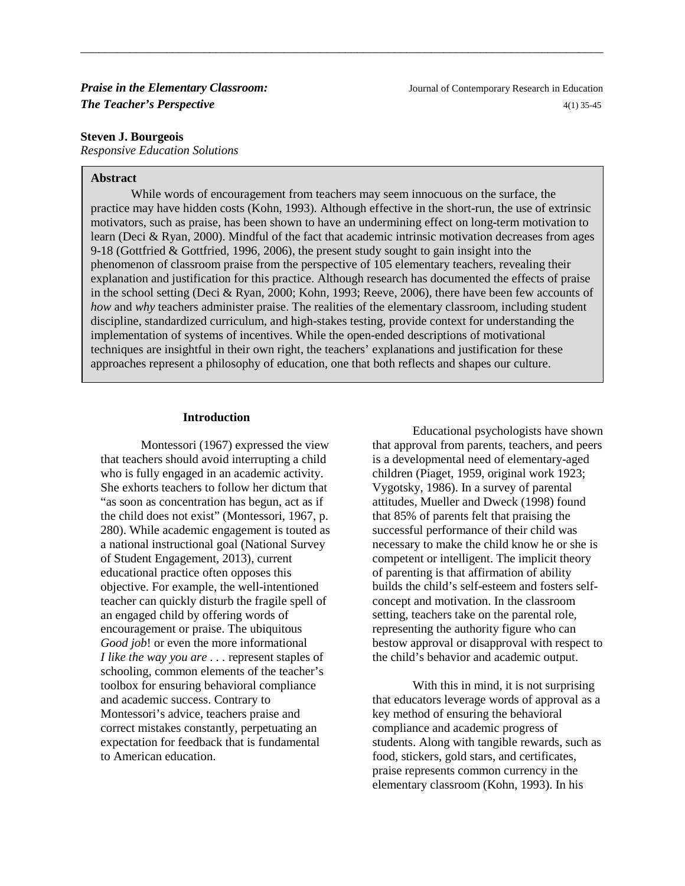# *Praise in the Elementary Classroom: The Teacher's Perspective*

**Steven J. Bourgeois**
*Responsive Education Solutions*

## Abstract

While words of encouragement from teachers may seem innocuous on the surface, the practice may have hidden costs (Kohn, 1993). Although effective in the short-run, the use of extrinsic motivators, such as praise, has been shown to have an undermining effect on long-term motivation to learn (Deci & Ryan, 2000). Mindful of the fact that academic intrinsic motivation decreases from ages 9-18 (Gottfried & Gottfried, 1996, 2006), the present study sought to gain insight into the phenomenon of classroom praise from the perspective of 105 elementary teachers, revealing their explanation and justification for this practice. Although research has documented the effects of praise in the school setting (Deci & Ryan, 2000; Kohn, 1993; Reeve, 2006), there have been few accounts of *how* and *why* teachers administer praise. The realities of the elementary classroom, including student discipline, standardized curriculum, and high-stakes testing, provide context for understanding the implementation of systems of incentives. While the open-ended descriptions of motivational techniques are insightful in their own right, the teachers' explanations and justification for these approaches represent a philosophy of education, one that both reflects and shapes our culture.

## Introduction

Montessori (1967) expressed the view that teachers should avoid interrupting a child who is fully engaged in an academic activity. She exhorts teachers to follow her dictum that "as soon as concentration has begun, act as if the child does not exist" (Montessori, 1967, p. 280). While academic engagement is touted as a national instructional goal (National Survey of Student Engagement, 2013), current educational practice often opposes this objective. For example, the well-intentioned teacher can quickly disturb the fragile spell of an engaged child by offering words of encouragement or praise. The ubiquitous *Good job*! or even the more informational *I like the way you are* . . . represent staples of schooling, common elements of the teacher's toolbox for ensuring behavioral compliance and academic success. Contrary to Montessori's advice, teachers praise and correct mistakes constantly, perpetuating an expectation for feedback that is fundamental to American education.

Educational psychologists have shown that approval from parents, teachers, and peers is a developmental need of elementary-aged children (Piaget, 1959, original work 1923; Vygotsky, 1986). In a survey of parental attitudes, Mueller and Dweck (1998) found that 85% of parents felt that praising the successful performance of their child was necessary to make the child know he or she is competent or intelligent. The implicit theory of parenting is that affirmation of ability builds the child's self-esteem and fosters self-concept and motivation. In the classroom setting, teachers take on the parental role, representing the authority figure who can bestow approval or disapproval with respect to the child's behavior and academic output.

With this in mind, it is not surprising that educators leverage words of approval as a key method of ensuring the behavioral compliance and academic progress of students. Along with tangible rewards, such as food, stickers, gold stars, and certificates, praise represents common currency in the elementary classroom (Kohn, 1993). In his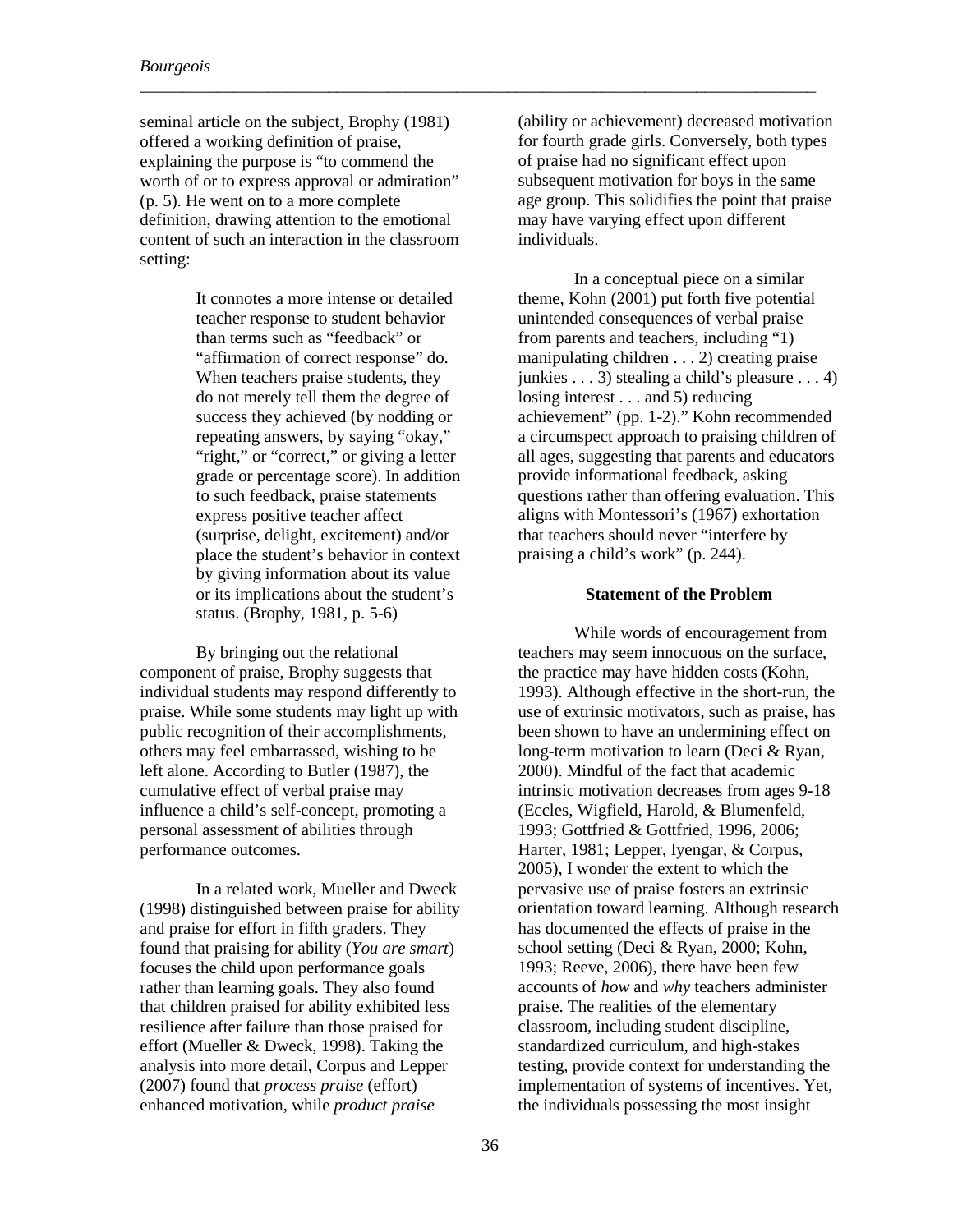seminal article on the subject, Brophy (1981) offered a working definition of praise, explaining the purpose is "to commend the worth of or to express approval or admiration" (p. 5). He went on to a more complete definition, drawing attention to the emotional content of such an interaction in the classroom setting:

> It connotes a more intense or detailed teacher response to student behavior than terms such as "feedback" or "affirmation of correct response" do. When teachers praise students, they do not merely tell them the degree of success they achieved (by nodding or repeating answers, by saying "okay," "right," or "correct," or giving a letter grade or percentage score). In addition to such feedback, praise statements express positive teacher affect (surprise, delight, excitement) and/or place the student's behavior in context by giving information about its value or its implications about the student's status. (Brophy, 1981, p. 5-6)

By bringing out the relational component of praise, Brophy suggests that individual students may respond differently to praise. While some students may light up with public recognition of their accomplishments, others may feel embarrassed, wishing to be left alone. According to Butler (1987), the cumulative effect of verbal praise may influence a child's self-concept, promoting a personal assessment of abilities through performance outcomes.

In a related work, Mueller and Dweck (1998) distinguished between praise for ability and praise for effort in fifth graders. They found that praising for ability (*You are smart*) focuses the child upon performance goals rather than learning goals. They also found that children praised for ability exhibited less resilience after failure than those praised for effort (Mueller & Dweck, 1998). Taking the analysis into more detail, Corpus and Lepper (2007) found that *process praise* (effort) enhanced motivation, while *product praise* (ability or achievement) decreased motivation for fourth grade girls. Conversely, both types of praise had no significant effect upon subsequent motivation for boys in the same age group. This solidifies the point that praise may have varying effect upon different individuals.

In a conceptual piece on a similar theme, Kohn (2001) put forth five potential unintended consequences of verbal praise from parents and teachers, including "1) manipulating children . . . 2) creating praise junkies . . . 3) stealing a child's pleasure . . . 4) losing interest . . . and 5) reducing achievement" (pp. 1-2)." Kohn recommended a circumspect approach to praising children of all ages, suggesting that parents and educators provide informational feedback, asking questions rather than offering evaluation. This aligns with Montessori's (1967) exhortation that teachers should never "interfere by praising a child's work" (p. 244).

### Statement of the Problem

While words of encouragement from teachers may seem innocuous on the surface, the practice may have hidden costs (Kohn, 1993). Although effective in the short-run, the use of extrinsic motivators, such as praise, has been shown to have an undermining effect on long-term motivation to learn (Deci & Ryan, 2000). Mindful of the fact that academic intrinsic motivation decreases from ages 9-18 (Eccles, Wigfield, Harold, & Blumenfeld, 1993; Gottfried & Gottfried, 1996, 2006; Harter, 1981; Lepper, Iyengar, & Corpus, 2005), I wonder the extent to which the pervasive use of praise fosters an extrinsic orientation toward learning. Although research has documented the effects of praise in the school setting (Deci & Ryan, 2000; Kohn, 1993; Reeve, 2006), there have been few accounts of *how* and *why* teachers administer praise. The realities of the elementary classroom, including student discipline, standardized curriculum, and high-stakes testing, provide context for understanding the implementation of systems of incentives. Yet, the individuals possessing the most insight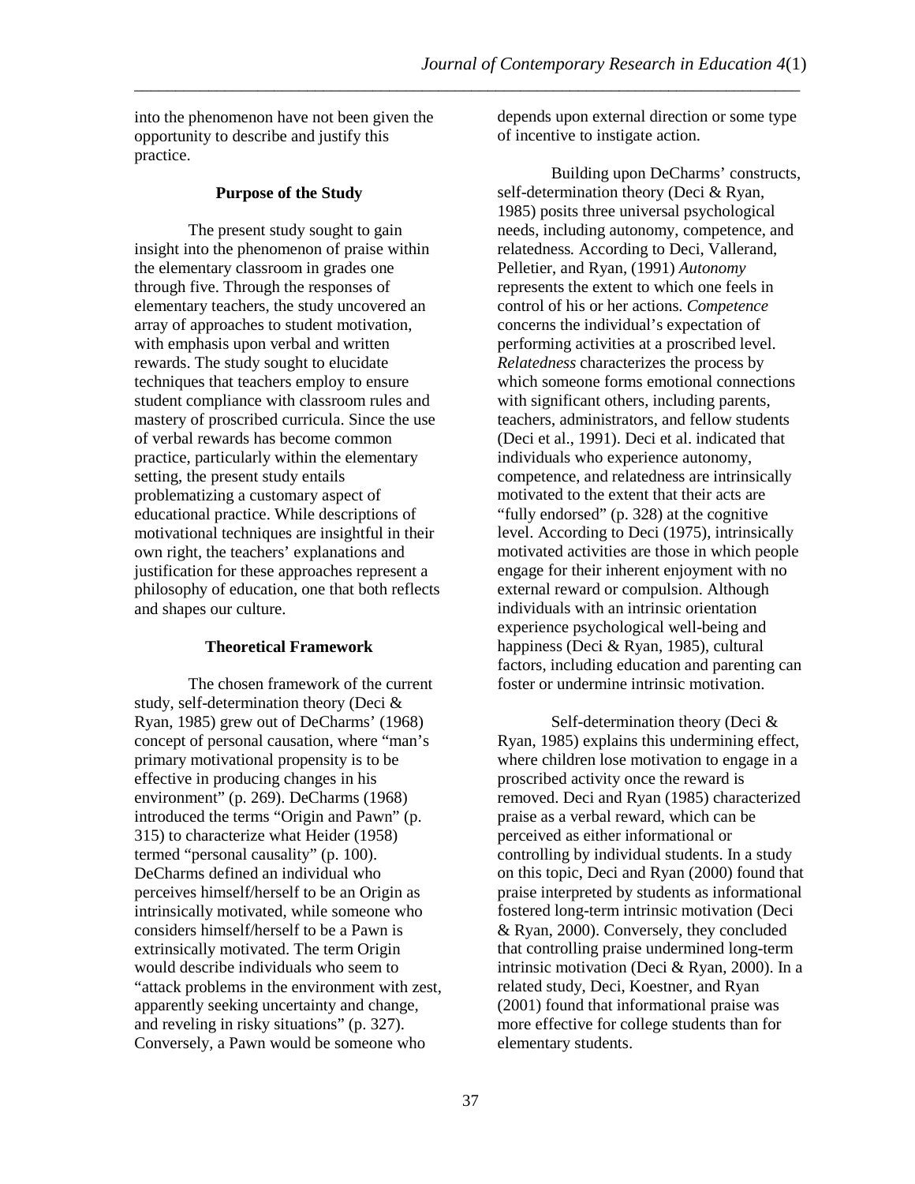into the phenomenon have not been given the opportunity to describe and justify this practice.

## Purpose of the Study

The present study sought to gain insight into the phenomenon of praise within the elementary classroom in grades one through five. Through the responses of elementary teachers, the study uncovered an array of approaches to student motivation, with emphasis upon verbal and written rewards. The study sought to elucidate techniques that teachers employ to ensure student compliance with classroom rules and mastery of proscribed curricula. Since the use of verbal rewards has become common practice, particularly within the elementary setting, the present study entails problematizing a customary aspect of educational practice. While descriptions of motivational techniques are insightful in their own right, the teachers' explanations and justification for these approaches represent a philosophy of education, one that both reflects and shapes our culture.

## Theoretical Framework

The chosen framework of the current study, self-determination theory (Deci & Ryan, 1985) grew out of DeCharms' (1968) concept of personal causation, where "man's primary motivational propensity is to be effective in producing changes in his environment" (p. 269). DeCharms (1968) introduced the terms "Origin and Pawn" (p. 315) to characterize what Heider (1958) termed "personal causality" (p. 100). DeCharms defined an individual who perceives himself/herself to be an Origin as intrinsically motivated, while someone who considers himself/herself to be a Pawn is extrinsically motivated. The term Origin would describe individuals who seem to "attack problems in the environment with zest, apparently seeking uncertainty and change, and reveling in risky situations" (p. 327). Conversely, a Pawn would be someone who depends upon external direction or some type of incentive to instigate action.

Building upon DeCharms' constructs, self-determination theory (Deci & Ryan, 1985) posits three universal psychological needs, including autonomy, competence, and relatedness. According to Deci, Vallerand, Pelletier, and Ryan, (1991) *Autonomy* represents the extent to which one feels in control of his or her actions. *Competence* concerns the individual's expectation of performing activities at a proscribed level. *Relatedness* characterizes the process by which someone forms emotional connections with significant others, including parents, teachers, administrators, and fellow students (Deci et al., 1991). Deci et al. indicated that individuals who experience autonomy, competence, and relatedness are intrinsically motivated to the extent that their acts are "fully endorsed" (p. 328) at the cognitive level. According to Deci (1975), intrinsically motivated activities are those in which people engage for their inherent enjoyment with no external reward or compulsion. Although individuals with an intrinsic orientation experience psychological well-being and happiness (Deci & Ryan, 1985), cultural factors, including education and parenting can foster or undermine intrinsic motivation.

Self-determination theory (Deci & Ryan, 1985) explains this undermining effect, where children lose motivation to engage in a proscribed activity once the reward is removed. Deci and Ryan (1985) characterized praise as a verbal reward, which can be perceived as either informational or controlling by individual students. In a study on this topic, Deci and Ryan (2000) found that praise interpreted by students as informational fostered long-term intrinsic motivation (Deci & Ryan, 2000). Conversely, they concluded that controlling praise undermined long-term intrinsic motivation (Deci & Ryan, 2000). In a related study, Deci, Koestner, and Ryan (2001) found that informational praise was more effective for college students than for elementary students.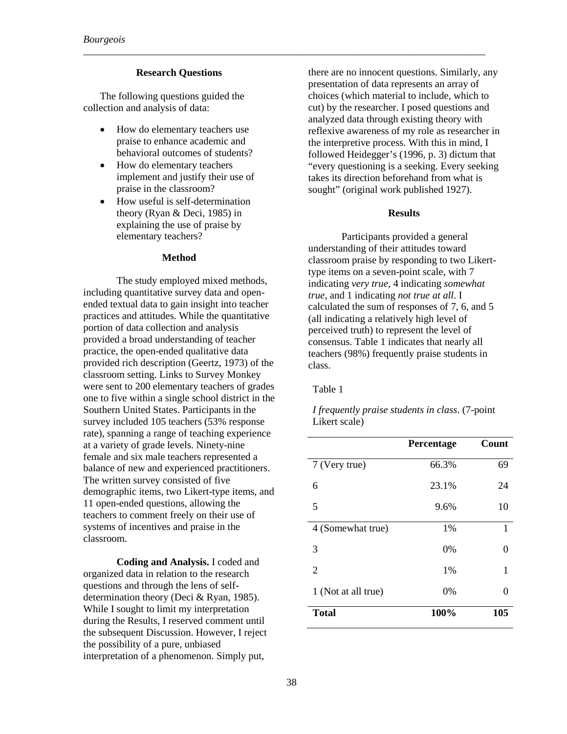## Research Questions

The following questions guided the collection and analysis of data:

- How do elementary teachers use praise to enhance academic and behavioral outcomes of students?
- How do elementary teachers implement and justify their use of praise in the classroom?
- How useful is self-determination theory (Ryan & Deci, 1985) in explaining the use of praise by elementary teachers?

## Method

The study employed mixed methods, including quantitative survey data and open-ended textual data to gain insight into teacher practices and attitudes. While the quantitative portion of data collection and analysis provided a broad understanding of teacher practice, the open-ended qualitative data provided rich description (Geertz, 1973) of the classroom setting. Links to Survey Monkey were sent to 200 elementary teachers of grades one to five within a single school district in the Southern United States. Participants in the survey included 105 teachers (53% response rate), spanning a range of teaching experience at a variety of grade levels. Ninety-nine female and six male teachers represented a balance of new and experienced practitioners. The written survey consisted of five demographic items, two Likert-type items, and 11 open-ended questions, allowing the teachers to comment freely on their use of systems of incentives and praise in the classroom.

**Coding and Analysis.** I coded and organized data in relation to the research questions and through the lens of self-determination theory (Deci & Ryan, 1985). While I sought to limit my interpretation during the Results, I reserved comment until the subsequent Discussion. However, I reject the possibility of a pure, unbiased interpretation of a phenomenon. Simply put, there are no innocent questions. Similarly, any presentation of data represents an array of choices (which material to include, which to cut) by the researcher. I posed questions and analyzed data through existing theory with reflexive awareness of my role as researcher in the interpretive process. With this in mind, I followed Heidegger's (1996, p. 3) dictum that "every questioning is a seeking. Every seeking takes its direction beforehand from what is sought" (original work published 1927).

## Results

Participants provided a general understanding of their attitudes toward classroom praise by responding to two Likert-type items on a seven-point scale, with 7 indicating *very true*, 4 indicating *somewhat true*, and 1 indicating *not true at all*. I calculated the sum of responses of 7, 6, and 5 (all indicating a relatively high level of perceived truth) to represent the level of consensus. Table 1 indicates that nearly all teachers (98%) frequently praise students in class.

Table 1

*I frequently praise students in class*. (7-point Likert scale)

| | Percentage | Count |
|---|---|---|
| 7 (Very true) | 66.3% | 69 |
| 6 | 23.1% | 24 |
| 5 | 9.6% | 10 |
| 4 (Somewhat true) | 1% | 1 |
| 3 | 0% | 0 |
| 2 | 1% | 1 |
| 1 (Not at all true) | 0% | 0 |
| **Total** | **100%** | **105** |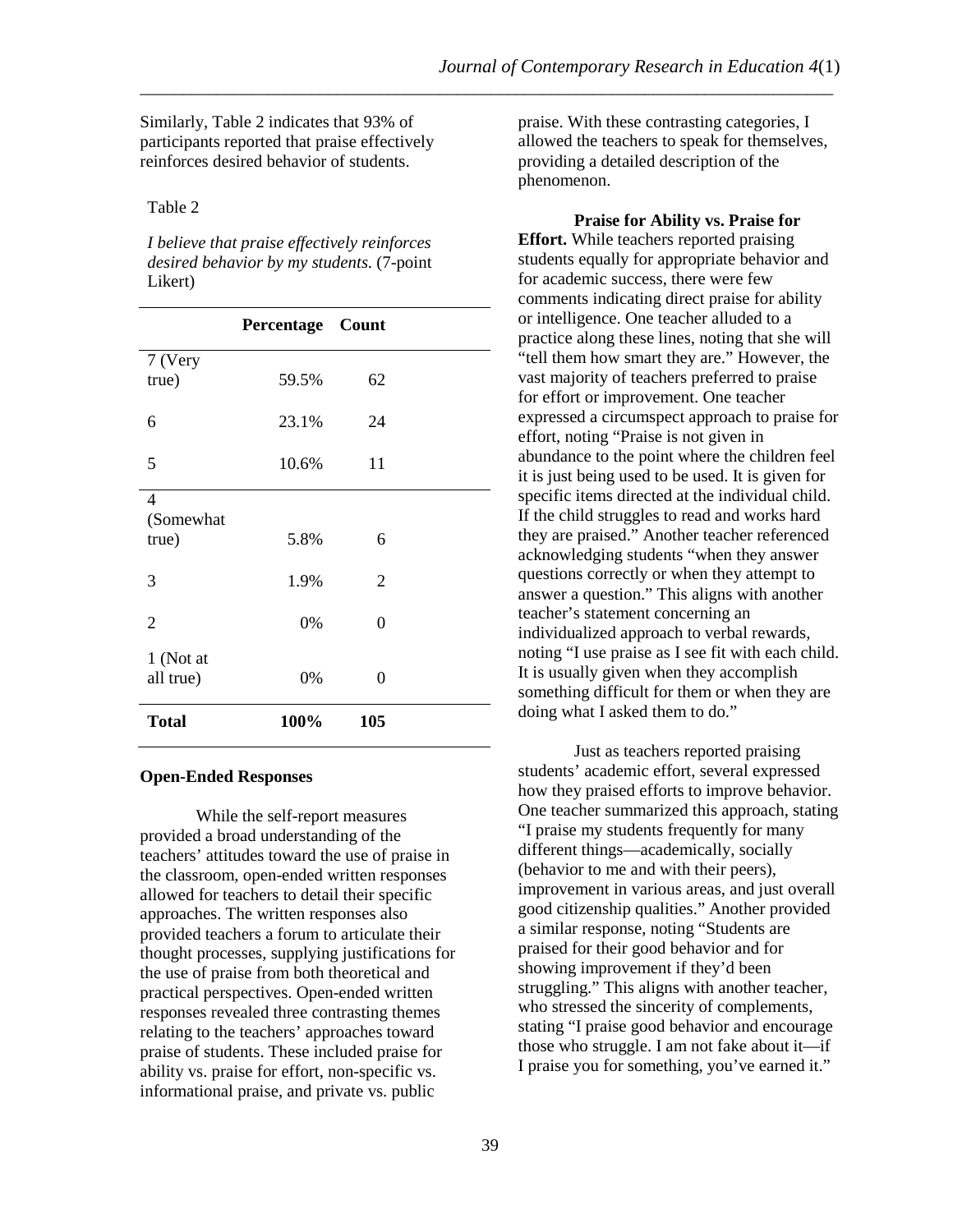Similarly, Table 2 indicates that 93% of participants reported that praise effectively reinforces desired behavior of students.

Table 2

*I believe that praise effectively reinforces desired behavior by my students.* (7-point Likert)

| | **Percentage** | **Count** |
|---|---|---|
| 7 (Very true) | 59.5% | 62 |
| 6 | 23.1% | 24 |
| 5 | 10.6% | 11 |
| 4 (Somewhat true) | 5.8% | 6 |
| 3 | 1.9% | 2 |
| 2 | 0% | 0 |
| 1 (Not at all true) | 0% | 0 |
| **Total** | **100%** | **105** |

**Open-Ended Responses**

While the self-report measures provided a broad understanding of the teachers' attitudes toward the use of praise in the classroom, open-ended written responses allowed for teachers to detail their specific approaches. The written responses also provided teachers a forum to articulate their thought processes, supplying justifications for the use of praise from both theoretical and practical perspectives. Open-ended written responses revealed three contrasting themes relating to the teachers' approaches toward praise of students. These included praise for ability vs. praise for effort, non-specific vs. informational praise, and private vs. public praise. With these contrasting categories, I allowed the teachers to speak for themselves, providing a detailed description of the phenomenon.

**Praise for Ability vs. Praise for Effort.** While teachers reported praising students equally for appropriate behavior and for academic success, there were few comments indicating direct praise for ability or intelligence. One teacher alluded to a practice along these lines, noting that she will "tell them how smart they are." However, the vast majority of teachers preferred to praise for effort or improvement. One teacher expressed a circumspect approach to praise for effort, noting "Praise is not given in abundance to the point where the children feel it is just being used to be used. It is given for specific items directed at the individual child. If the child struggles to read and works hard they are praised." Another teacher referenced acknowledging students "when they answer questions correctly or when they attempt to answer a question." This aligns with another teacher's statement concerning an individualized approach to verbal rewards, noting "I use praise as I see fit with each child. It is usually given when they accomplish something difficult for them or when they are doing what I asked them to do."

Just as teachers reported praising students' academic effort, several expressed how they praised efforts to improve behavior. One teacher summarized this approach, stating "I praise my students frequently for many different things—academically, socially (behavior to me and with their peers), improvement in various areas, and just overall good citizenship qualities." Another provided a similar response, noting "Students are praised for their good behavior and for showing improvement if they'd been struggling." This aligns with another teacher, who stressed the sincerity of complements, stating "I praise good behavior and encourage those who struggle. I am not fake about it—if I praise you for something, you've earned it."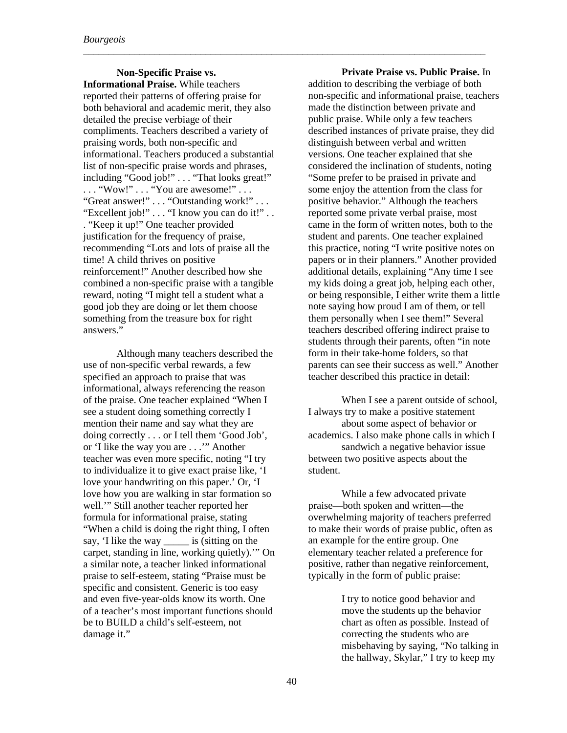**Non-Specific Praise vs. Informational Praise.** While teachers reported their patterns of offering praise for both behavioral and academic merit, they also detailed the precise verbiage of their compliments. Teachers described a variety of praising words, both non-specific and informational. Teachers produced a substantial list of non-specific praise words and phrases, including "Good job!" . . . "That looks great!" . . . "Wow!" . . . "You are awesome!" . . . "Great answer!" . . . "Outstanding work!" . . . "Excellent job!" . . . "I know you can do it!" . . . "Keep it up!" One teacher provided justification for the frequency of praise, recommending "Lots and lots of praise all the time! A child thrives on positive reinforcement!" Another described how she combined a non-specific praise with a tangible reward, noting "I might tell a student what a good job they are doing or let them choose something from the treasure box for right answers."

Although many teachers described the use of non-specific verbal rewards, a few specified an approach to praise that was informational, always referencing the reason of the praise. One teacher explained "When I see a student doing something correctly I mention their name and say what they are doing correctly . . . or I tell them 'Good Job', or 'I like the way you are . . .'" Another teacher was even more specific, noting "I try to individualize it to give exact praise like, 'I love your handwriting on this paper.' Or, 'I love how you are walking in star formation so well.'" Still another teacher reported her formula for informational praise, stating "When a child is doing the right thing, I often say, 'I like the way _____ is (sitting on the carpet, standing in line, working quietly).'" On a similar note, a teacher linked informational praise to self-esteem, stating "Praise must be specific and consistent. Generic is too easy and even five-year-olds know its worth. One of a teacher's most important functions should be to BUILD a child's self-esteem, not damage it."

**Private Praise vs. Public Praise.** In addition to describing the verbiage of both non-specific and informational praise, teachers made the distinction between private and public praise. While only a few teachers described instances of private praise, they did distinguish between verbal and written versions. One teacher explained that she considered the inclination of students, noting "Some prefer to be praised in private and some enjoy the attention from the class for positive behavior." Although the teachers reported some private verbal praise, most came in the form of written notes, both to the student and parents. One teacher explained this practice, noting "I write positive notes on papers or in their planners." Another provided additional details, explaining "Any time I see my kids doing a great job, helping each other, or being responsible, I either write them a little note saying how proud I am of them, or tell them personally when I see them!" Several teachers described offering indirect praise to students through their parents, often "in note form in their take-home folders, so that parents can see their success as well." Another teacher described this practice in detail:

> When I see a parent outside of school, I always try to make a positive statement about some aspect of behavior or academics. I also make phone calls in which I sandwich a negative behavior issue between two positive aspects about the student.

While a few advocated private praise—both spoken and written—the overwhelming majority of teachers preferred to make their words of praise public, often as an example for the entire group. One elementary teacher related a preference for positive, rather than negative reinforcement, typically in the form of public praise:

> I try to notice good behavior and move the students up the behavior chart as often as possible. Instead of correcting the students who are misbehaving by saying, "No talking in the hallway, Skylar," I try to keep my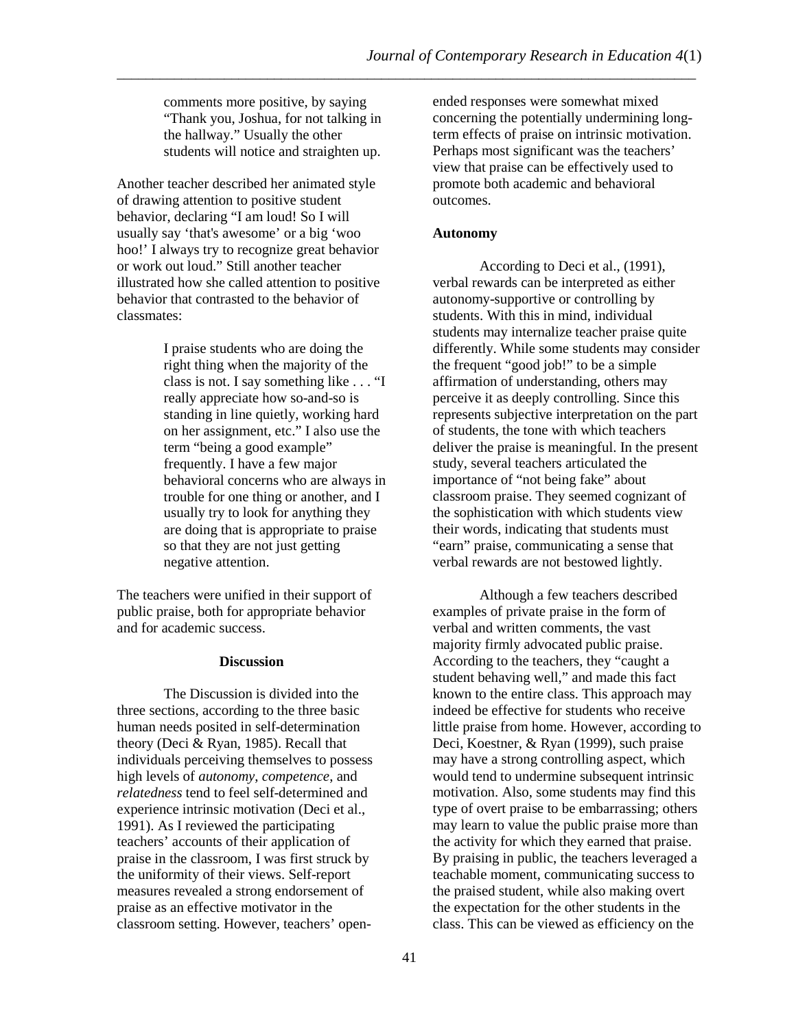> comments more positive, by saying "Thank you, Joshua, for not talking in the hallway." Usually the other students will notice and straighten up.

Another teacher described her animated style of drawing attention to positive student behavior, declaring "I am loud! So I will usually say 'that's awesome' or a big 'woo hoo!' I always try to recognize great behavior or work out loud." Still another teacher illustrated how she called attention to positive behavior that contrasted to the behavior of classmates:

> I praise students who are doing the right thing when the majority of the class is not. I say something like . . . "I really appreciate how so-and-so is standing in line quietly, working hard on her assignment, etc." I also use the term "being a good example" frequently. I have a few major behavioral concerns who are always in trouble for one thing or another, and I usually try to look for anything they are doing that is appropriate to praise so that they are not just getting negative attention.

The teachers were unified in their support of public praise, both for appropriate behavior and for academic success.

## Discussion

The Discussion is divided into the three sections, according to the three basic human needs posited in self-determination theory (Deci & Ryan, 1985). Recall that individuals perceiving themselves to possess high levels of *autonomy*, *competence*, and *relatedness* tend to feel self-determined and experience intrinsic motivation (Deci et al., 1991). As I reviewed the participating teachers' accounts of their application of praise in the classroom, I was first struck by the uniformity of their views. Self-report measures revealed a strong endorsement of praise as an effective motivator in the classroom setting. However, teachers' open-ended responses were somewhat mixed concerning the potentially undermining long-term effects of praise on intrinsic motivation. Perhaps most significant was the teachers' view that praise can be effectively used to promote both academic and behavioral outcomes.

### Autonomy

According to Deci et al., (1991), verbal rewards can be interpreted as either autonomy-supportive or controlling by students. With this in mind, individual students may internalize teacher praise quite differently. While some students may consider the frequent "good job!" to be a simple affirmation of understanding, others may perceive it as deeply controlling. Since this represents subjective interpretation on the part of students, the tone with which teachers deliver the praise is meaningful. In the present study, several teachers articulated the importance of "not being fake" about classroom praise. They seemed cognizant of the sophistication with which students view their words, indicating that students must "earn" praise, communicating a sense that verbal rewards are not bestowed lightly.

Although a few teachers described examples of private praise in the form of verbal and written comments, the vast majority firmly advocated public praise. According to the teachers, they "caught a student behaving well," and made this fact known to the entire class. This approach may indeed be effective for students who receive little praise from home. However, according to Deci, Koestner, & Ryan (1999), such praise may have a strong controlling aspect, which would tend to undermine subsequent intrinsic motivation. Also, some students may find this type of overt praise to be embarrassing; others may learn to value the public praise more than the activity for which they earned that praise. By praising in public, the teachers leveraged a teachable moment, communicating success to the praised student, while also making overt the expectation for the other students in the class. This can be viewed as efficiency on the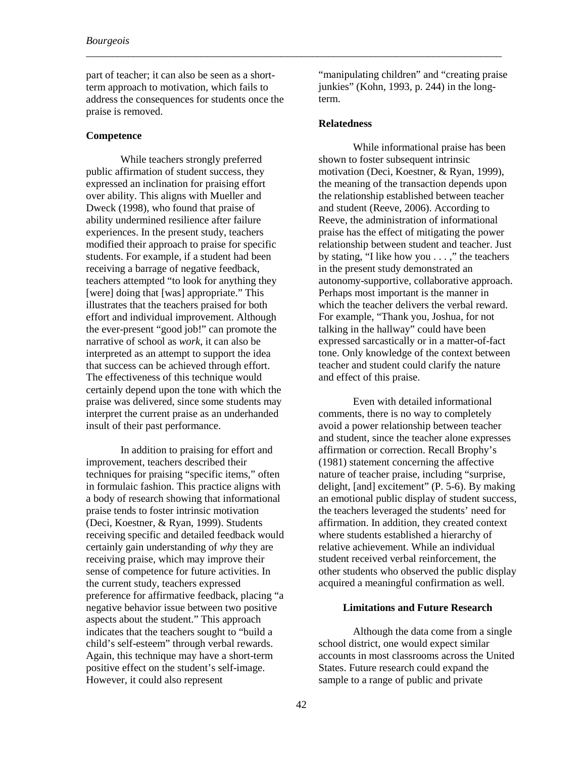part of teacher; it can also be seen as a short-term approach to motivation, which fails to address the consequences for students once the praise is removed.

### Competence

While teachers strongly preferred public affirmation of student success, they expressed an inclination for praising effort over ability. This aligns with Mueller and Dweck (1998), who found that praise of ability undermined resilience after failure experiences. In the present study, teachers modified their approach to praise for specific students. For example, if a student had been receiving a barrage of negative feedback, teachers attempted "to look for anything they [were] doing that [was] appropriate." This illustrates that the teachers praised for both effort and individual improvement. Although the ever-present "good job!" can promote the narrative of school as *work*, it can also be interpreted as an attempt to support the idea that success can be achieved through effort. The effectiveness of this technique would certainly depend upon the tone with which the praise was delivered, since some students may interpret the current praise as an underhanded insult of their past performance.

In addition to praising for effort and improvement, teachers described their techniques for praising "specific items," often in formulaic fashion. This practice aligns with a body of research showing that informational praise tends to foster intrinsic motivation (Deci, Koestner, & Ryan, 1999). Students receiving specific and detailed feedback would certainly gain understanding of *why* they are receiving praise, which may improve their sense of competence for future activities. In the current study, teachers expressed preference for affirmative feedback, placing "a negative behavior issue between two positive aspects about the student." This approach indicates that the teachers sought to "build a child's self-esteem" through verbal rewards. Again, this technique may have a short-term positive effect on the student's self-image. However, it could also represent "manipulating children" and "creating praise junkies" (Kohn, 1993, p. 244) in the long-term.

### Relatedness

While informational praise has been shown to foster subsequent intrinsic motivation (Deci, Koestner, & Ryan, 1999), the meaning of the transaction depends upon the relationship established between teacher and student (Reeve, 2006). According to Reeve, the administration of informational praise has the effect of mitigating the power relationship between student and teacher. Just by stating, "I like how you . . . ," the teachers in the present study demonstrated an autonomy-supportive, collaborative approach. Perhaps most important is the manner in which the teacher delivers the verbal reward. For example, "Thank you, Joshua, for not talking in the hallway" could have been expressed sarcastically or in a matter-of-fact tone. Only knowledge of the context between teacher and student could clarify the nature and effect of this praise.

Even with detailed informational comments, there is no way to completely avoid a power relationship between teacher and student, since the teacher alone expresses affirmation or correction. Recall Brophy's (1981) statement concerning the affective nature of teacher praise, including "surprise, delight, [and] excitement" (P. 5-6). By making an emotional public display of student success, the teachers leveraged the students' need for affirmation. In addition, they created context where students established a hierarchy of relative achievement. While an individual student received verbal reinforcement, the other students who observed the public display acquired a meaningful confirmation as well.

## Limitations and Future Research

Although the data come from a single school district, one would expect similar accounts in most classrooms across the United States. Future research could expand the sample to a range of public and private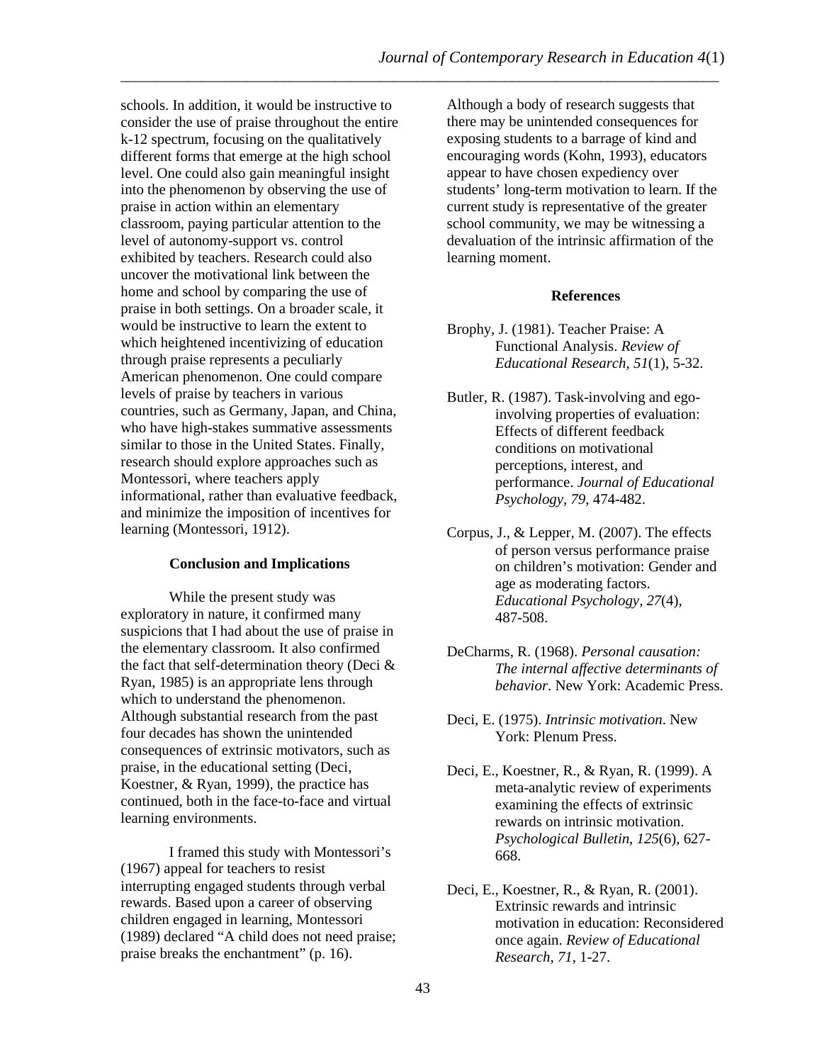schools. In addition, it would be instructive to consider the use of praise throughout the entire k-12 spectrum, focusing on the qualitatively different forms that emerge at the high school level. One could also gain meaningful insight into the phenomenon by observing the use of praise in action within an elementary classroom, paying particular attention to the level of autonomy-support vs. control exhibited by teachers. Research could also uncover the motivational link between the home and school by comparing the use of praise in both settings. On a broader scale, it would be instructive to learn the extent to which heightened incentivizing of education through praise represents a peculiarly American phenomenon. One could compare levels of praise by teachers in various countries, such as Germany, Japan, and China, who have high-stakes summative assessments similar to those in the United States. Finally, research should explore approaches such as Montessori, where teachers apply informational, rather than evaluative feedback, and minimize the imposition of incentives for learning (Montessori, 1912).

## Conclusion and Implications

While the present study was exploratory in nature, it confirmed many suspicions that I had about the use of praise in the elementary classroom. It also confirmed the fact that self-determination theory (Deci & Ryan, 1985) is an appropriate lens through which to understand the phenomenon. Although substantial research from the past four decades has shown the unintended consequences of extrinsic motivators, such as praise, in the educational setting (Deci, Koestner, & Ryan, 1999), the practice has continued, both in the face-to-face and virtual learning environments.

I framed this study with Montessori's (1967) appeal for teachers to resist interrupting engaged students through verbal rewards. Based upon a career of observing children engaged in learning, Montessori (1989) declared "A child does not need praise; praise breaks the enchantment" (p. 16).

Although a body of research suggests that there may be unintended consequences for exposing students to a barrage of kind and encouraging words (Kohn, 1993), educators appear to have chosen expediency over students' long-term motivation to learn. If the current study is representative of the greater school community, we may be witnessing a devaluation of the intrinsic affirmation of the learning moment.

## References

Brophy, J. (1981). Teacher Praise: A Functional Analysis. *Review of Educational Research, 51*(1), 5-32.

Butler, R. (1987). Task-involving and ego-involving properties of evaluation: Effects of different feedback conditions on motivational perceptions, interest, and performance. *Journal of Educational Psychology, 79*, 474-482.

Corpus, J., & Lepper, M. (2007). The effects of person versus performance praise on children's motivation: Gender and age as moderating factors. *Educational Psychology, 27*(4), 487-508.

DeCharms, R. (1968). *Personal causation: The internal affective determinants of behavior*. New York: Academic Press.

Deci, E. (1975). *Intrinsic motivation*. New York: Plenum Press.

Deci, E., Koestner, R., & Ryan, R. (1999). A meta-analytic review of experiments examining the effects of extrinsic rewards on intrinsic motivation. *Psychological Bulletin, 125*(6), 627-668.

Deci, E., Koestner, R., & Ryan, R. (2001). Extrinsic rewards and intrinsic motivation in education: Reconsidered once again. *Review of Educational Research, 71*, 1-27.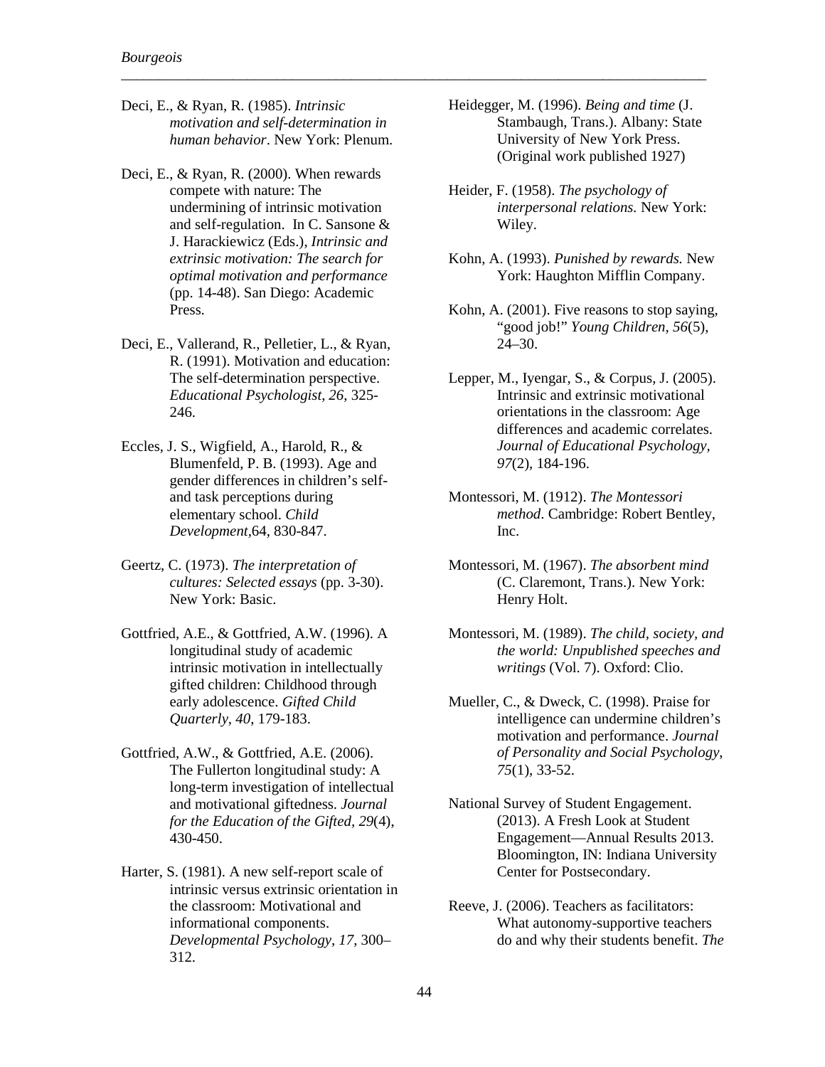Deci, E., & Ryan, R. (1985). *Intrinsic motivation and self-determination in human behavior*. New York: Plenum.

Deci, E., & Ryan, R. (2000). When rewards compete with nature: The undermining of intrinsic motivation and self-regulation. In C. Sansone & J. Harackiewicz (Eds.), *Intrinsic and extrinsic motivation: The search for optimal motivation and performance* (pp. 14-48). San Diego: Academic Press.

Deci, E., Vallerand, R., Pelletier, L., & Ryan, R. (1991). Motivation and education: The self-determination perspective. *Educational Psychologist, 26*, 325-246.

Eccles, J. S., Wigfield, A., Harold, R., & Blumenfeld, P. B. (1993). Age and gender differences in children's self- and task perceptions during elementary school. *Child Development,*64, 830-847.

Geertz, C. (1973). *The interpretation of cultures: Selected essays* (pp. 3-30). New York: Basic.

Gottfried, A.E., & Gottfried, A.W. (1996). A longitudinal study of academic intrinsic motivation in intellectually gifted children: Childhood through early adolescence. *Gifted Child Quarterly, 40*, 179-183.

Gottfried, A.W., & Gottfried, A.E. (2006). The Fullerton longitudinal study: A long-term investigation of intellectual and motivational giftedness. *Journal for the Education of the Gifted, 29*(4), 430-450.

Harter, S. (1981). A new self-report scale of intrinsic versus extrinsic orientation in the classroom: Motivational and informational components. *Developmental Psychology, 17*, 300–312.

Heidegger, M. (1996). *Being and time* (J. Stambaugh, Trans.). Albany: State University of New York Press. (Original work published 1927)

Heider, F. (1958). *The psychology of interpersonal relations.* New York: Wiley.

Kohn, A. (1993). *Punished by rewards.* New York: Haughton Mifflin Company.

Kohn, A. (2001). Five reasons to stop saying, "good job!" *Young Children, 56*(5), 24–30.

Lepper, M., Iyengar, S., & Corpus, J. (2005). Intrinsic and extrinsic motivational orientations in the classroom: Age differences and academic correlates. *Journal of Educational Psychology, 97*(2), 184-196.

Montessori, M. (1912). *The Montessori method*. Cambridge: Robert Bentley, Inc.

Montessori, M. (1967). *The absorbent mind* (C. Claremont, Trans.). New York: Henry Holt.

Montessori, M. (1989). *The child, society, and the world: Unpublished speeches and writings* (Vol. 7). Oxford: Clio.

Mueller, C., & Dweck, C. (1998). Praise for intelligence can undermine children's motivation and performance. *Journal of Personality and Social Psychology, 75*(1), 33-52.

National Survey of Student Engagement. (2013). A Fresh Look at Student Engagement—Annual Results 2013. Bloomington, IN: Indiana University Center for Postsecondary.

Reeve, J. (2006). Teachers as facilitators: What autonomy-supportive teachers do and why their students benefit. *The*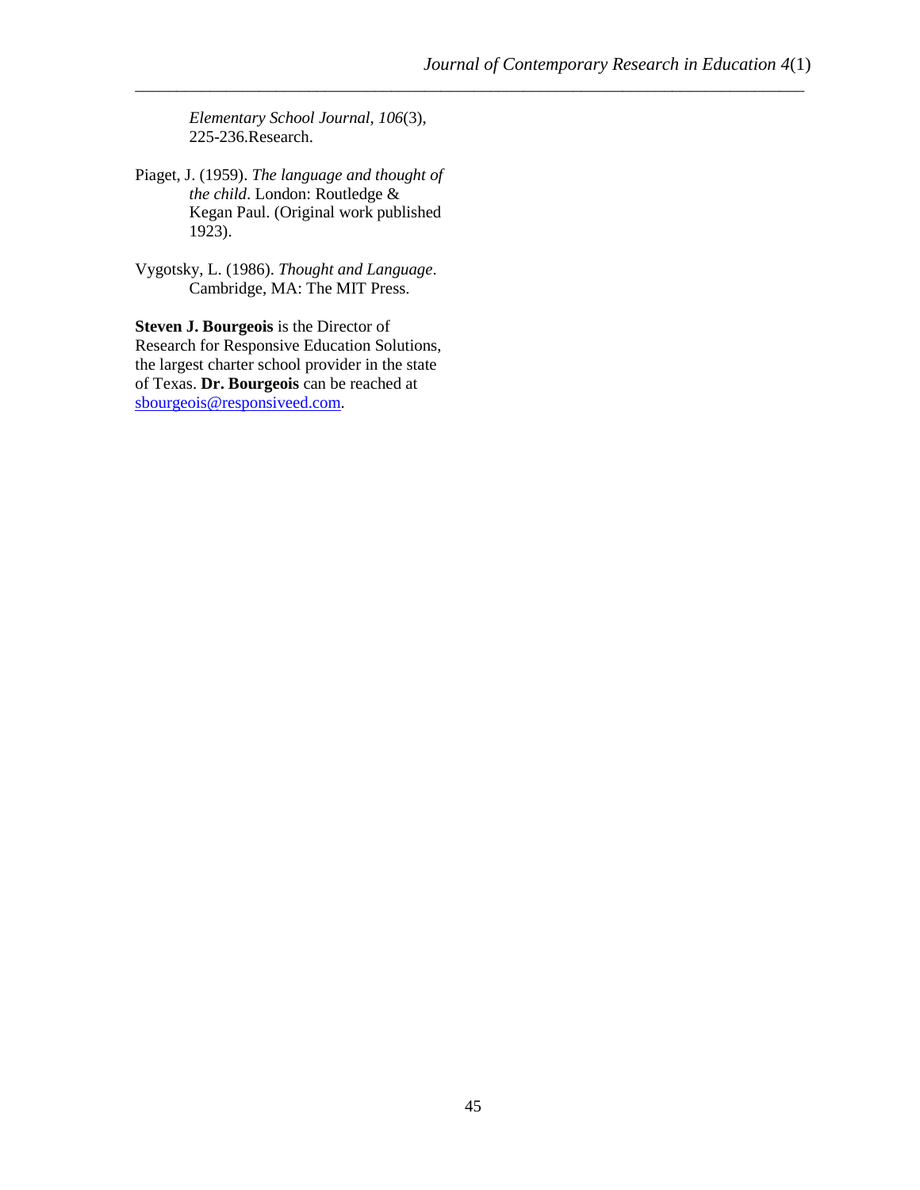*Elementary School Journal, 106*(3), 225-236.Research.

Piaget, J. (1959). *The language and thought of the child*. London: Routledge & Kegan Paul. (Original work published 1923).

Vygotsky, L. (1986). *Thought and Language*. Cambridge, MA: The MIT Press.

**Steven J. Bourgeois** is the Director of Research for Responsive Education Solutions, the largest charter school provider in the state of Texas. **Dr. Bourgeois** can be reached at sbourgeois@responsiveed.com.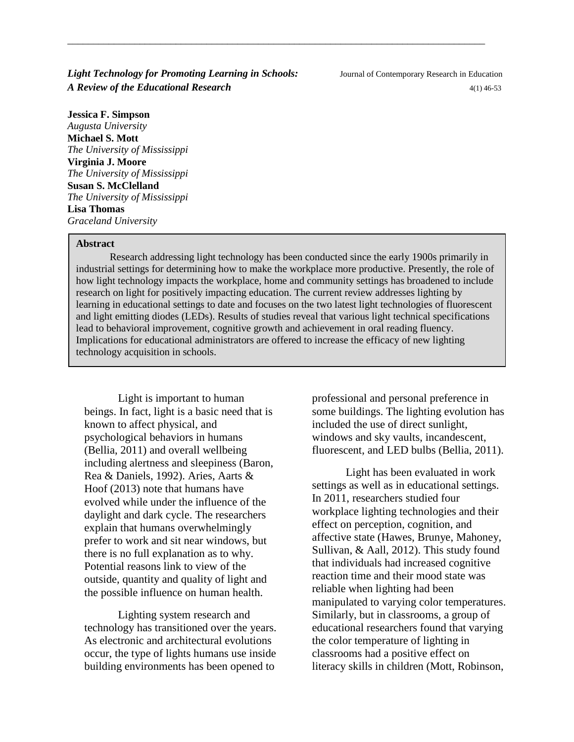# *Light Technology for Promoting Learning in Schools: A Review of the Educational Research*

**Jessica F. Simpson**
*Augusta University*
**Michael S. Mott**
*The University of Mississippi*
**Virginia J. Moore**
*The University of Mississippi*
**Susan S. McClelland**
*The University of Mississippi*
**Lisa Thomas**
*Graceland University*

**Abstract**

Research addressing light technology has been conducted since the early 1900s primarily in industrial settings for determining how to make the workplace more productive. Presently, the role of how light technology impacts the workplace, home and community settings has broadened to include research on light for positively impacting education. The current review addresses lighting by learning in educational settings to date and focuses on the two latest light technologies of fluorescent and light emitting diodes (LEDs). Results of studies reveal that various light technical specifications lead to behavioral improvement, cognitive growth and achievement in oral reading fluency. Implications for educational administrators are offered to increase the efficacy of new lighting technology acquisition in schools.

Light is important to human beings. In fact, light is a basic need that is known to affect physical, and psychological behaviors in humans (Bellia, 2011) and overall wellbeing including alertness and sleepiness (Baron, Rea & Daniels, 1992). Aries, Aarts & Hoof (2013) note that humans have evolved while under the influence of the daylight and dark cycle. The researchers explain that humans overwhelmingly prefer to work and sit near windows, but there is no full explanation as to why. Potential reasons link to view of the outside, quantity and quality of light and the possible influence on human health.

Lighting system research and technology has transitioned over the years. As electronic and architectural evolutions occur, the type of lights humans use inside building environments has been opened to professional and personal preference in some buildings. The lighting evolution has included the use of direct sunlight, windows and sky vaults, incandescent, fluorescent, and LED bulbs (Bellia, 2011).

Light has been evaluated in work settings as well as in educational settings. In 2011, researchers studied four workplace lighting technologies and their effect on perception, cognition, and affective state (Hawes, Brunye, Mahoney, Sullivan, & Aall, 2012). This study found that individuals had increased cognitive reaction time and their mood state was reliable when lighting had been manipulated to varying color temperatures. Similarly, but in classrooms, a group of educational researchers found that varying the color temperature of lighting in classrooms had a positive effect on literacy skills in children (Mott, Robinson,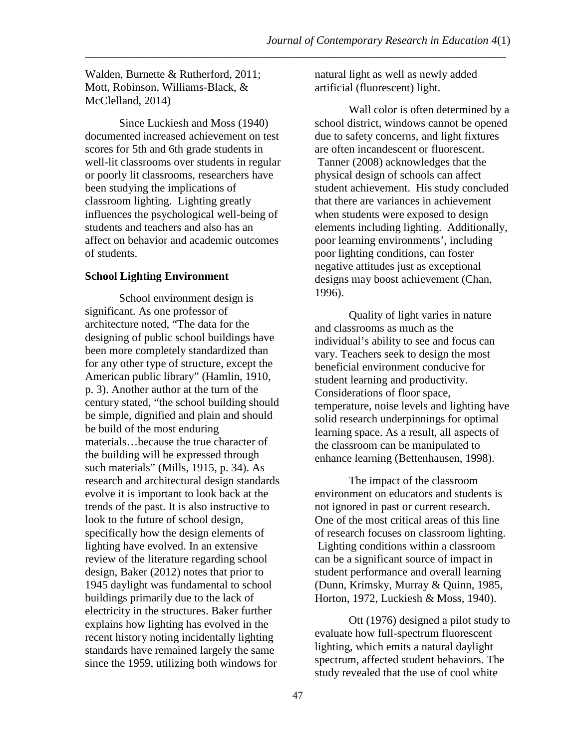Walden, Burnette & Rutherford, 2011; Mott, Robinson, Williams-Black, & McClelland, 2014)

Since Luckiesh and Moss (1940) documented increased achievement on test scores for 5th and 6th grade students in well-lit classrooms over students in regular or poorly lit classrooms, researchers have been studying the implications of classroom lighting. Lighting greatly influences the psychological well-being of students and teachers and also has an affect on behavior and academic outcomes of students.

**School Lighting Environment**

School environment design is significant. As one professor of architecture noted, "The data for the designing of public school buildings have been more completely standardized than for any other type of structure, except the American public library" (Hamlin, 1910, p. 3). Another author at the turn of the century stated, "the school building should be simple, dignified and plain and should be build of the most enduring materials…because the true character of the building will be expressed through such materials" (Mills, 1915, p. 34). As research and architectural design standards evolve it is important to look back at the trends of the past. It is also instructive to look to the future of school design, specifically how the design elements of lighting have evolved. In an extensive review of the literature regarding school design, Baker (2012) notes that prior to 1945 daylight was fundamental to school buildings primarily due to the lack of electricity in the structures. Baker further explains how lighting has evolved in the recent history noting incidentally lighting standards have remained largely the same since the 1959, utilizing both windows for natural light as well as newly added artificial (fluorescent) light.

Wall color is often determined by a school district, windows cannot be opened due to safety concerns, and light fixtures are often incandescent or fluorescent. Tanner (2008) acknowledges that the physical design of schools can affect student achievement. His study concluded that there are variances in achievement when students were exposed to design elements including lighting. Additionally, poor learning environments', including poor lighting conditions, can foster negative attitudes just as exceptional designs may boost achievement (Chan, 1996).

Quality of light varies in nature and classrooms as much as the individual's ability to see and focus can vary. Teachers seek to design the most beneficial environment conducive for student learning and productivity. Considerations of floor space, temperature, noise levels and lighting have solid research underpinnings for optimal learning space. As a result, all aspects of the classroom can be manipulated to enhance learning (Bettenhausen, 1998).

The impact of the classroom environment on educators and students is not ignored in past or current research. One of the most critical areas of this line of research focuses on classroom lighting. Lighting conditions within a classroom can be a significant source of impact in student performance and overall learning (Dunn, Krimsky, Murray & Quinn, 1985, Horton, 1972, Luckiesh & Moss, 1940).

Ott (1976) designed a pilot study to evaluate how full-spectrum fluorescent lighting, which emits a natural daylight spectrum, affected student behaviors. The study revealed that the use of cool white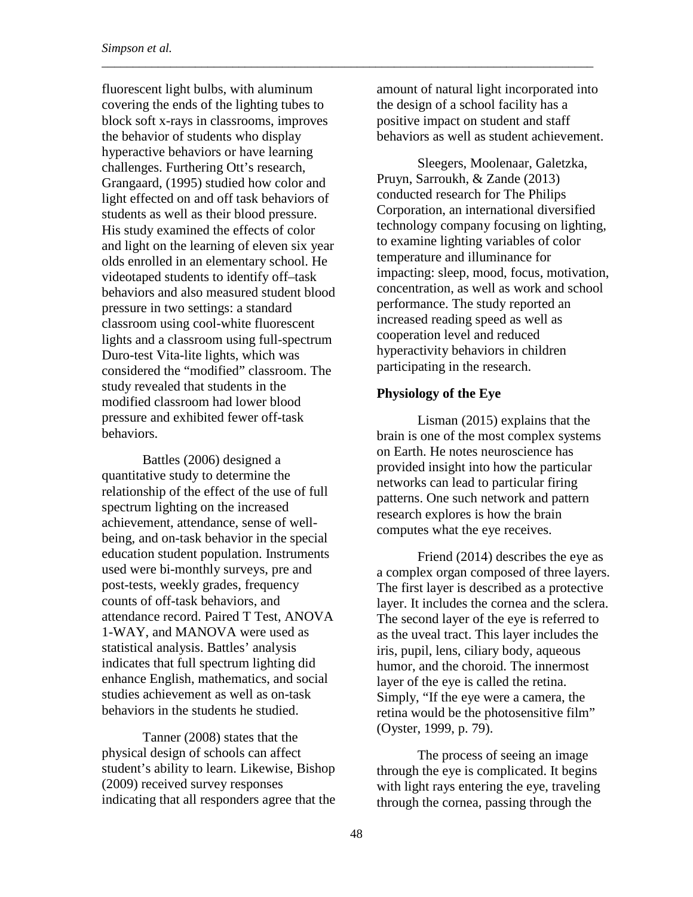fluorescent light bulbs, with aluminum covering the ends of the lighting tubes to block soft x-rays in classrooms, improves the behavior of students who display hyperactive behaviors or have learning challenges. Furthering Ott's research, Grangaard, (1995) studied how color and light effected on and off task behaviors of students as well as their blood pressure. His study examined the effects of color and light on the learning of eleven six year olds enrolled in an elementary school. He videotaped students to identify off–task behaviors and also measured student blood pressure in two settings: a standard classroom using cool-white fluorescent lights and a classroom using full-spectrum Duro-test Vita-lite lights, which was considered the "modified" classroom. The study revealed that students in the modified classroom had lower blood pressure and exhibited fewer off-task behaviors.

Battles (2006) designed a quantitative study to determine the relationship of the effect of the use of full spectrum lighting on the increased achievement, attendance, sense of well-being, and on-task behavior in the special education student population. Instruments used were bi-monthly surveys, pre and post-tests, weekly grades, frequency counts of off-task behaviors, and attendance record. Paired T Test, ANOVA 1-WAY, and MANOVA were used as statistical analysis. Battles' analysis indicates that full spectrum lighting did enhance English, mathematics, and social studies achievement as well as on-task behaviors in the students he studied.

Tanner (2008) states that the physical design of schools can affect student's ability to learn. Likewise, Bishop (2009) received survey responses indicating that all responders agree that the amount of natural light incorporated into the design of a school facility has a positive impact on student and staff behaviors as well as student achievement.

Sleegers, Moolenaar, Galetzka, Pruyn, Sarroukh, & Zande (2013) conducted research for The Philips Corporation, an international diversified technology company focusing on lighting, to examine lighting variables of color temperature and illuminance for impacting: sleep, mood, focus, motivation, concentration, as well as work and school performance. The study reported an increased reading speed as well as cooperation level and reduced hyperactivity behaviors in children participating in the research.

**Physiology of the Eye**

Lisman (2015) explains that the brain is one of the most complex systems on Earth. He notes neuroscience has provided insight into how the particular networks can lead to particular firing patterns. One such network and pattern research explores is how the brain computes what the eye receives.

Friend (2014) describes the eye as a complex organ composed of three layers. The first layer is described as a protective layer. It includes the cornea and the sclera. The second layer of the eye is referred to as the uveal tract. This layer includes the iris, pupil, lens, ciliary body, aqueous humor, and the choroid. The innermost layer of the eye is called the retina. Simply, "If the eye were a camera, the retina would be the photosensitive film" (Oyster, 1999, p. 79).

The process of seeing an image through the eye is complicated. It begins with light rays entering the eye, traveling through the cornea, passing through the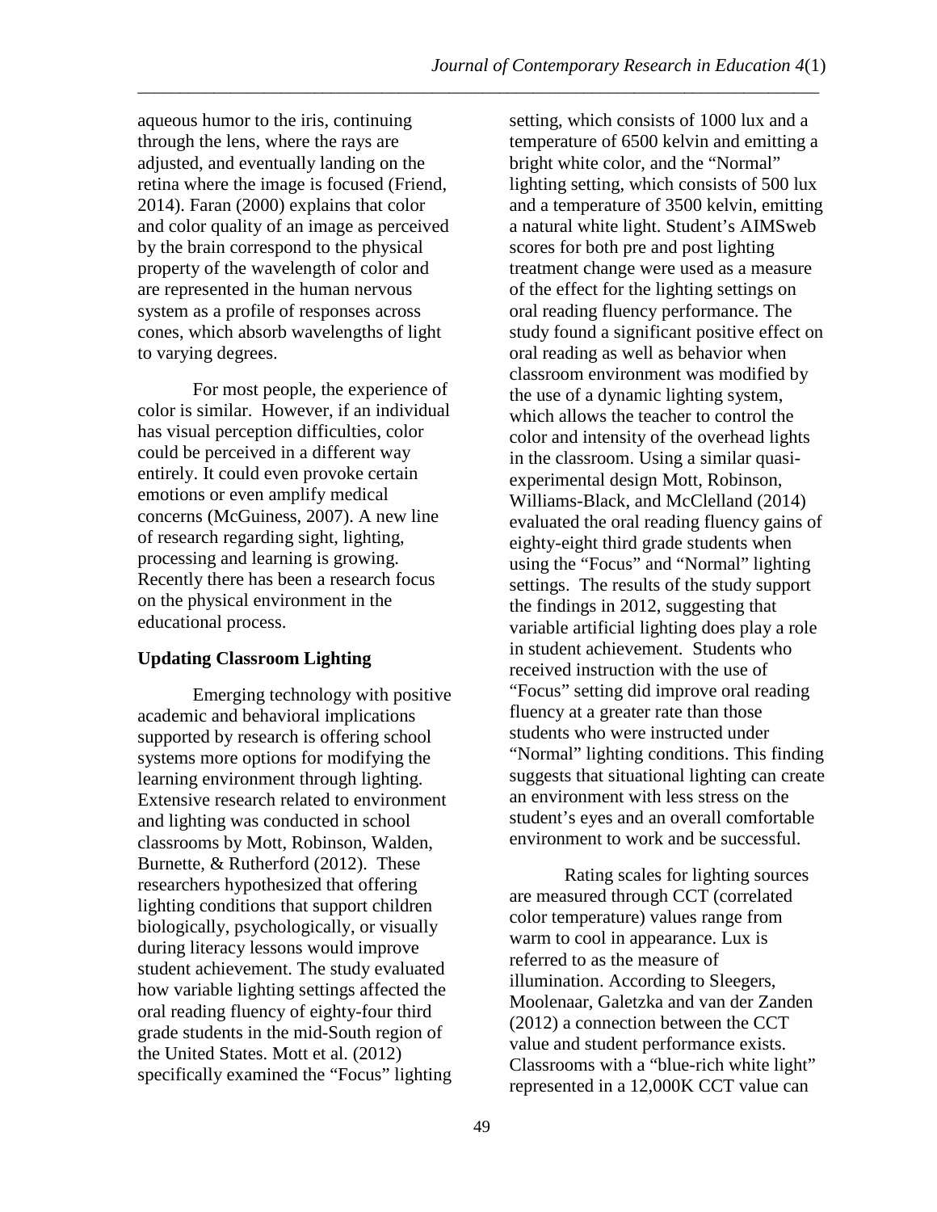aqueous humor to the iris, continuing through the lens, where the rays are adjusted, and eventually landing on the retina where the image is focused (Friend, 2014). Faran (2000) explains that color and color quality of an image as perceived by the brain correspond to the physical property of the wavelength of color and are represented in the human nervous system as a profile of responses across cones, which absorb wavelengths of light to varying degrees.

For most people, the experience of color is similar. However, if an individual has visual perception difficulties, color could be perceived in a different way entirely. It could even provoke certain emotions or even amplify medical concerns (McGuiness, 2007). A new line of research regarding sight, lighting, processing and learning is growing. Recently there has been a research focus on the physical environment in the educational process.

**Updating Classroom Lighting**

Emerging technology with positive academic and behavioral implications supported by research is offering school systems more options for modifying the learning environment through lighting. Extensive research related to environment and lighting was conducted in school classrooms by Mott, Robinson, Walden, Burnette, & Rutherford (2012). These researchers hypothesized that offering lighting conditions that support children biologically, psychologically, or visually during literacy lessons would improve student achievement. The study evaluated how variable lighting settings affected the oral reading fluency of eighty-four third grade students in the mid-South region of the United States. Mott et al. (2012) specifically examined the "Focus" lighting setting, which consists of 1000 lux and a temperature of 6500 kelvin and emitting a bright white color, and the "Normal" lighting setting, which consists of 500 lux and a temperature of 3500 kelvin, emitting a natural white light. Student's AIMSweb scores for both pre and post lighting treatment change were used as a measure of the effect for the lighting settings on oral reading fluency performance. The study found a significant positive effect on oral reading as well as behavior when classroom environment was modified by the use of a dynamic lighting system, which allows the teacher to control the color and intensity of the overhead lights in the classroom. Using a similar quasi-experimental design Mott, Robinson, Williams-Black, and McClelland (2014) evaluated the oral reading fluency gains of eighty-eight third grade students when using the "Focus" and "Normal" lighting settings. The results of the study support the findings in 2012, suggesting that variable artificial lighting does play a role in student achievement. Students who received instruction with the use of "Focus" setting did improve oral reading fluency at a greater rate than those students who were instructed under "Normal" lighting conditions. This finding suggests that situational lighting can create an environment with less stress on the student's eyes and an overall comfortable environment to work and be successful.

Rating scales for lighting sources are measured through CCT (correlated color temperature) values range from warm to cool in appearance. Lux is referred to as the measure of illumination. According to Sleegers, Moolenaar, Galetzka and van der Zanden (2012) a connection between the CCT value and student performance exists. Classrooms with a "blue-rich white light" represented in a 12,000K CCT value can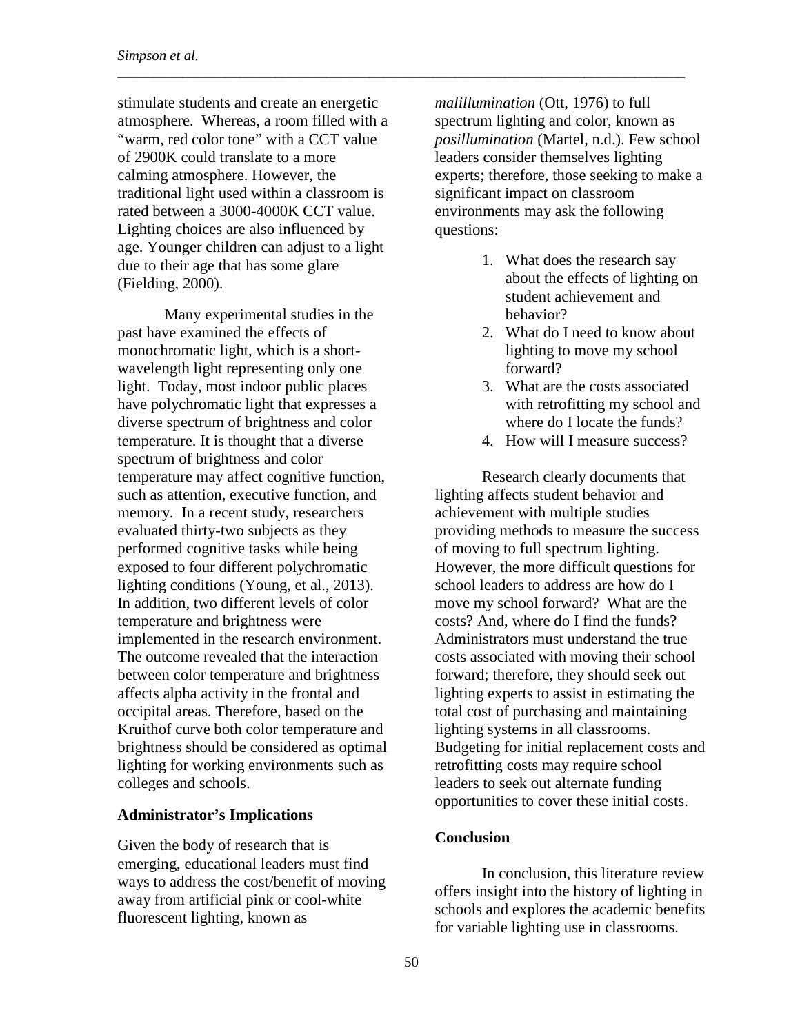stimulate students and create an energetic atmosphere. Whereas, a room filled with a "warm, red color tone" with a CCT value of 2900K could translate to a more calming atmosphere. However, the traditional light used within a classroom is rated between a 3000-4000K CCT value. Lighting choices are also influenced by age. Younger children can adjust to a light due to their age that has some glare (Fielding, 2000).

Many experimental studies in the past have examined the effects of monochromatic light, which is a short-wavelength light representing only one light. Today, most indoor public places have polychromatic light that expresses a diverse spectrum of brightness and color temperature. It is thought that a diverse spectrum of brightness and color temperature may affect cognitive function, such as attention, executive function, and memory. In a recent study, researchers evaluated thirty-two subjects as they performed cognitive tasks while being exposed to four different polychromatic lighting conditions (Young, et al., 2013). In addition, two different levels of color temperature and brightness were implemented in the research environment. The outcome revealed that the interaction between color temperature and brightness affects alpha activity in the frontal and occipital areas. Therefore, based on the Kruithof curve both color temperature and brightness should be considered as optimal lighting for working environments such as colleges and schools.

## Administrator's Implications

Given the body of research that is emerging, educational leaders must find ways to address the cost/benefit of moving away from artificial pink or cool-white fluorescent lighting, known as *malillumination* (Ott, 1976) to full spectrum lighting and color, known as *posillumination* (Martel, n.d.). Few school leaders consider themselves lighting experts; therefore, those seeking to make a significant impact on classroom environments may ask the following questions:

1. What does the research say about the effects of lighting on student achievement and behavior?
2. What do I need to know about lighting to move my school forward?
3. What are the costs associated with retrofitting my school and where do I locate the funds?
4. How will I measure success?

Research clearly documents that lighting affects student behavior and achievement with multiple studies providing methods to measure the success of moving to full spectrum lighting. However, the more difficult questions for school leaders to address are how do I move my school forward? What are the costs? And, where do I find the funds? Administrators must understand the true costs associated with moving their school forward; therefore, they should seek out lighting experts to assist in estimating the total cost of purchasing and maintaining lighting systems in all classrooms. Budgeting for initial replacement costs and retrofitting costs may require school leaders to seek out alternate funding opportunities to cover these initial costs.

## Conclusion

In conclusion, this literature review offers insight into the history of lighting in schools and explores the academic benefits for variable lighting use in classrooms.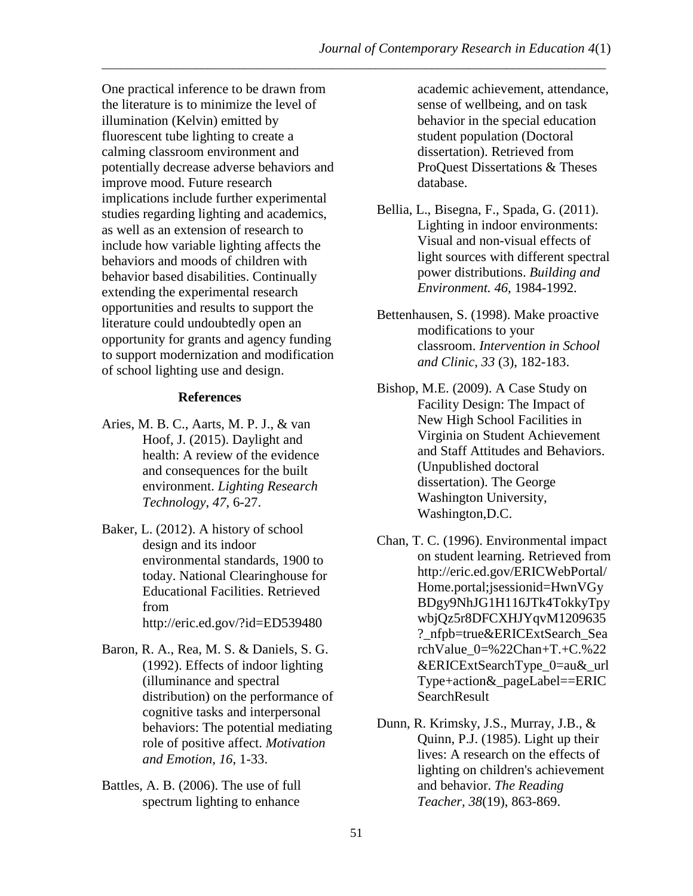One practical inference to be drawn from the literature is to minimize the level of illumination (Kelvin) emitted by fluorescent tube lighting to create a calming classroom environment and potentially decrease adverse behaviors and improve mood. Future research implications include further experimental studies regarding lighting and academics, as well as an extension of research to include how variable lighting affects the behaviors and moods of children with behavior based disabilities. Continually extending the experimental research opportunities and results to support the literature could undoubtedly open an opportunity for grants and agency funding to support modernization and modification of school lighting use and design.

## References

Aries, M. B. C., Aarts, M. P. J., & van Hoof, J. (2015). Daylight and health: A review of the evidence and consequences for the built environment. *Lighting Research Technology*, *47*, 6-27.

Baker, L. (2012). A history of school design and its indoor environmental standards, 1900 to today. National Clearinghouse for Educational Facilities. Retrieved from http://eric.ed.gov/?id=ED539480

Baron, R. A., Rea, M. S. & Daniels, S. G. (1992). Effects of indoor lighting (illuminance and spectral distribution) on the performance of cognitive tasks and interpersonal behaviors: The potential mediating role of positive affect. *Motivation and Emotion, 16*, 1-33.

Battles, A. B. (2006). The use of full spectrum lighting to enhance academic achievement, attendance, sense of wellbeing, and on task behavior in the special education student population (Doctoral dissertation). Retrieved from ProQuest Dissertations & Theses database.

Bellia, L., Bisegna, F., Spada, G. (2011). Lighting in indoor environments: Visual and non-visual effects of light sources with different spectral power distributions. *Building and Environment. 46*, 1984-1992.

Bettenhausen, S. (1998). Make proactive modifications to your classroom. *Intervention in School and Clinic, 33* (3), 182-183.

Bishop, M.E. (2009). A Case Study on Facility Design: The Impact of New High School Facilities in Virginia on Student Achievement and Staff Attitudes and Behaviors. (Unpublished doctoral dissertation). The George Washington University, Washington,D.C.

Chan, T. C. (1996). Environmental impact on student learning. Retrieved from http://eric.ed.gov/ERICWebPortal/Home.portal;jsessionid=HwnVGyBDgy9NhJG1H116JTk4TokkyTpywbjQz5r8DFCXHJYqvM1209635?_nfpb=true&ERICExtSearch_SearchValue_0=%22Chan+T.+C.%22&ERICExtSearchType_0=au&_urlType+action&_pageLabel==ERICSearchResult

Dunn, R. Krimsky, J.S., Murray, J.B., & Quinn, P.J. (1985). Light up their lives: A research on the effects of lighting on children's achievement and behavior. *The Reading Teacher, 38*(19), 863-869.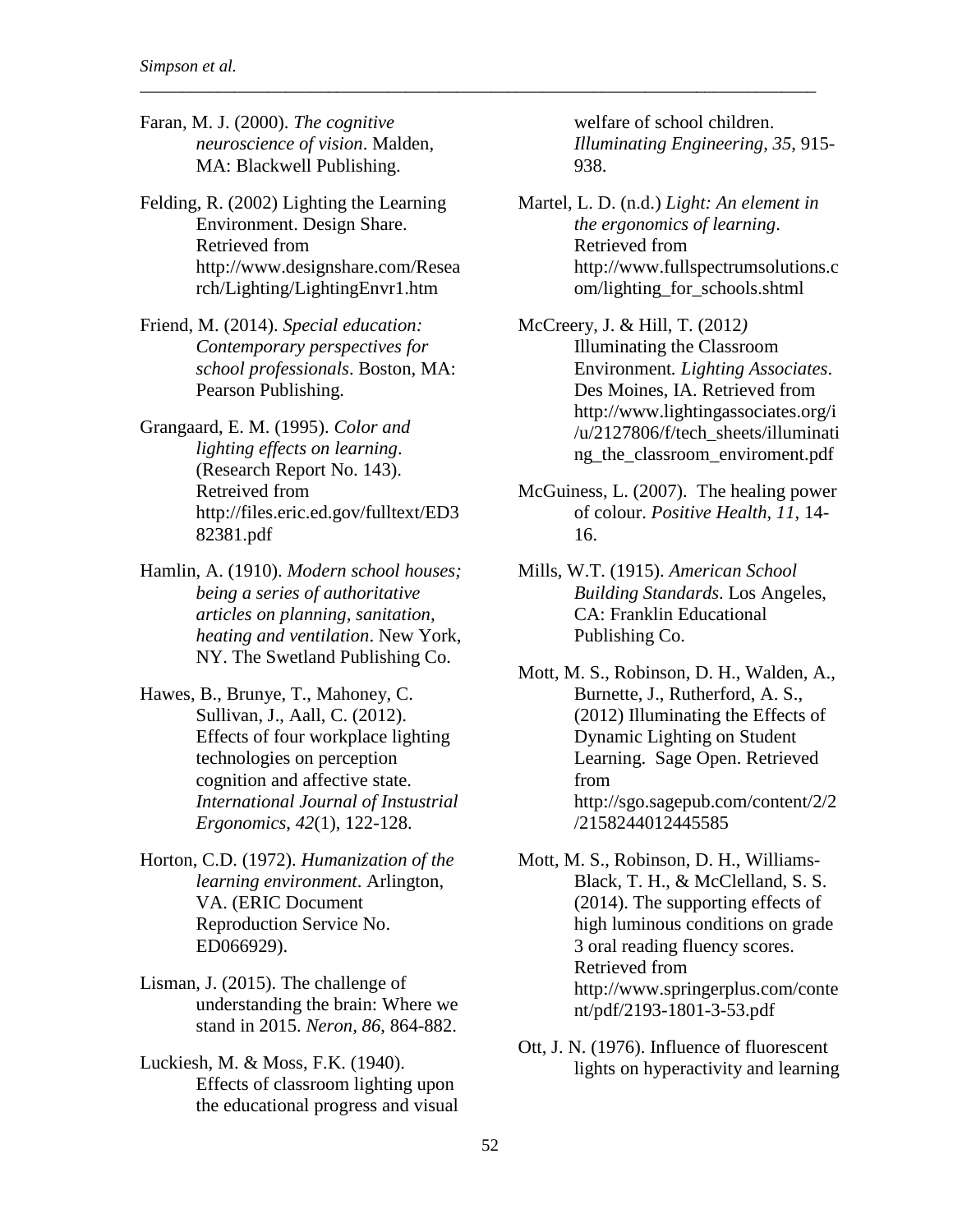Faran, M. J. (2000). *The cognitive neuroscience of vision*. Malden, MA: Blackwell Publishing.

Felding, R. (2002) Lighting the Learning Environment. Design Share. Retrieved from http://www.designshare.com/Research/Lighting/LightingEnvr1.htm

Friend, M. (2014). *Special education: Contemporary perspectives for school professionals*. Boston, MA: Pearson Publishing.

Grangaard, E. M. (1995). *Color and lighting effects on learning*. (Research Report No. 143). Retreived from http://files.eric.ed.gov/fulltext/ED382381.pdf

Hamlin, A. (1910). *Modern school houses; being a series of authoritative articles on planning, sanitation, heating and ventilation*. New York, NY. The Swetland Publishing Co.

Hawes, B., Brunye, T., Mahoney, C. Sullivan, J., Aall, C. (2012). Effects of four workplace lighting technologies on perception cognition and affective state. *International Journal of Instustrial Ergonomics, 42*(1), 122-128.

Horton, C.D. (1972). *Humanization of the learning environment*. Arlington, VA. (ERIC Document Reproduction Service No. ED066929).

Lisman, J. (2015). The challenge of understanding the brain: Where we stand in 2015. *Neron, 86*, 864-882.

Luckiesh, M. & Moss, F.K. (1940). Effects of classroom lighting upon the educational progress and visual welfare of school children. *Illuminating Engineering, 35*, 915-938.

Martel, L. D. (n.d.) *Light: An element in the ergonomics of learning*. Retrieved from http://www.fullspectrumsolutions.com/lighting_for_schools.shtml

McCreery, J. & Hill, T. (2012*)* Illuminating the Classroom Environment*. Lighting Associates*. Des Moines, IA. Retrieved from http://www.lightingassociates.org/i/u/2127806/f/tech_sheets/illuminating_the_classroom_enviroment.pdf

McGuiness, L. (2007). The healing power of colour. *Positive Health, 11*, 14-16.

Mills, W.T. (1915). *American School Building Standards*. Los Angeles, CA: Franklin Educational Publishing Co.

Mott, M. S., Robinson, D. H., Walden, A., Burnette, J., Rutherford, A. S., (2012) Illuminating the Effects of Dynamic Lighting on Student Learning. Sage Open. Retrieved from http://sgo.sagepub.com/content/2/2/2158244012445585

Mott, M. S., Robinson, D. H., Williams-Black, T. H., & McClelland, S. S. (2014). The supporting effects of high luminous conditions on grade 3 oral reading fluency scores. Retrieved from http://www.springerplus.com/content/pdf/2193-1801-3-53.pdf

Ott, J. N. (1976). Influence of fluorescent lights on hyperactivity and learning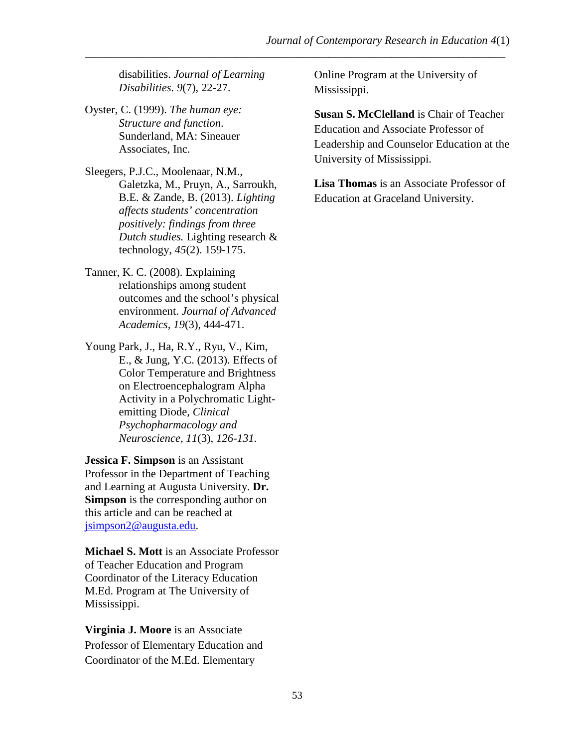disabilities. *Journal of Learning Disabilities*. *9*(7), 22-27.

Oyster, C. (1999). *The human eye: Structure and function*. Sunderland, MA: Sineauer Associates, Inc.

Sleegers, P.J.C., Moolenaar, N.M., Galetzka, M., Pruyn, A., Sarroukh, B.E. & Zande, B. (2013). *Lighting affects students' concentration positively: findings from three Dutch studies.* Lighting research & technology, *45*(2). 159-175.

Tanner, K. C. (2008). Explaining relationships among student outcomes and the school's physical environment. *Journal of Advanced Academics*, *19*(3), 444-471.

Young Park, J., Ha, R.Y., Ryu, V., Kim, E., & Jung, Y.C. (2013). Effects of Color Temperature and Brightness on Electroencephalogram Alpha Activity in a Polychromatic Light-emitting Diode, *Clinical Psychopharmacology and Neuroscience, 11*(3), *126-131*.

**Jessica F. Simpson** is an Assistant Professor in the Department of Teaching and Learning at Augusta University. **Dr. Simpson** is the corresponding author on this article and can be reached at jsimpson2@augusta.edu.

**Michael S. Mott** is an Associate Professor of Teacher Education and Program Coordinator of the Literacy Education M.Ed. Program at The University of Mississippi.

**Virginia J. Moore** is an Associate Professor of Elementary Education and Coordinator of the M.Ed. Elementary Online Program at the University of Mississippi.

**Susan S. McClelland** is Chair of Teacher Education and Associate Professor of Leadership and Counselor Education at the University of Mississippi.

**Lisa Thomas** is an Associate Professor of Education at Graceland University.